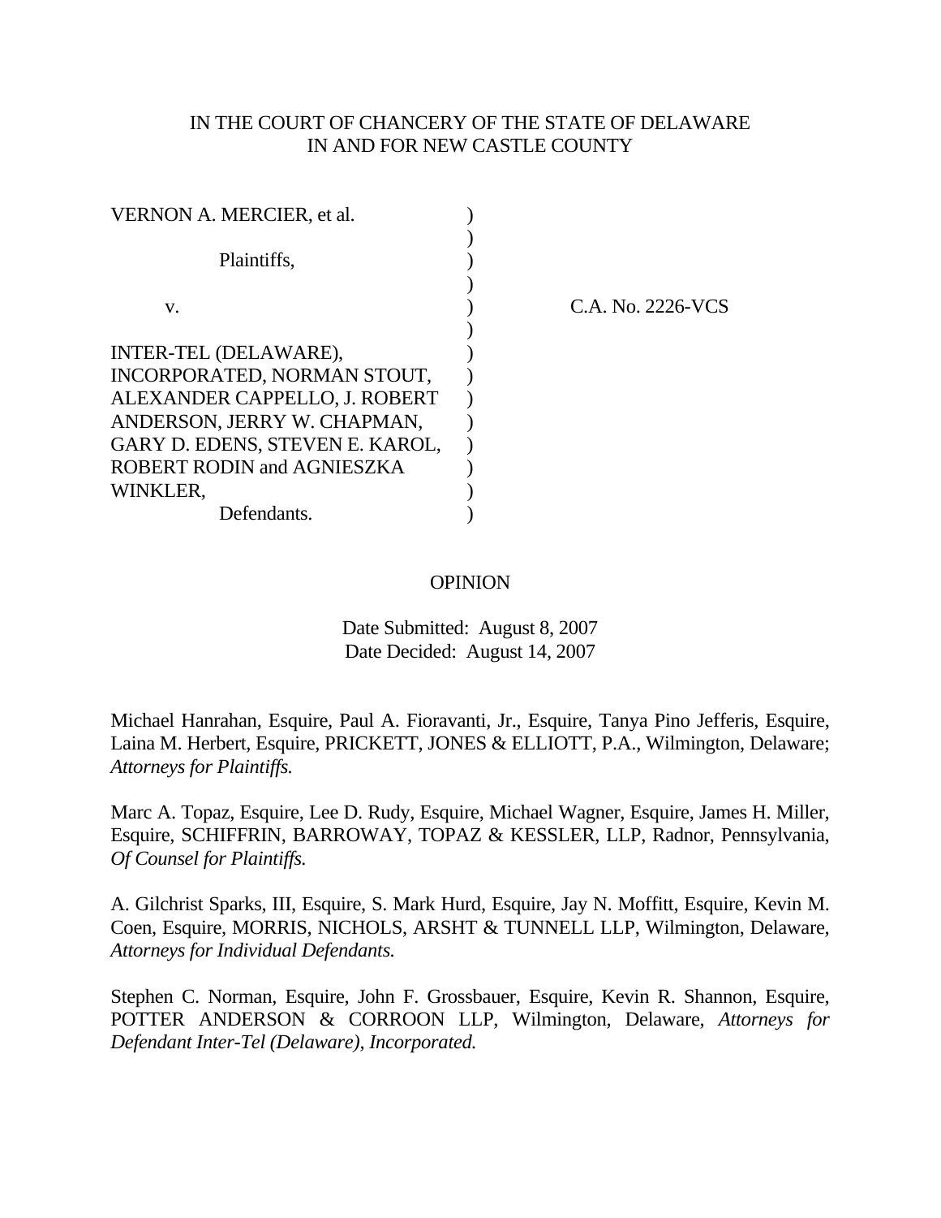IN THE COURT OF CHANCERY OF THE STATE OF DELAWARE
IN AND FOR NEW CASTLE COUNTY

VERNON A. MERCIER, et al.

Plaintiffs,

v.

INTER-TEL (DELAWARE), INCORPORATED, NORMAN STOUT, ALEXANDER CAPPELLO, J. ROBERT ANDERSON, JERRY W. CHAPMAN, GARY D. EDENS, STEVEN E. KAROL, ROBERT RODIN and AGNIESZKA WINKLER,

Defendants.

C.A. No. 2226-VCS

OPINION

Date Submitted: August 8, 2007
Date Decided: August 14, 2007

Michael Hanrahan, Esquire, Paul A. Fioravanti, Jr., Esquire, Tanya Pino Jefferis, Esquire, Laina M. Herbert, Esquire, PRICKETT, JONES & ELLIOTT, P.A., Wilmington, Delaware; *Attorneys for Plaintiffs.*

Marc A. Topaz, Esquire, Lee D. Rudy, Esquire, Michael Wagner, Esquire, James H. Miller, Esquire, SCHIFFRIN, BARROWAY, TOPAZ & KESSLER, LLP, Radnor, Pennsylvania, *Of Counsel for Plaintiffs.*

A. Gilchrist Sparks, III, Esquire, S. Mark Hurd, Esquire, Jay N. Moffitt, Esquire, Kevin M. Coen, Esquire, MORRIS, NICHOLS, ARSHT & TUNNELL LLP, Wilmington, Delaware, *Attorneys for Individual Defendants.*

Stephen C. Norman, Esquire, John F. Grossbauer, Esquire, Kevin R. Shannon, Esquire, POTTER ANDERSON & CORROON LLP, Wilmington, Delaware, *Attorneys for Defendant Inter-Tel (Delaware), Incorporated.*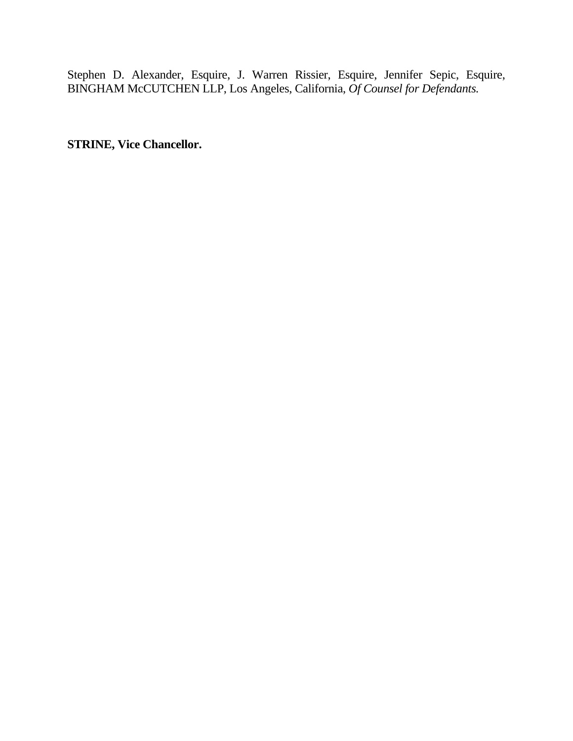Stephen D. Alexander, Esquire, J. Warren Rissier, Esquire, Jennifer Sepic, Esquire, BINGHAM McCUTCHEN LLP, Los Angeles, California, *Of Counsel for Defendants.*

**STRINE, Vice Chancellor.**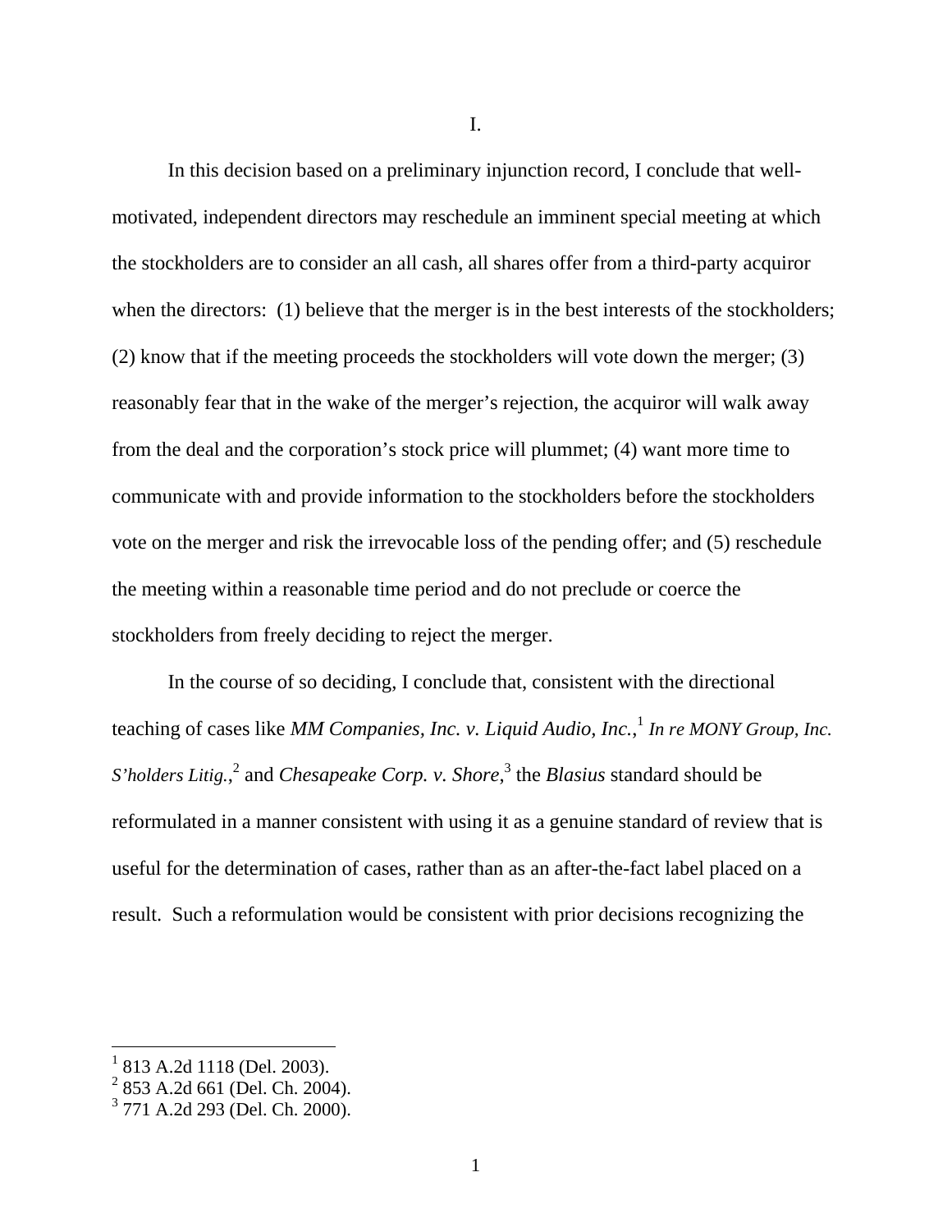I.

In this decision based on a preliminary injunction record, I conclude that well-motivated, independent directors may reschedule an imminent special meeting at which the stockholders are to consider an all cash, all shares offer from a third-party acquiror when the directors: (1) believe that the merger is in the best interests of the stockholders; (2) know that if the meeting proceeds the stockholders will vote down the merger; (3) reasonably fear that in the wake of the merger's rejection, the acquiror will walk away from the deal and the corporation's stock price will plummet; (4) want more time to communicate with and provide information to the stockholders before the stockholders vote on the merger and risk the irrevocable loss of the pending offer; and (5) reschedule the meeting within a reasonable time period and do not preclude or coerce the stockholders from freely deciding to reject the merger.

In the course of so deciding, I conclude that, consistent with the directional teaching of cases like *MM Companies, Inc. v. Liquid Audio, Inc.*,[1] *In re MONY Group, Inc. S'holders Litig.*,[2] and *Chesapeake Corp. v. Shore*,[3] the *Blasius* standard should be reformulated in a manner consistent with using it as a genuine standard of review that is useful for the determination of cases, rather than as an after-the-fact label placed on a result. Such a reformulation would be consistent with prior decisions recognizing the

[1] 813 A.2d 1118 (Del. 2003).

[2] 853 A.2d 661 (Del. Ch. 2004).

[3] 771 A.2d 293 (Del. Ch. 2000).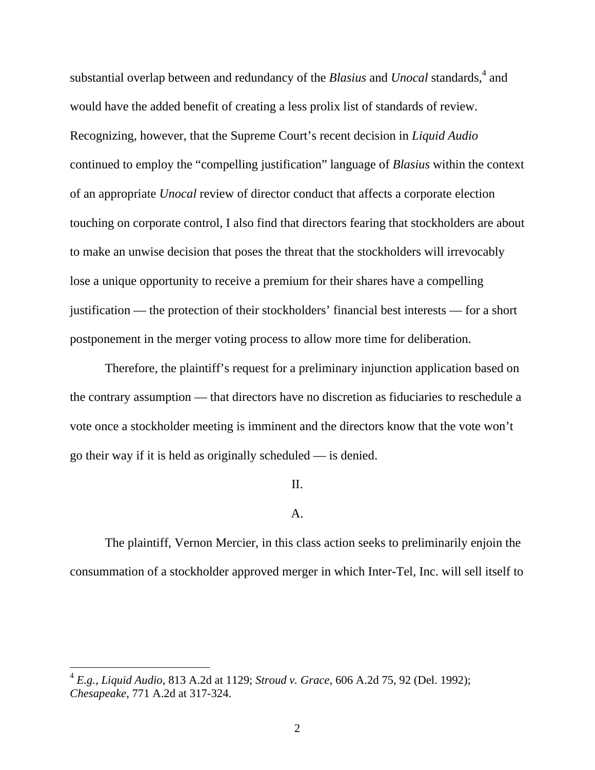substantial overlap between and redundancy of the *Blasius* and *Unocal* standards,[4] and would have the added benefit of creating a less prolix list of standards of review. Recognizing, however, that the Supreme Court's recent decision in *Liquid Audio* continued to employ the "compelling justification" language of *Blasius* within the context of an appropriate *Unocal* review of director conduct that affects a corporate election touching on corporate control, I also find that directors fearing that stockholders are about to make an unwise decision that poses the threat that the stockholders will irrevocably lose a unique opportunity to receive a premium for their shares have a compelling justification — the protection of their stockholders' financial best interests — for a short postponement in the merger voting process to allow more time for deliberation.

Therefore, the plaintiff's request for a preliminary injunction application based on the contrary assumption — that directors have no discretion as fiduciaries to reschedule a vote once a stockholder meeting is imminent and the directors know that the vote won't go their way if it is held as originally scheduled — is denied.

## II.

### A.

The plaintiff, Vernon Mercier, in this class action seeks to preliminarily enjoin the consummation of a stockholder approved merger in which Inter-Tel, Inc. will sell itself to

---

[4] *E.g.*, *Liquid Audio*, 813 A.2d at 1129; *Stroud v. Grace*, 606 A.2d 75, 92 (Del. 1992); *Chesapeake*, 771 A.2d at 317-324.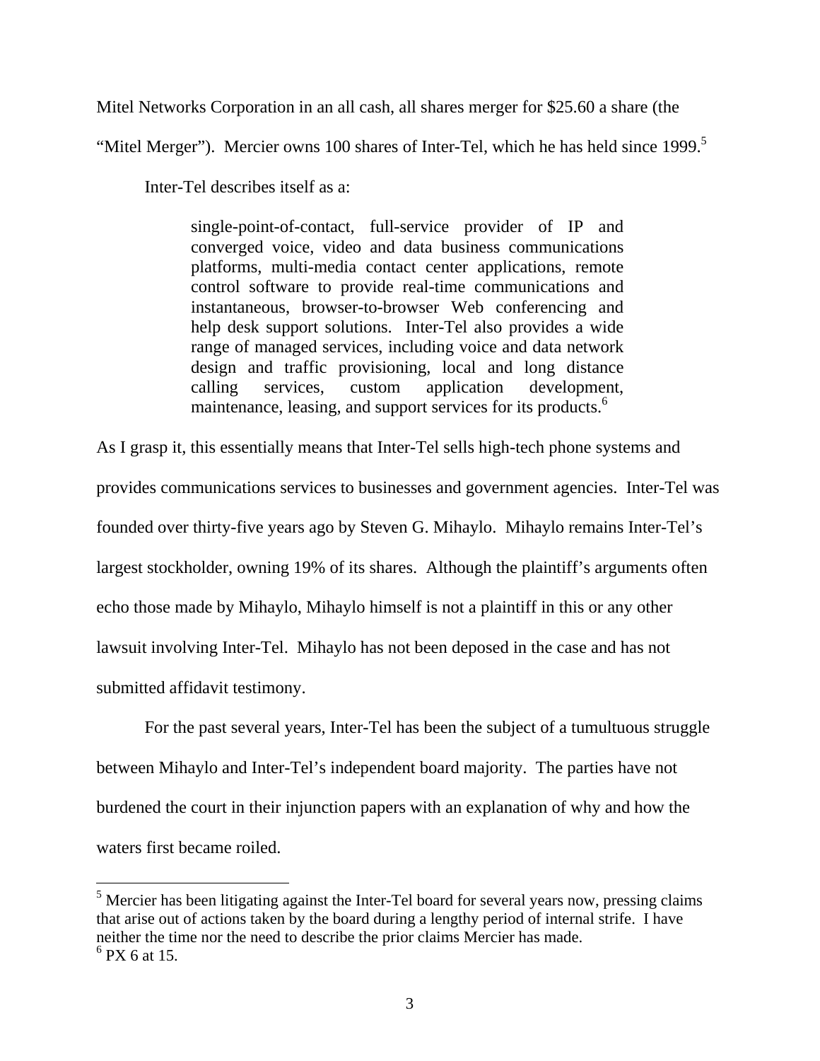Mitel Networks Corporation in an all cash, all shares merger for $25.60 a share (the "Mitel Merger"). Mercier owns 100 shares of Inter-Tel, which he has held since 1999.[5]

Inter-Tel describes itself as a:

> single-point-of-contact, full-service provider of IP and converged voice, video and data business communications platforms, multi-media contact center applications, remote control software to provide real-time communications and instantaneous, browser-to-browser Web conferencing and help desk support solutions. Inter-Tel also provides a wide range of managed services, including voice and data network design and traffic provisioning, local and long distance calling services, custom application development, maintenance, leasing, and support services for its products.[6]

As I grasp it, this essentially means that Inter-Tel sells high-tech phone systems and provides communications services to businesses and government agencies. Inter-Tel was founded over thirty-five years ago by Steven G. Mihaylo. Mihaylo remains Inter-Tel's largest stockholder, owning 19% of its shares. Although the plaintiff's arguments often echo those made by Mihaylo, Mihaylo himself is not a plaintiff in this or any other lawsuit involving Inter-Tel. Mihaylo has not been deposed in the case and has not submitted affidavit testimony.

For the past several years, Inter-Tel has been the subject of a tumultuous struggle between Mihaylo and Inter-Tel's independent board majority. The parties have not burdened the court in their injunction papers with an explanation of why and how the waters first became roiled.

---

[5] Mercier has been litigating against the Inter-Tel board for several years now, pressing claims that arise out of actions taken by the board during a lengthy period of internal strife. I have neither the time nor the need to describe the prior claims Mercier has made.

[6] PX 6 at 15.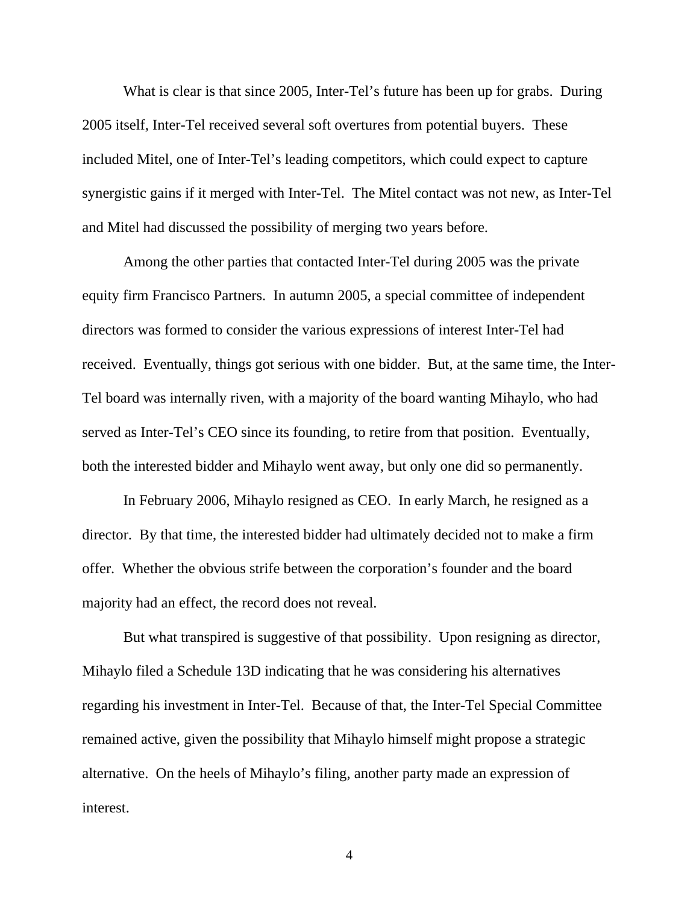What is clear is that since 2005, Inter-Tel's future has been up for grabs. During 2005 itself, Inter-Tel received several soft overtures from potential buyers. These included Mitel, one of Inter-Tel's leading competitors, which could expect to capture synergistic gains if it merged with Inter-Tel. The Mitel contact was not new, as Inter-Tel and Mitel had discussed the possibility of merging two years before.

Among the other parties that contacted Inter-Tel during 2005 was the private equity firm Francisco Partners. In autumn 2005, a special committee of independent directors was formed to consider the various expressions of interest Inter-Tel had received. Eventually, things got serious with one bidder. But, at the same time, the Inter-Tel board was internally riven, with a majority of the board wanting Mihaylo, who had served as Inter-Tel's CEO since its founding, to retire from that position. Eventually, both the interested bidder and Mihaylo went away, but only one did so permanently.

In February 2006, Mihaylo resigned as CEO. In early March, he resigned as a director. By that time, the interested bidder had ultimately decided not to make a firm offer. Whether the obvious strife between the corporation's founder and the board majority had an effect, the record does not reveal.

But what transpired is suggestive of that possibility. Upon resigning as director, Mihaylo filed a Schedule 13D indicating that he was considering his alternatives regarding his investment in Inter-Tel. Because of that, the Inter-Tel Special Committee remained active, given the possibility that Mihaylo himself might propose a strategic alternative. On the heels of Mihaylo's filing, another party made an expression of interest.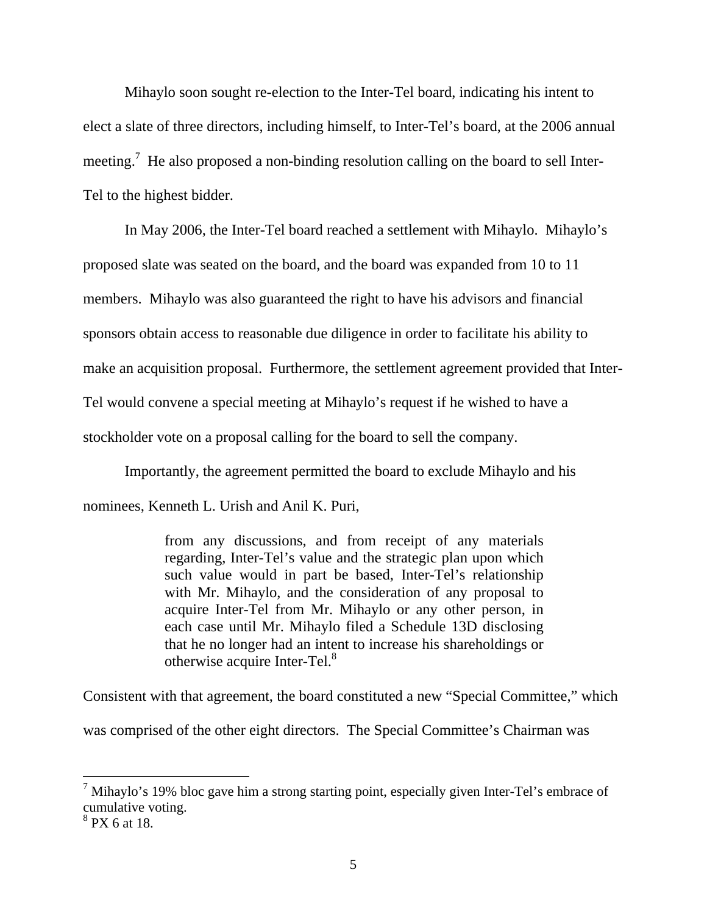Mihaylo soon sought re-election to the Inter-Tel board, indicating his intent to elect a slate of three directors, including himself, to Inter-Tel's board, at the 2006 annual meeting.[7] He also proposed a non-binding resolution calling on the board to sell Inter-Tel to the highest bidder.

In May 2006, the Inter-Tel board reached a settlement with Mihaylo. Mihaylo's proposed slate was seated on the board, and the board was expanded from 10 to 11 members. Mihaylo was also guaranteed the right to have his advisors and financial sponsors obtain access to reasonable due diligence in order to facilitate his ability to make an acquisition proposal. Furthermore, the settlement agreement provided that Inter-Tel would convene a special meeting at Mihaylo's request if he wished to have a stockholder vote on a proposal calling for the board to sell the company.

Importantly, the agreement permitted the board to exclude Mihaylo and his nominees, Kenneth L. Urish and Anil K. Puri,

> from any discussions, and from receipt of any materials regarding, Inter-Tel's value and the strategic plan upon which such value would in part be based, Inter-Tel's relationship with Mr. Mihaylo, and the consideration of any proposal to acquire Inter-Tel from Mr. Mihaylo or any other person, in each case until Mr. Mihaylo filed a Schedule 13D disclosing that he no longer had an intent to increase his shareholdings or otherwise acquire Inter-Tel.[8]

Consistent with that agreement, the board constituted a new "Special Committee," which was comprised of the other eight directors. The Special Committee's Chairman was

---

[7] Mihaylo's 19% bloc gave him a strong starting point, especially given Inter-Tel's embrace of cumulative voting.

[8] PX 6 at 18.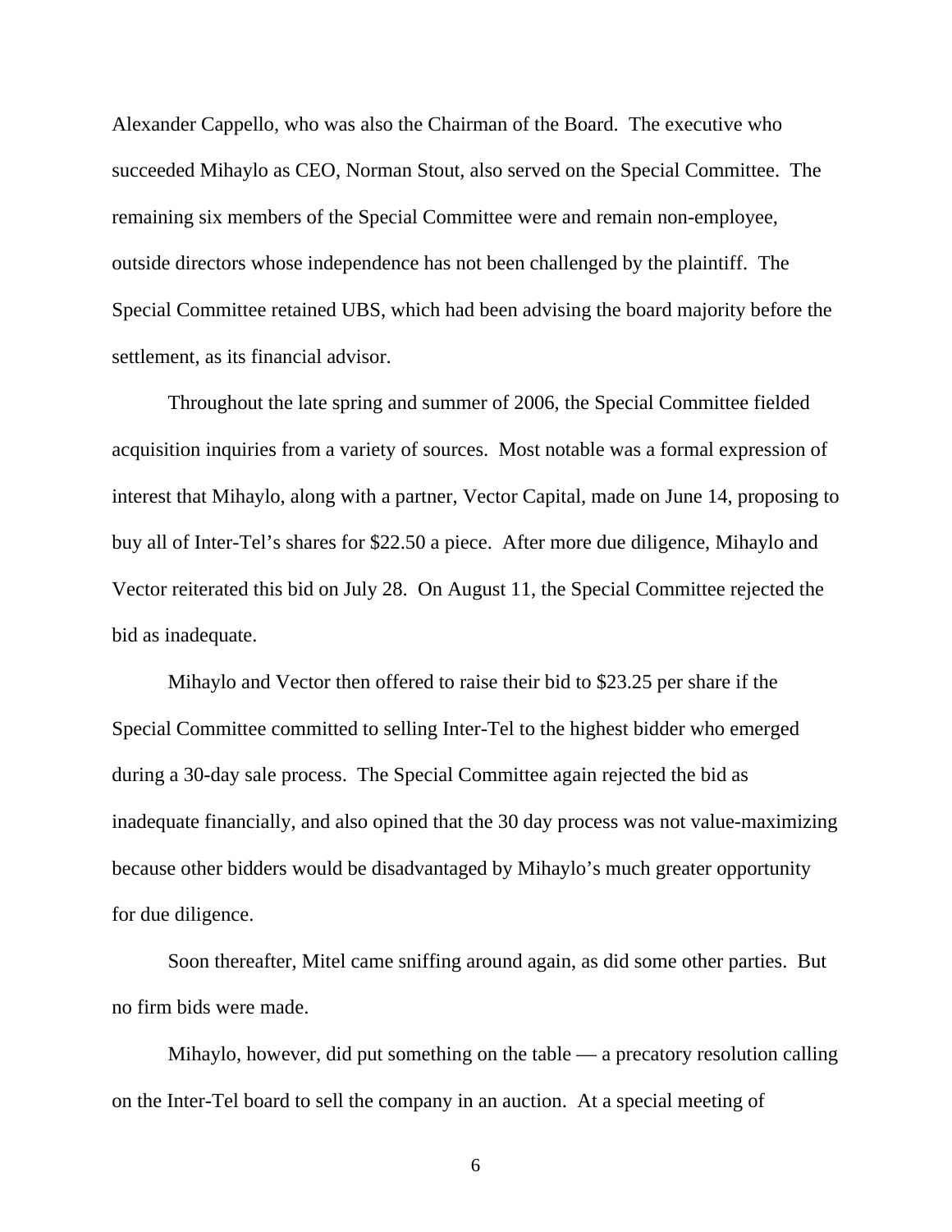Alexander Cappello, who was also the Chairman of the Board. The executive who succeeded Mihaylo as CEO, Norman Stout, also served on the Special Committee. The remaining six members of the Special Committee were and remain non-employee, outside directors whose independence has not been challenged by the plaintiff. The Special Committee retained UBS, which had been advising the board majority before the settlement, as its financial advisor.

Throughout the late spring and summer of 2006, the Special Committee fielded acquisition inquiries from a variety of sources. Most notable was a formal expression of interest that Mihaylo, along with a partner, Vector Capital, made on June 14, proposing to buy all of Inter-Tel's shares for \$22.50 a piece. After more due diligence, Mihaylo and Vector reiterated this bid on July 28. On August 11, the Special Committee rejected the bid as inadequate.

Mihaylo and Vector then offered to raise their bid to \$23.25 per share if the Special Committee committed to selling Inter-Tel to the highest bidder who emerged during a 30-day sale process. The Special Committee again rejected the bid as inadequate financially, and also opined that the 30 day process was not value-maximizing because other bidders would be disadvantaged by Mihaylo's much greater opportunity for due diligence.

Soon thereafter, Mitel came sniffing around again, as did some other parties. But no firm bids were made.

Mihaylo, however, did put something on the table — a precatory resolution calling on the Inter-Tel board to sell the company in an auction. At a special meeting of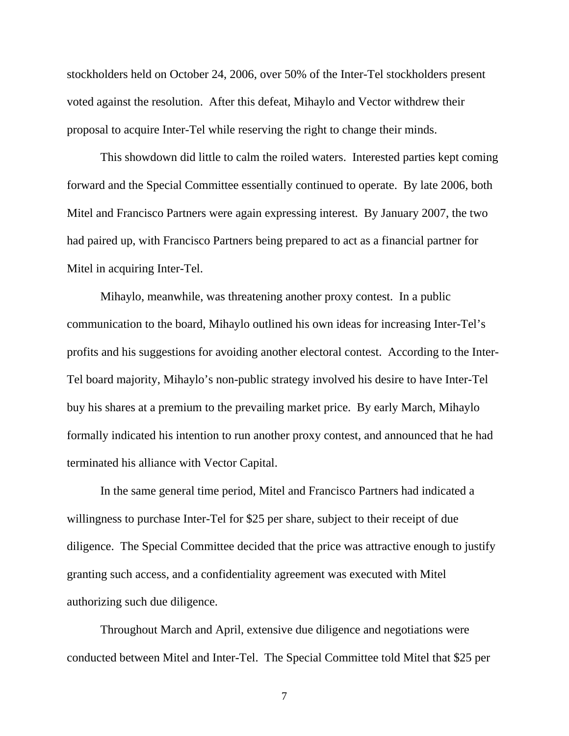stockholders held on October 24, 2006, over 50% of the Inter-Tel stockholders present voted against the resolution. After this defeat, Mihaylo and Vector withdrew their proposal to acquire Inter-Tel while reserving the right to change their minds.

This showdown did little to calm the roiled waters. Interested parties kept coming forward and the Special Committee essentially continued to operate. By late 2006, both Mitel and Francisco Partners were again expressing interest. By January 2007, the two had paired up, with Francisco Partners being prepared to act as a financial partner for Mitel in acquiring Inter-Tel.

Mihaylo, meanwhile, was threatening another proxy contest. In a public communication to the board, Mihaylo outlined his own ideas for increasing Inter-Tel's profits and his suggestions for avoiding another electoral contest. According to the Inter-Tel board majority, Mihaylo's non-public strategy involved his desire to have Inter-Tel buy his shares at a premium to the prevailing market price. By early March, Mihaylo formally indicated his intention to run another proxy contest, and announced that he had terminated his alliance with Vector Capital.

In the same general time period, Mitel and Francisco Partners had indicated a willingness to purchase Inter-Tel for $25 per share, subject to their receipt of due diligence. The Special Committee decided that the price was attractive enough to justify granting such access, and a confidentiality agreement was executed with Mitel authorizing such due diligence.

Throughout March and April, extensive due diligence and negotiations were conducted between Mitel and Inter-Tel. The Special Committee told Mitel that $25 per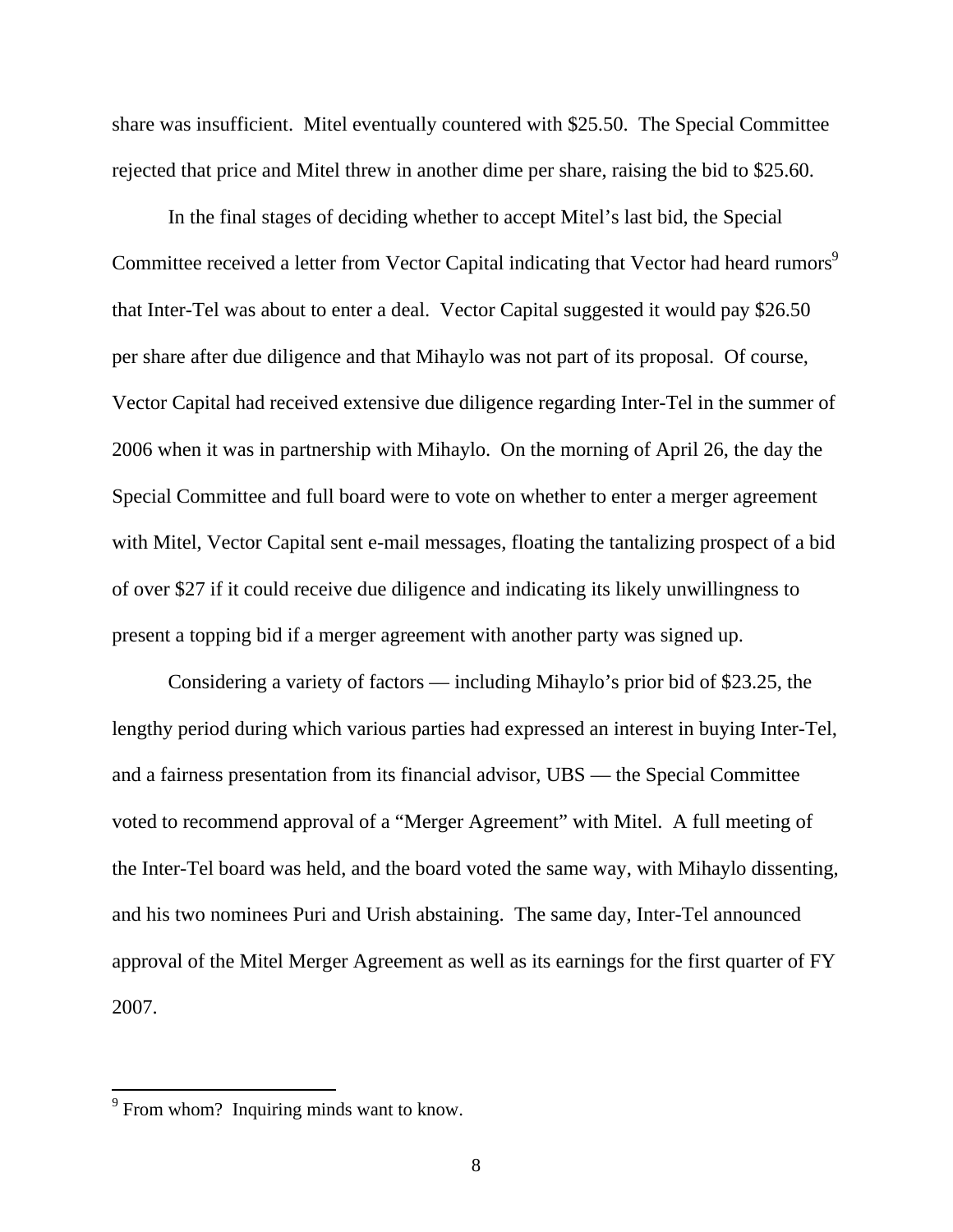share was insufficient. Mitel eventually countered with $25.50. The Special Committee rejected that price and Mitel threw in another dime per share, raising the bid to $25.60.

In the final stages of deciding whether to accept Mitel's last bid, the Special Committee received a letter from Vector Capital indicating that Vector had heard rumors[9] that Inter-Tel was about to enter a deal. Vector Capital suggested it would pay $26.50 per share after due diligence and that Mihaylo was not part of its proposal. Of course, Vector Capital had received extensive due diligence regarding Inter-Tel in the summer of 2006 when it was in partnership with Mihaylo. On the morning of April 26, the day the Special Committee and full board were to vote on whether to enter a merger agreement with Mitel, Vector Capital sent e-mail messages, floating the tantalizing prospect of a bid of over $27 if it could receive due diligence and indicating its likely unwillingness to present a topping bid if a merger agreement with another party was signed up.

Considering a variety of factors — including Mihaylo's prior bid of $23.25, the lengthy period during which various parties had expressed an interest in buying Inter-Tel, and a fairness presentation from its financial advisor, UBS — the Special Committee voted to recommend approval of a "Merger Agreement" with Mitel. A full meeting of the Inter-Tel board was held, and the board voted the same way, with Mihaylo dissenting, and his two nominees Puri and Urish abstaining. The same day, Inter-Tel announced approval of the Mitel Merger Agreement as well as its earnings for the first quarter of FY 2007.

---

[9] From whom? Inquiring minds want to know.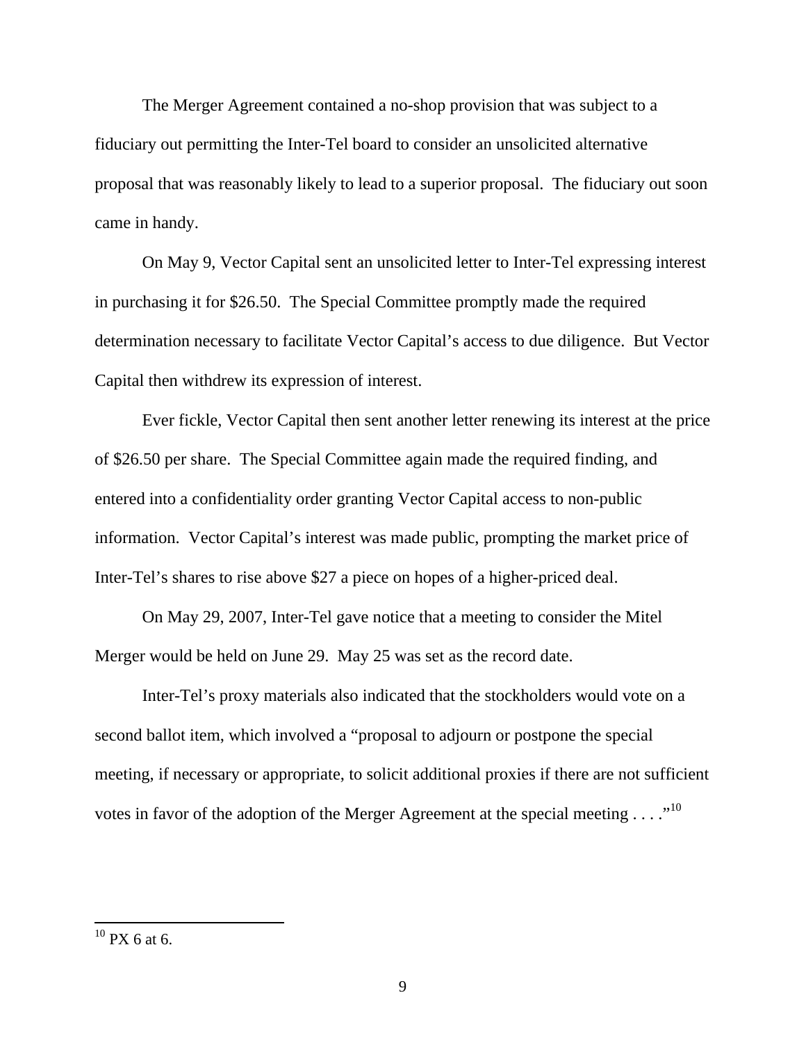The Merger Agreement contained a no-shop provision that was subject to a fiduciary out permitting the Inter-Tel board to consider an unsolicited alternative proposal that was reasonably likely to lead to a superior proposal. The fiduciary out soon came in handy.

On May 9, Vector Capital sent an unsolicited letter to Inter-Tel expressing interest in purchasing it for $26.50. The Special Committee promptly made the required determination necessary to facilitate Vector Capital's access to due diligence. But Vector Capital then withdrew its expression of interest.

Ever fickle, Vector Capital then sent another letter renewing its interest at the price of $26.50 per share. The Special Committee again made the required finding, and entered into a confidentiality order granting Vector Capital access to non-public information. Vector Capital's interest was made public, prompting the market price of Inter-Tel's shares to rise above $27 a piece on hopes of a higher-priced deal.

On May 29, 2007, Inter-Tel gave notice that a meeting to consider the Mitel Merger would be held on June 29. May 25 was set as the record date.

Inter-Tel's proxy materials also indicated that the stockholders would vote on a second ballot item, which involved a "proposal to adjourn or postpone the special meeting, if necessary or appropriate, to solicit additional proxies if there are not sufficient votes in favor of the adoption of the Merger Agreement at the special meeting . . . ."[10]

---

[10] PX 6 at 6.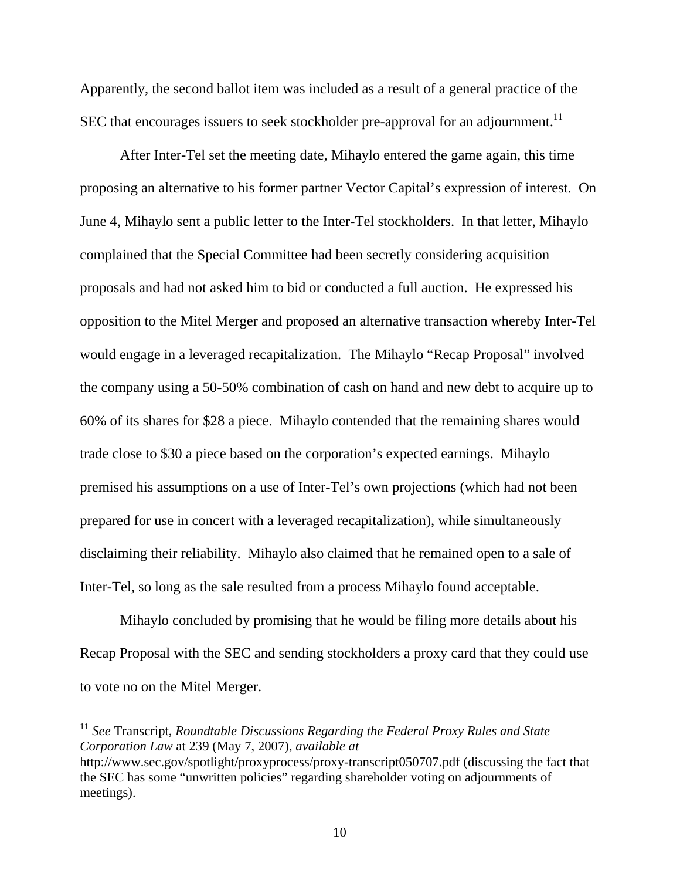Apparently, the second ballot item was included as a result of a general practice of the SEC that encourages issuers to seek stockholder pre-approval for an adjournment.[11]

After Inter-Tel set the meeting date, Mihaylo entered the game again, this time proposing an alternative to his former partner Vector Capital's expression of interest. On June 4, Mihaylo sent a public letter to the Inter-Tel stockholders. In that letter, Mihaylo complained that the Special Committee had been secretly considering acquisition proposals and had not asked him to bid or conducted a full auction. He expressed his opposition to the Mitel Merger and proposed an alternative transaction whereby Inter-Tel would engage in a leveraged recapitalization. The Mihaylo "Recap Proposal" involved the company using a 50-50% combination of cash on hand and new debt to acquire up to 60% of its shares for $28 a piece. Mihaylo contended that the remaining shares would trade close to $30 a piece based on the corporation's expected earnings. Mihaylo premised his assumptions on a use of Inter-Tel's own projections (which had not been prepared for use in concert with a leveraged recapitalization), while simultaneously disclaiming their reliability. Mihaylo also claimed that he remained open to a sale of Inter-Tel, so long as the sale resulted from a process Mihaylo found acceptable.

Mihaylo concluded by promising that he would be filing more details about his Recap Proposal with the SEC and sending stockholders a proxy card that they could use to vote no on the Mitel Merger.

---

[11] *See* Transcript, *Roundtable Discussions Regarding the Federal Proxy Rules and State Corporation Law* at 239 (May 7, 2007), *available at* http://www.sec.gov/spotlight/proxyprocess/proxy-transcript050707.pdf (discussing the fact that the SEC has some "unwritten policies" regarding shareholder voting on adjournments of meetings).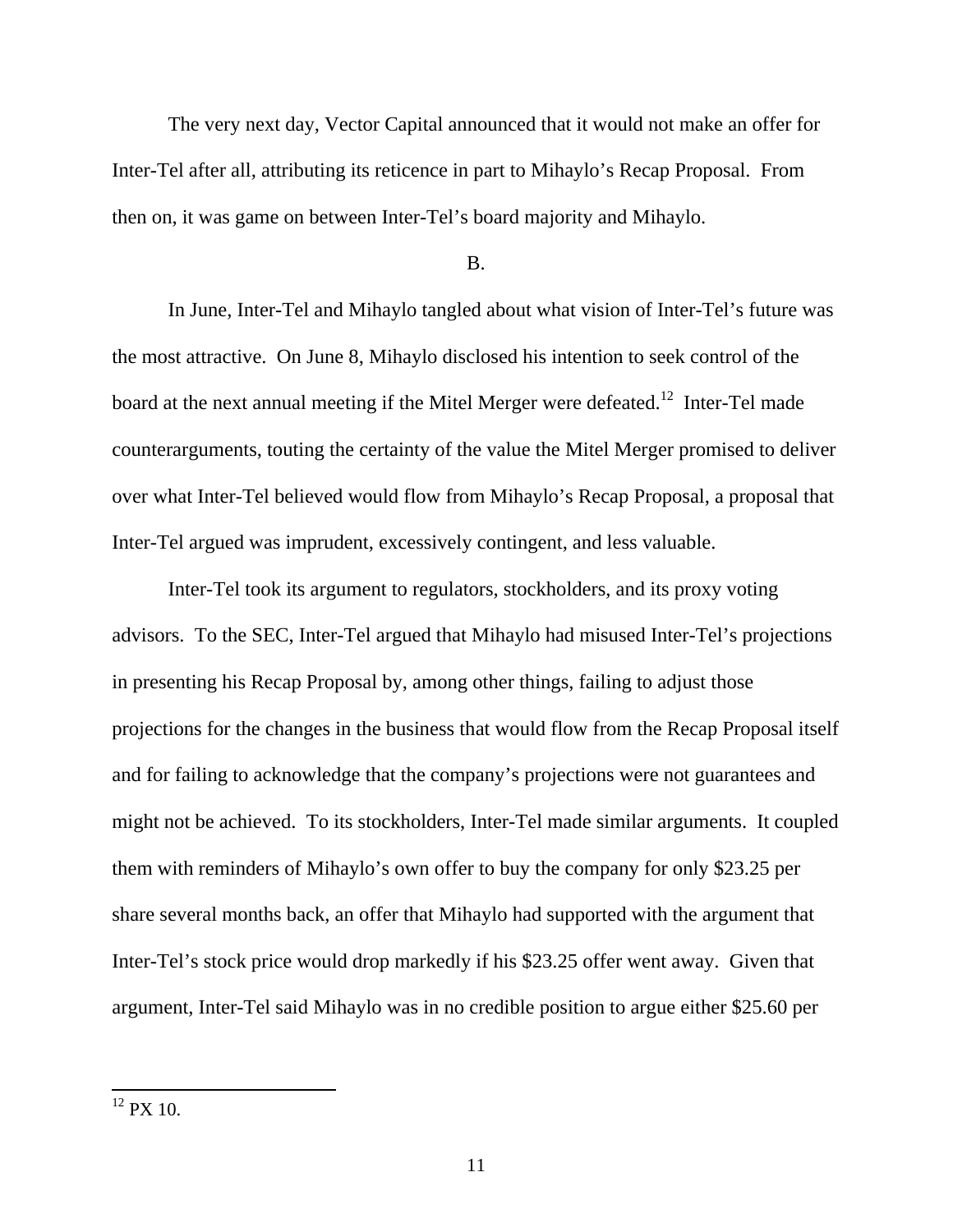The very next day, Vector Capital announced that it would not make an offer for Inter-Tel after all, attributing its reticence in part to Mihaylo's Recap Proposal. From then on, it was game on between Inter-Tel's board majority and Mihaylo.

B.

In June, Inter-Tel and Mihaylo tangled about what vision of Inter-Tel's future was the most attractive. On June 8, Mihaylo disclosed his intention to seek control of the board at the next annual meeting if the Mitel Merger were defeated.[12] Inter-Tel made counterarguments, touting the certainty of the value the Mitel Merger promised to deliver over what Inter-Tel believed would flow from Mihaylo's Recap Proposal, a proposal that Inter-Tel argued was imprudent, excessively contingent, and less valuable.

Inter-Tel took its argument to regulators, stockholders, and its proxy voting advisors. To the SEC, Inter-Tel argued that Mihaylo had misused Inter-Tel's projections in presenting his Recap Proposal by, among other things, failing to adjust those projections for the changes in the business that would flow from the Recap Proposal itself and for failing to acknowledge that the company's projections were not guarantees and might not be achieved. To its stockholders, Inter-Tel made similar arguments. It coupled them with reminders of Mihaylo's own offer to buy the company for only $23.25 per share several months back, an offer that Mihaylo had supported with the argument that Inter-Tel's stock price would drop markedly if his $23.25 offer went away. Given that argument, Inter-Tel said Mihaylo was in no credible position to argue either $25.60 per

[12] PX 10.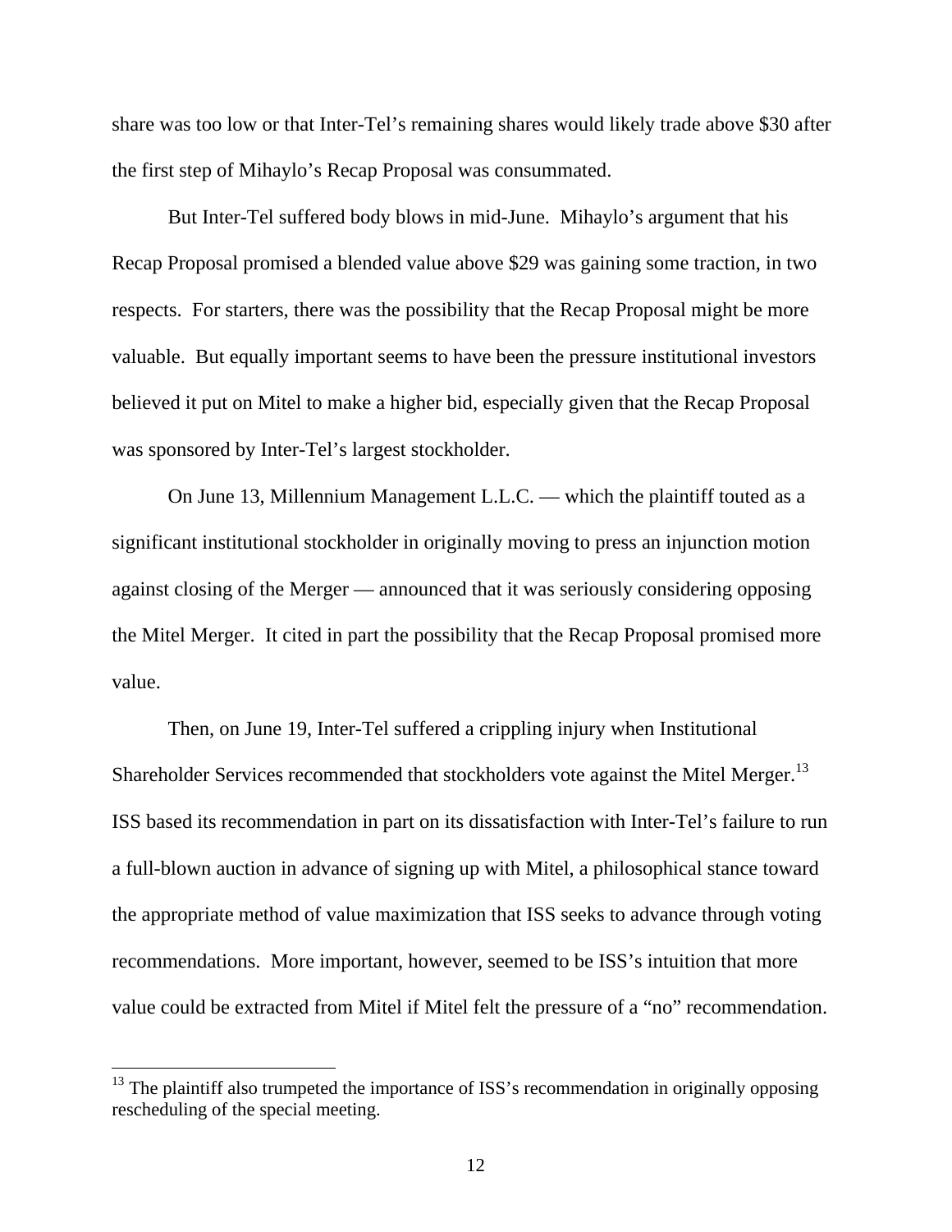share was too low or that Inter-Tel's remaining shares would likely trade above $30 after the first step of Mihaylo's Recap Proposal was consummated.

But Inter-Tel suffered body blows in mid-June. Mihaylo's argument that his Recap Proposal promised a blended value above $29 was gaining some traction, in two respects. For starters, there was the possibility that the Recap Proposal might be more valuable. But equally important seems to have been the pressure institutional investors believed it put on Mitel to make a higher bid, especially given that the Recap Proposal was sponsored by Inter-Tel's largest stockholder.

On June 13, Millennium Management L.L.C. — which the plaintiff touted as a significant institutional stockholder in originally moving to press an injunction motion against closing of the Merger — announced that it was seriously considering opposing the Mitel Merger. It cited in part the possibility that the Recap Proposal promised more value.

Then, on June 19, Inter-Tel suffered a crippling injury when Institutional Shareholder Services recommended that stockholders vote against the Mitel Merger.[13] ISS based its recommendation in part on its dissatisfaction with Inter-Tel's failure to run a full-blown auction in advance of signing up with Mitel, a philosophical stance toward the appropriate method of value maximization that ISS seeks to advance through voting recommendations. More important, however, seemed to be ISS's intuition that more value could be extracted from Mitel if Mitel felt the pressure of a "no" recommendation.

[13] The plaintiff also trumpeted the importance of ISS's recommendation in originally opposing rescheduling of the special meeting.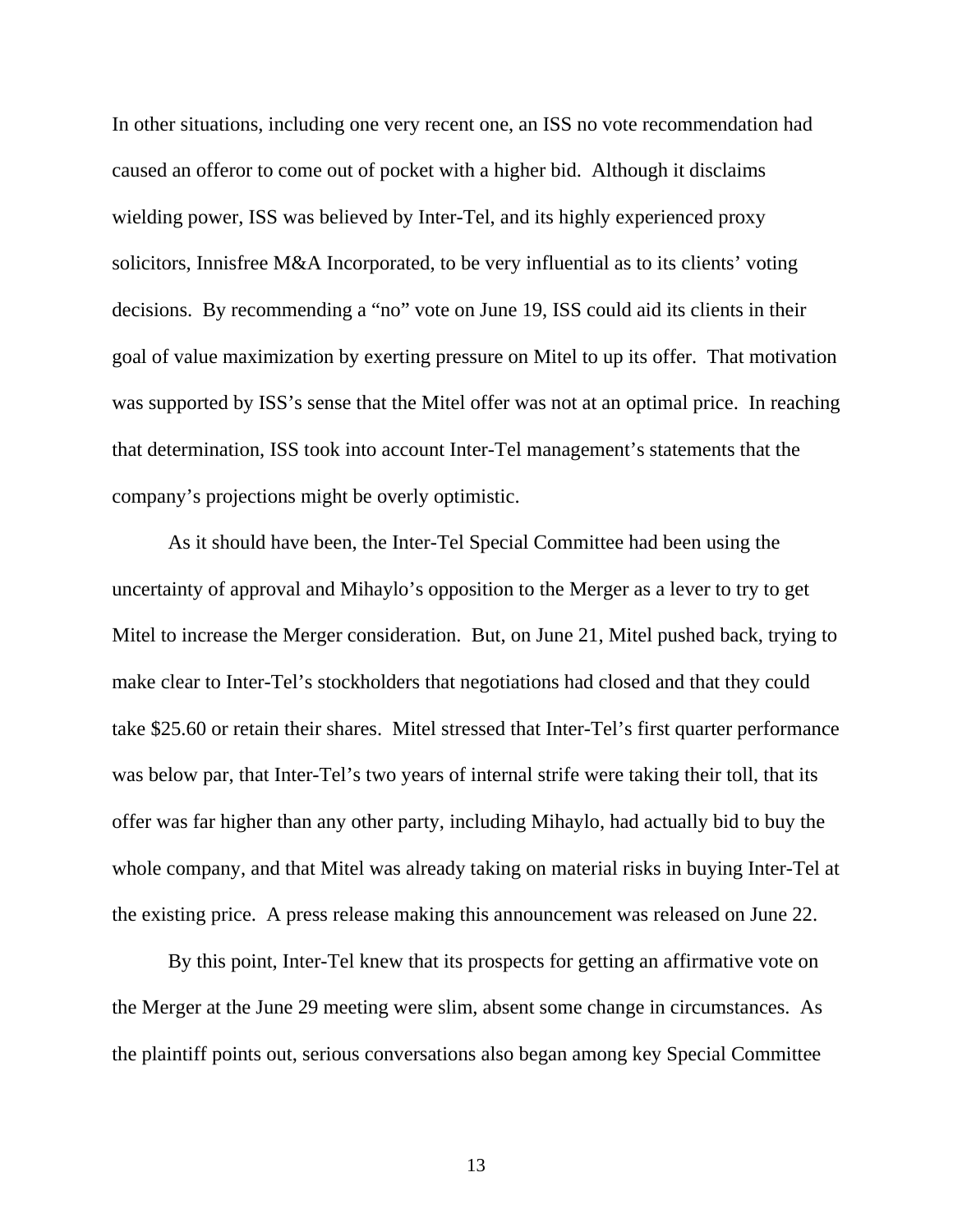In other situations, including one very recent one, an ISS no vote recommendation had caused an offeror to come out of pocket with a higher bid. Although it disclaims wielding power, ISS was believed by Inter-Tel, and its highly experienced proxy solicitors, Innisfree M&A Incorporated, to be very influential as to its clients' voting decisions. By recommending a "no" vote on June 19, ISS could aid its clients in their goal of value maximization by exerting pressure on Mitel to up its offer. That motivation was supported by ISS's sense that the Mitel offer was not at an optimal price. In reaching that determination, ISS took into account Inter-Tel management's statements that the company's projections might be overly optimistic.

As it should have been, the Inter-Tel Special Committee had been using the uncertainty of approval and Mihaylo's opposition to the Merger as a lever to try to get Mitel to increase the Merger consideration. But, on June 21, Mitel pushed back, trying to make clear to Inter-Tel's stockholders that negotiations had closed and that they could take $25.60 or retain their shares. Mitel stressed that Inter-Tel's first quarter performance was below par, that Inter-Tel's two years of internal strife were taking their toll, that its offer was far higher than any other party, including Mihaylo, had actually bid to buy the whole company, and that Mitel was already taking on material risks in buying Inter-Tel at the existing price. A press release making this announcement was released on June 22.

By this point, Inter-Tel knew that its prospects for getting an affirmative vote on the Merger at the June 29 meeting were slim, absent some change in circumstances. As the plaintiff points out, serious conversations also began among key Special Committee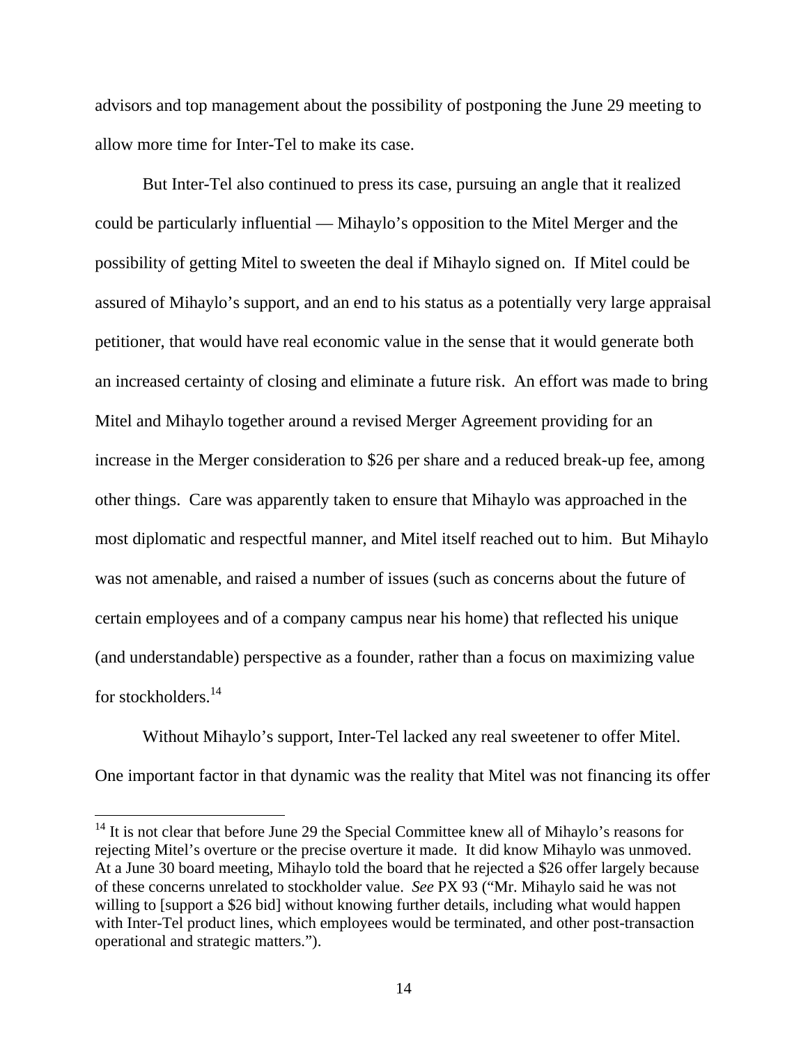advisors and top management about the possibility of postponing the June 29 meeting to allow more time for Inter-Tel to make its case.

But Inter-Tel also continued to press its case, pursuing an angle that it realized could be particularly influential — Mihaylo's opposition to the Mitel Merger and the possibility of getting Mitel to sweeten the deal if Mihaylo signed on. If Mitel could be assured of Mihaylo's support, and an end to his status as a potentially very large appraisal petitioner, that would have real economic value in the sense that it would generate both an increased certainty of closing and eliminate a future risk. An effort was made to bring Mitel and Mihaylo together around a revised Merger Agreement providing for an increase in the Merger consideration to $26 per share and a reduced break-up fee, among other things. Care was apparently taken to ensure that Mihaylo was approached in the most diplomatic and respectful manner, and Mitel itself reached out to him. But Mihaylo was not amenable, and raised a number of issues (such as concerns about the future of certain employees and of a company campus near his home) that reflected his unique (and understandable) perspective as a founder, rather than a focus on maximizing value for stockholders.[14]

Without Mihaylo's support, Inter-Tel lacked any real sweetener to offer Mitel. One important factor in that dynamic was the reality that Mitel was not financing its offer

---

[14] It is not clear that before June 29 the Special Committee knew all of Mihaylo's reasons for rejecting Mitel's overture or the precise overture it made. It did know Mihaylo was unmoved. At a June 30 board meeting, Mihaylo told the board that he rejected a $26 offer largely because of these concerns unrelated to stockholder value. *See* PX 93 ("Mr. Mihaylo said he was not willing to [support a $26 bid] without knowing further details, including what would happen with Inter-Tel product lines, which employees would be terminated, and other post-transaction operational and strategic matters.").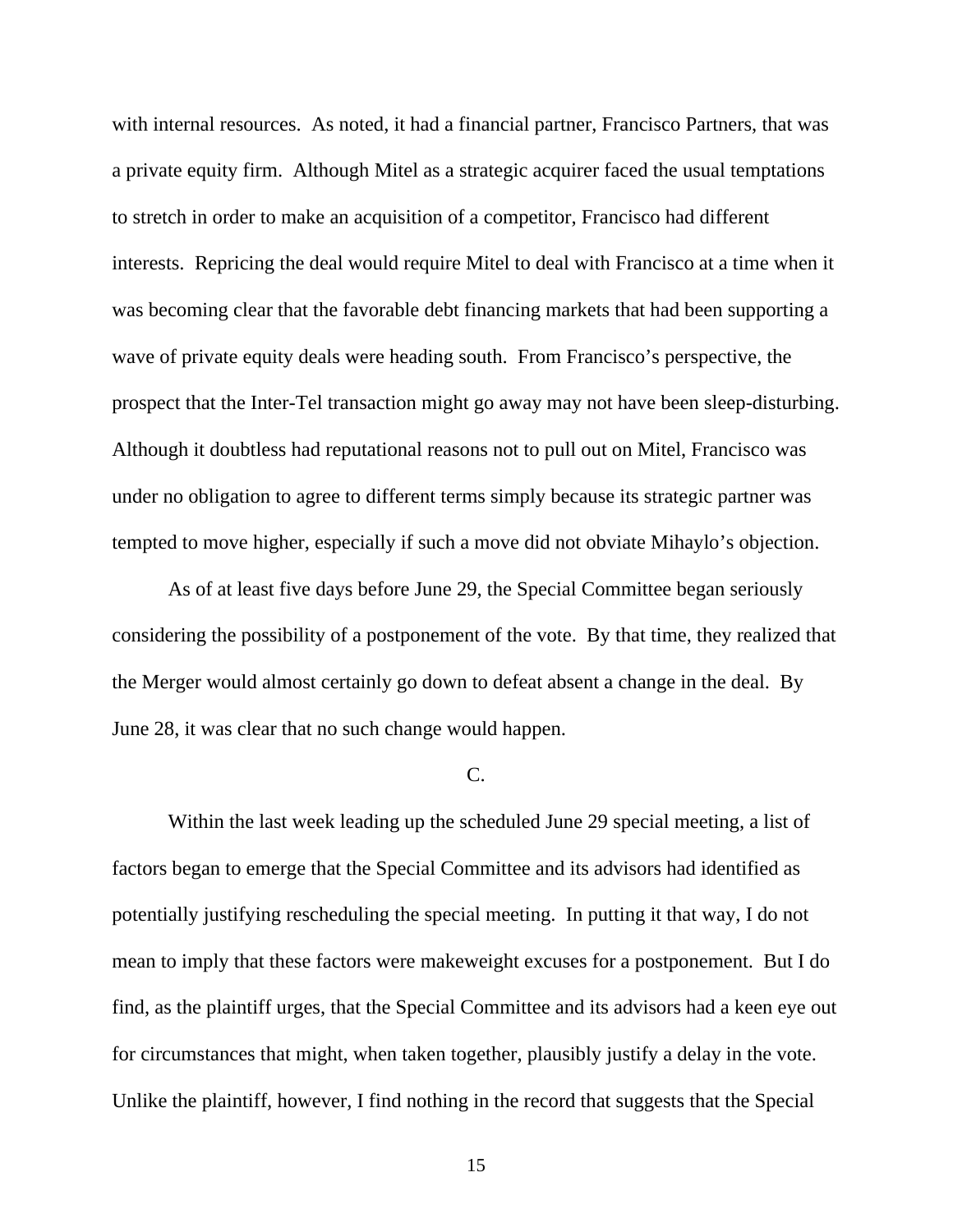with internal resources. As noted, it had a financial partner, Francisco Partners, that was a private equity firm. Although Mitel as a strategic acquirer faced the usual temptations to stretch in order to make an acquisition of a competitor, Francisco had different interests. Repricing the deal would require Mitel to deal with Francisco at a time when it was becoming clear that the favorable debt financing markets that had been supporting a wave of private equity deals were heading south. From Francisco's perspective, the prospect that the Inter-Tel transaction might go away may not have been sleep-disturbing. Although it doubtless had reputational reasons not to pull out on Mitel, Francisco was under no obligation to agree to different terms simply because its strategic partner was tempted to move higher, especially if such a move did not obviate Mihaylo's objection.

As of at least five days before June 29, the Special Committee began seriously considering the possibility of a postponement of the vote. By that time, they realized that the Merger would almost certainly go down to defeat absent a change in the deal. By June 28, it was clear that no such change would happen.

C.

Within the last week leading up the scheduled June 29 special meeting, a list of factors began to emerge that the Special Committee and its advisors had identified as potentially justifying rescheduling the special meeting. In putting it that way, I do not mean to imply that these factors were makeweight excuses for a postponement. But I do find, as the plaintiff urges, that the Special Committee and its advisors had a keen eye out for circumstances that might, when taken together, plausibly justify a delay in the vote. Unlike the plaintiff, however, I find nothing in the record that suggests that the Special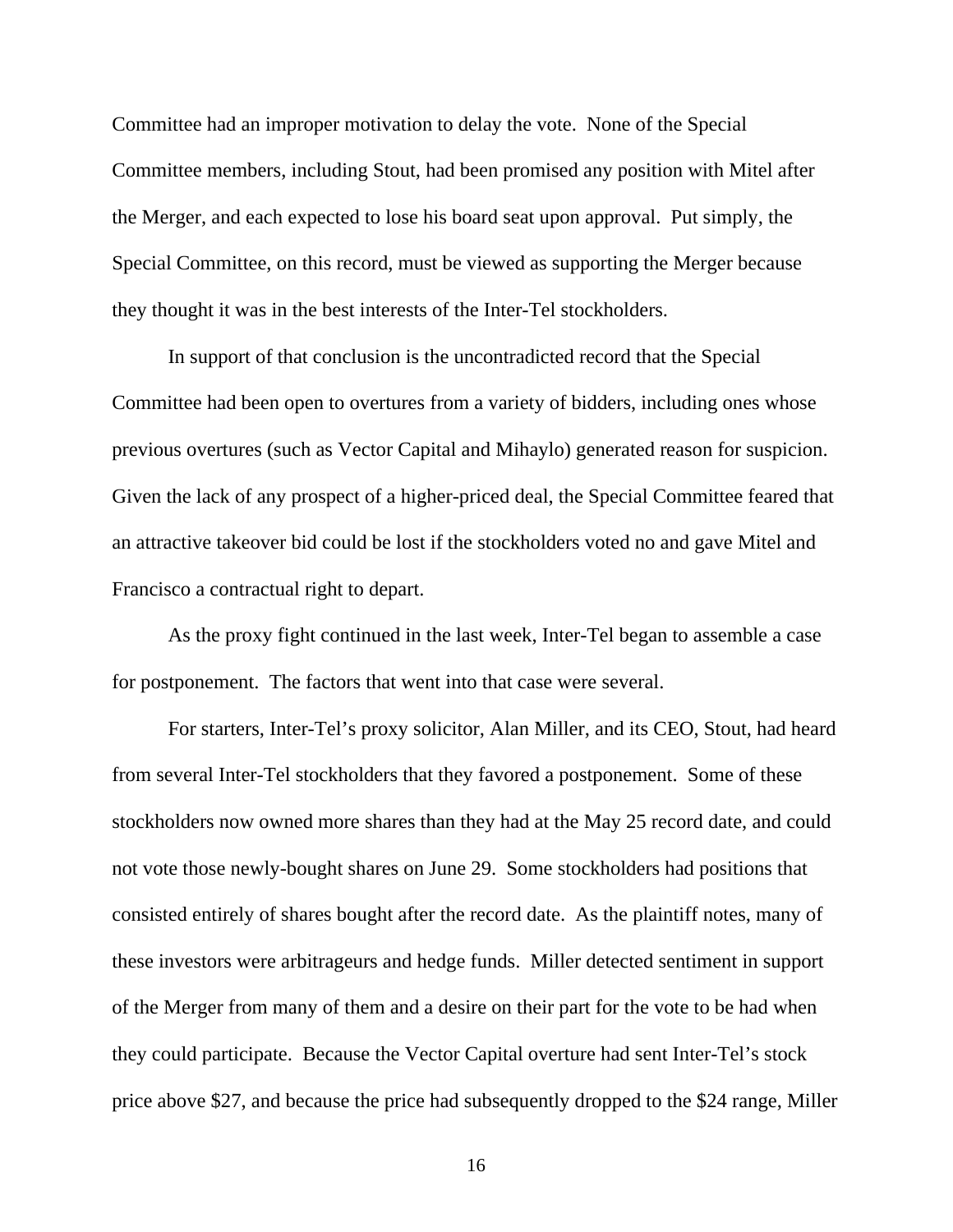Committee had an improper motivation to delay the vote. None of the Special Committee members, including Stout, had been promised any position with Mitel after the Merger, and each expected to lose his board seat upon approval. Put simply, the Special Committee, on this record, must be viewed as supporting the Merger because they thought it was in the best interests of the Inter-Tel stockholders.

In support of that conclusion is the uncontradicted record that the Special Committee had been open to overtures from a variety of bidders, including ones whose previous overtures (such as Vector Capital and Mihaylo) generated reason for suspicion. Given the lack of any prospect of a higher-priced deal, the Special Committee feared that an attractive takeover bid could be lost if the stockholders voted no and gave Mitel and Francisco a contractual right to depart.

As the proxy fight continued in the last week, Inter-Tel began to assemble a case for postponement. The factors that went into that case were several.

For starters, Inter-Tel's proxy solicitor, Alan Miller, and its CEO, Stout, had heard from several Inter-Tel stockholders that they favored a postponement. Some of these stockholders now owned more shares than they had at the May 25 record date, and could not vote those newly-bought shares on June 29. Some stockholders had positions that consisted entirely of shares bought after the record date. As the plaintiff notes, many of these investors were arbitrageurs and hedge funds. Miller detected sentiment in support of the Merger from many of them and a desire on their part for the vote to be had when they could participate. Because the Vector Capital overture had sent Inter-Tel's stock price above $27, and because the price had subsequently dropped to the $24 range, Miller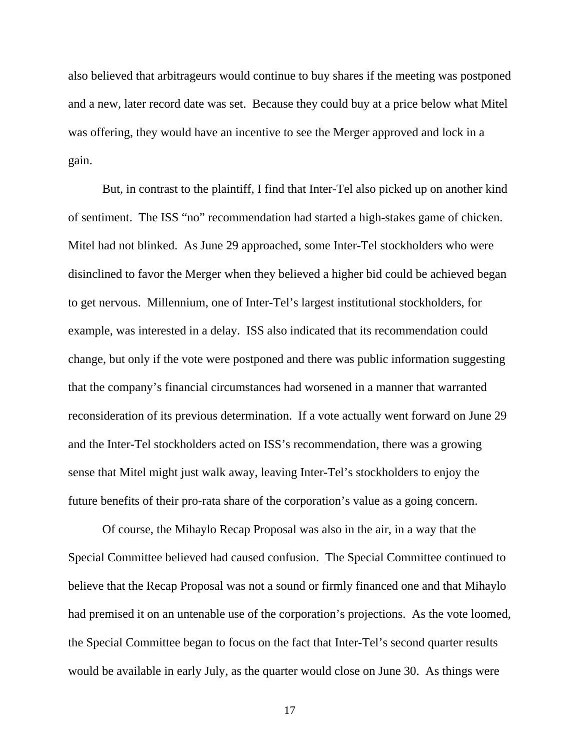also believed that arbitrageurs would continue to buy shares if the meeting was postponed and a new, later record date was set. Because they could buy at a price below what Mitel was offering, they would have an incentive to see the Merger approved and lock in a gain.

But, in contrast to the plaintiff, I find that Inter-Tel also picked up on another kind of sentiment. The ISS "no" recommendation had started a high-stakes game of chicken. Mitel had not blinked. As June 29 approached, some Inter-Tel stockholders who were disinclined to favor the Merger when they believed a higher bid could be achieved began to get nervous. Millennium, one of Inter-Tel's largest institutional stockholders, for example, was interested in a delay. ISS also indicated that its recommendation could change, but only if the vote were postponed and there was public information suggesting that the company's financial circumstances had worsened in a manner that warranted reconsideration of its previous determination. If a vote actually went forward on June 29 and the Inter-Tel stockholders acted on ISS's recommendation, there was a growing sense that Mitel might just walk away, leaving Inter-Tel's stockholders to enjoy the future benefits of their pro-rata share of the corporation's value as a going concern.

Of course, the Mihaylo Recap Proposal was also in the air, in a way that the Special Committee believed had caused confusion. The Special Committee continued to believe that the Recap Proposal was not a sound or firmly financed one and that Mihaylo had premised it on an untenable use of the corporation's projections. As the vote loomed, the Special Committee began to focus on the fact that Inter-Tel's second quarter results would be available in early July, as the quarter would close on June 30. As things were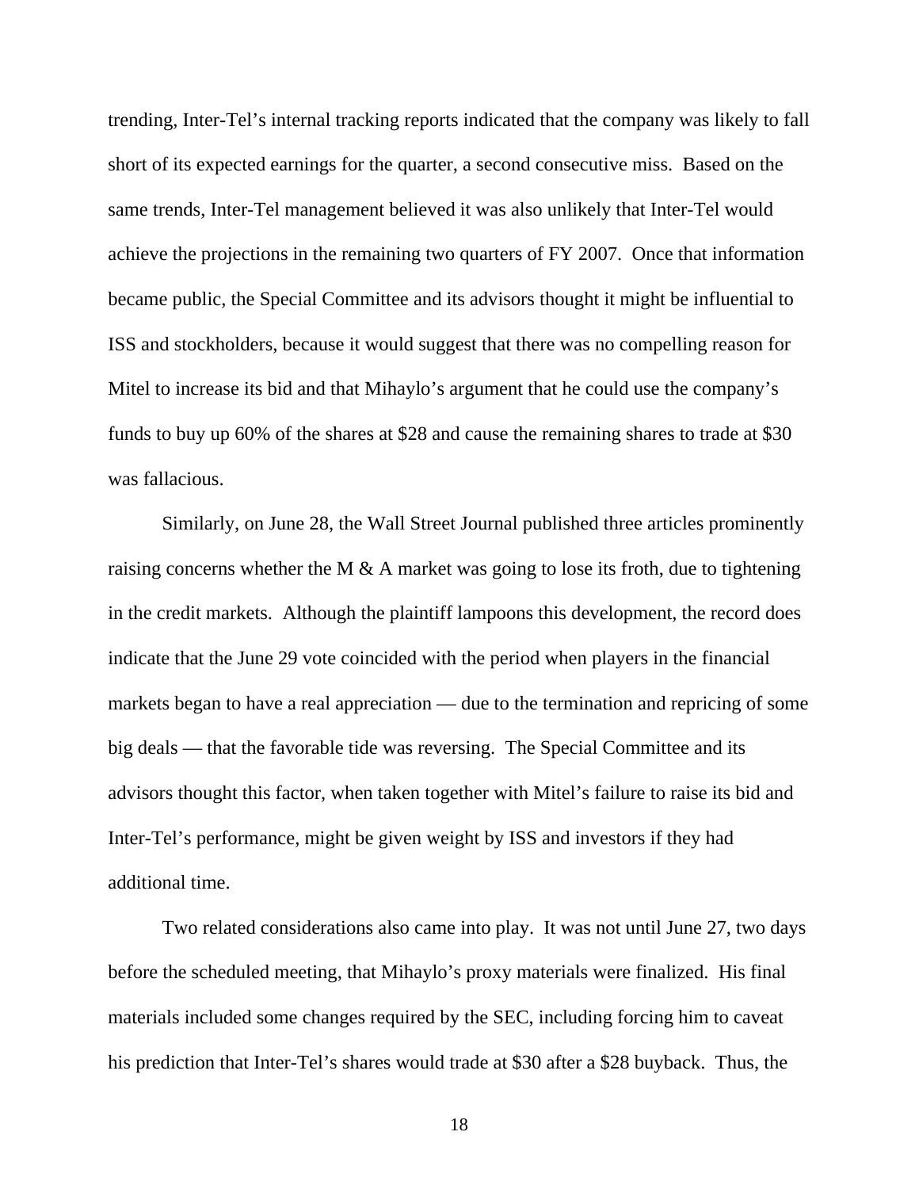trending, Inter-Tel's internal tracking reports indicated that the company was likely to fall short of its expected earnings for the quarter, a second consecutive miss. Based on the same trends, Inter-Tel management believed it was also unlikely that Inter-Tel would achieve the projections in the remaining two quarters of FY 2007. Once that information became public, the Special Committee and its advisors thought it might be influential to ISS and stockholders, because it would suggest that there was no compelling reason for Mitel to increase its bid and that Mihaylo's argument that he could use the company's funds to buy up 60% of the shares at $28 and cause the remaining shares to trade at $30 was fallacious.

Similarly, on June 28, the Wall Street Journal published three articles prominently raising concerns whether the M & A market was going to lose its froth, due to tightening in the credit markets. Although the plaintiff lampoons this development, the record does indicate that the June 29 vote coincided with the period when players in the financial markets began to have a real appreciation — due to the termination and repricing of some big deals — that the favorable tide was reversing. The Special Committee and its advisors thought this factor, when taken together with Mitel's failure to raise its bid and Inter-Tel's performance, might be given weight by ISS and investors if they had additional time.

Two related considerations also came into play. It was not until June 27, two days before the scheduled meeting, that Mihaylo's proxy materials were finalized. His final materials included some changes required by the SEC, including forcing him to caveat his prediction that Inter-Tel's shares would trade at $30 after a $28 buyback. Thus, the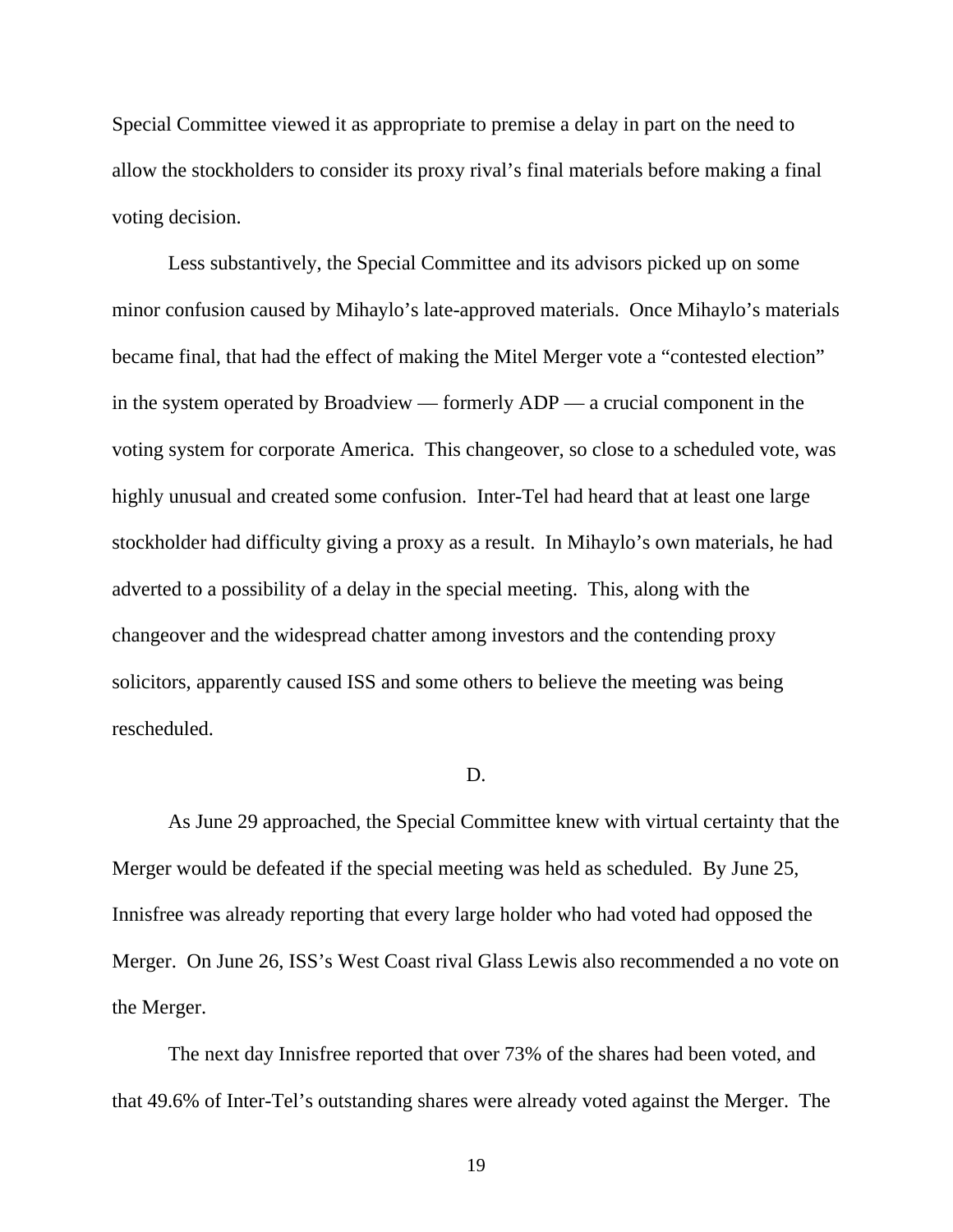Special Committee viewed it as appropriate to premise a delay in part on the need to allow the stockholders to consider its proxy rival's final materials before making a final voting decision.

Less substantively, the Special Committee and its advisors picked up on some minor confusion caused by Mihaylo's late-approved materials. Once Mihaylo's materials became final, that had the effect of making the Mitel Merger vote a "contested election" in the system operated by Broadview — formerly ADP — a crucial component in the voting system for corporate America. This changeover, so close to a scheduled vote, was highly unusual and created some confusion. Inter-Tel had heard that at least one large stockholder had difficulty giving a proxy as a result. In Mihaylo's own materials, he had adverted to a possibility of a delay in the special meeting. This, along with the changeover and the widespread chatter among investors and the contending proxy solicitors, apparently caused ISS and some others to believe the meeting was being rescheduled.

D.

As June 29 approached, the Special Committee knew with virtual certainty that the Merger would be defeated if the special meeting was held as scheduled. By June 25, Innisfree was already reporting that every large holder who had voted had opposed the Merger. On June 26, ISS's West Coast rival Glass Lewis also recommended a no vote on the Merger.

The next day Innisfree reported that over 73% of the shares had been voted, and that 49.6% of Inter-Tel's outstanding shares were already voted against the Merger. The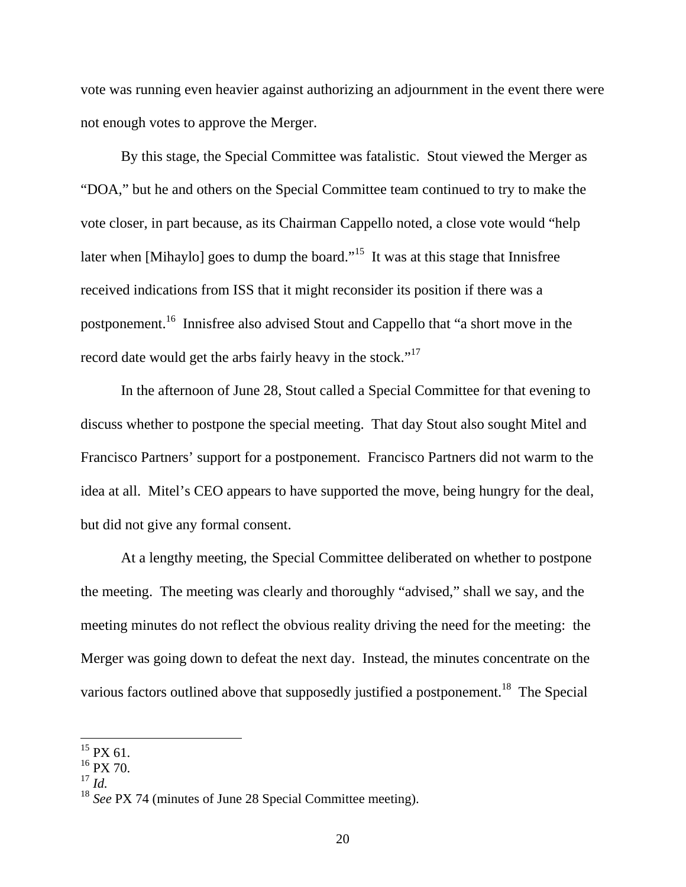vote was running even heavier against authorizing an adjournment in the event there were not enough votes to approve the Merger.

By this stage, the Special Committee was fatalistic. Stout viewed the Merger as "DOA," but he and others on the Special Committee team continued to try to make the vote closer, in part because, as its Chairman Cappello noted, a close vote would "help later when [Mihaylo] goes to dump the board."[15] It was at this stage that Innisfree received indications from ISS that it might reconsider its position if there was a postponement.[16] Innisfree also advised Stout and Cappello that "a short move in the record date would get the arbs fairly heavy in the stock."[17]

In the afternoon of June 28, Stout called a Special Committee for that evening to discuss whether to postpone the special meeting. That day Stout also sought Mitel and Francisco Partners' support for a postponement. Francisco Partners did not warm to the idea at all. Mitel's CEO appears to have supported the move, being hungry for the deal, but did not give any formal consent.

At a lengthy meeting, the Special Committee deliberated on whether to postpone the meeting. The meeting was clearly and thoroughly "advised," shall we say, and the meeting minutes do not reflect the obvious reality driving the need for the meeting: the Merger was going down to defeat the next day. Instead, the minutes concentrate on the various factors outlined above that supposedly justified a postponement.[18] The Special

---

[15] PX 61.

[16] PX 70.

[17] *Id.*

[18] *See* PX 74 (minutes of June 28 Special Committee meeting).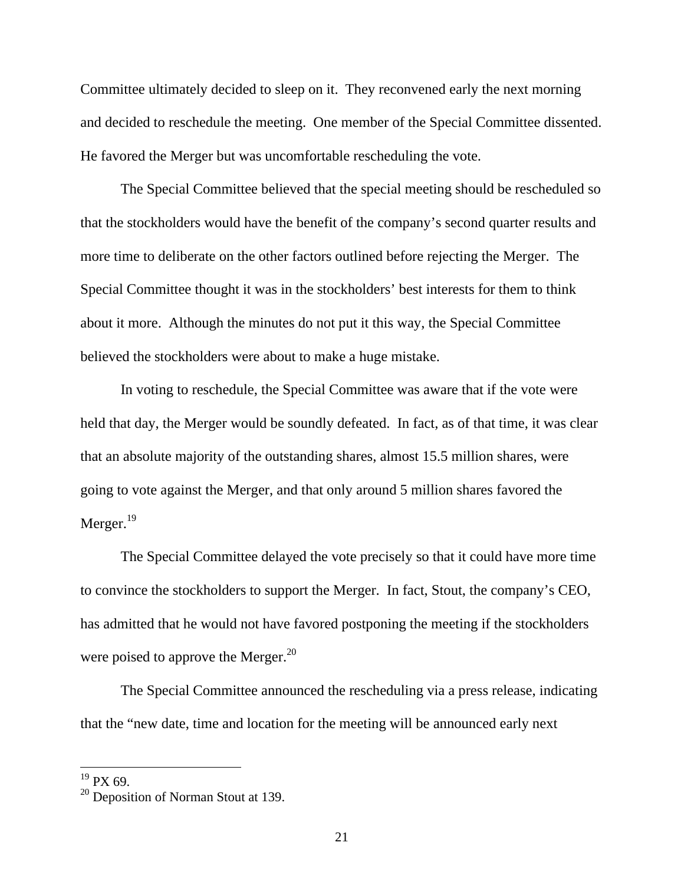Committee ultimately decided to sleep on it. They reconvened early the next morning and decided to reschedule the meeting. One member of the Special Committee dissented. He favored the Merger but was uncomfortable rescheduling the vote.

The Special Committee believed that the special meeting should be rescheduled so that the stockholders would have the benefit of the company's second quarter results and more time to deliberate on the other factors outlined before rejecting the Merger. The Special Committee thought it was in the stockholders' best interests for them to think about it more. Although the minutes do not put it this way, the Special Committee believed the stockholders were about to make a huge mistake.

In voting to reschedule, the Special Committee was aware that if the vote were held that day, the Merger would be soundly defeated. In fact, as of that time, it was clear that an absolute majority of the outstanding shares, almost 15.5 million shares, were going to vote against the Merger, and that only around 5 million shares favored the Merger.[19]

The Special Committee delayed the vote precisely so that it could have more time to convince the stockholders to support the Merger. In fact, Stout, the company's CEO, has admitted that he would not have favored postponing the meeting if the stockholders were poised to approve the Merger.[20]

The Special Committee announced the rescheduling via a press release, indicating that the "new date, time and location for the meeting will be announced early next

[19] PX 69.

[20] Deposition of Norman Stout at 139.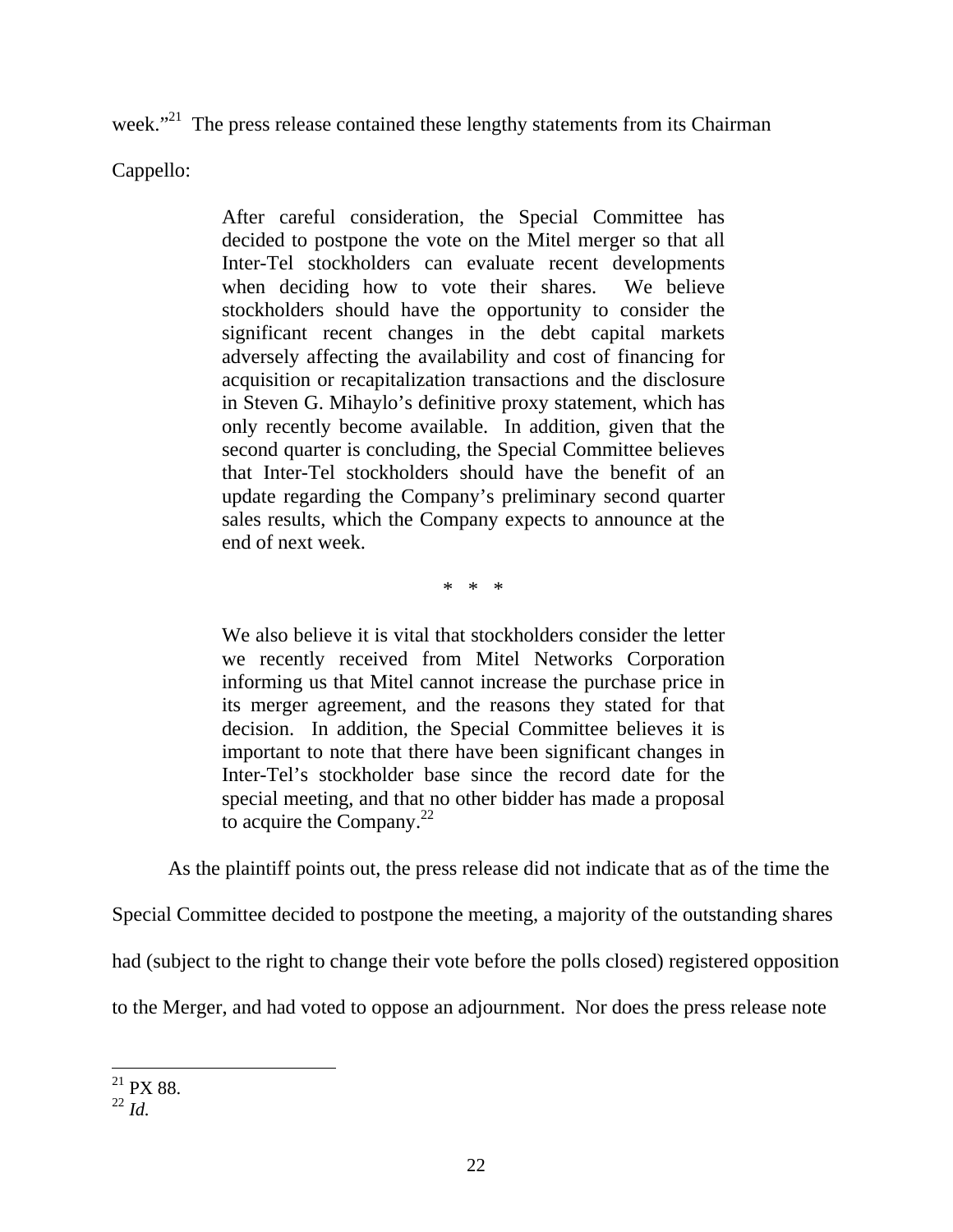week."[21] The press release contained these lengthy statements from its Chairman Cappello:

> After careful consideration, the Special Committee has decided to postpone the vote on the Mitel merger so that all Inter-Tel stockholders can evaluate recent developments when deciding how to vote their shares. We believe stockholders should have the opportunity to consider the significant recent changes in the debt capital markets adversely affecting the availability and cost of financing for acquisition or recapitalization transactions and the disclosure in Steven G. Mihaylo's definitive proxy statement, which has only recently become available. In addition, given that the second quarter is concluding, the Special Committee believes that Inter-Tel stockholders should have the benefit of an update regarding the Company's preliminary second quarter sales results, which the Company expects to announce at the end of next week.
>
> \* \* \*
>
> We also believe it is vital that stockholders consider the letter we recently received from Mitel Networks Corporation informing us that Mitel cannot increase the purchase price in its merger agreement, and the reasons they stated for that decision. In addition, the Special Committee believes it is important to note that there have been significant changes in Inter-Tel's stockholder base since the record date for the special meeting, and that no other bidder has made a proposal to acquire the Company.[22]

As the plaintiff points out, the press release did not indicate that as of the time the Special Committee decided to postpone the meeting, a majority of the outstanding shares had (subject to the right to change their vote before the polls closed) registered opposition to the Merger, and had voted to oppose an adjournment. Nor does the press release note

---

[21] PX 88.

[22] *Id.*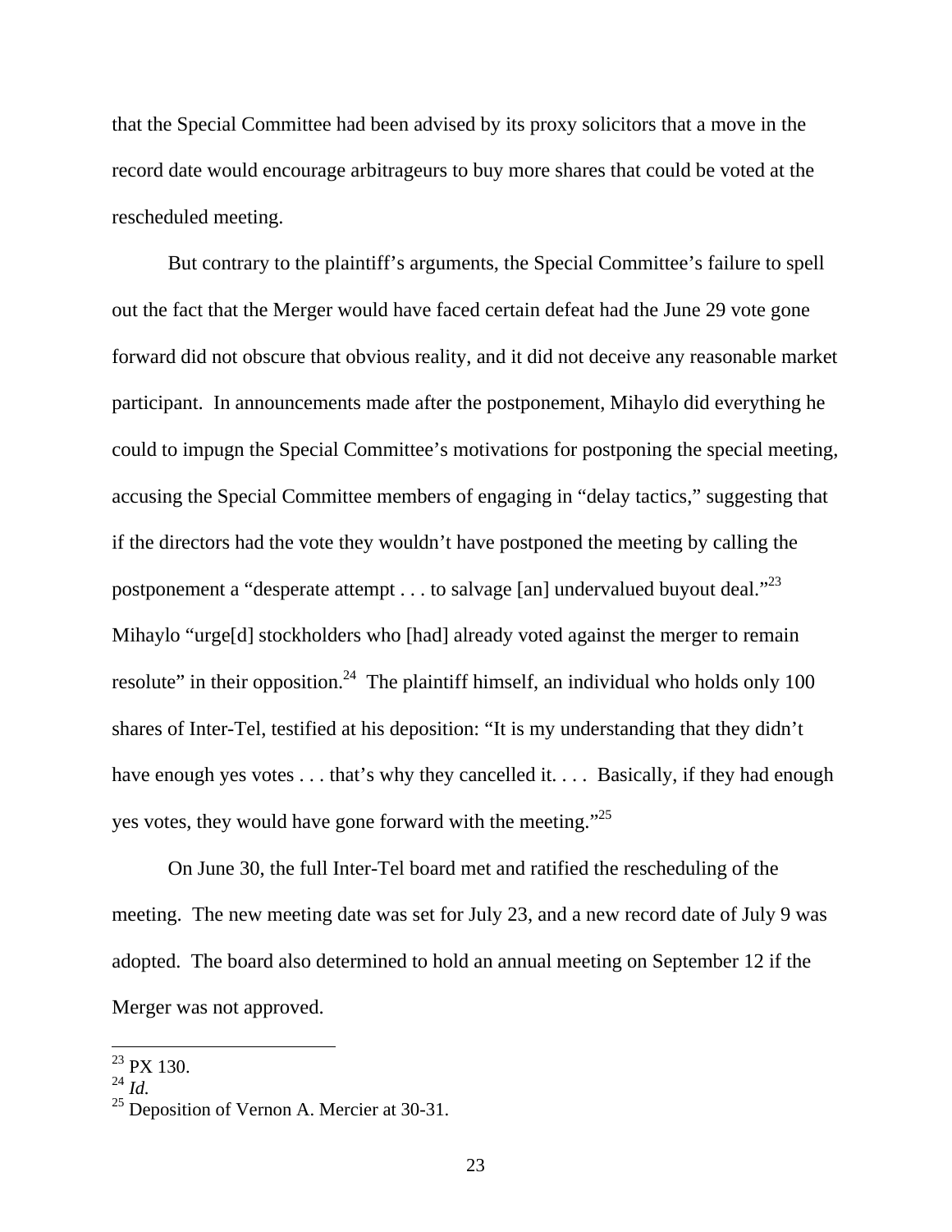that the Special Committee had been advised by its proxy solicitors that a move in the record date would encourage arbitrageurs to buy more shares that could be voted at the rescheduled meeting.

But contrary to the plaintiff's arguments, the Special Committee's failure to spell out the fact that the Merger would have faced certain defeat had the June 29 vote gone forward did not obscure that obvious reality, and it did not deceive any reasonable market participant. In announcements made after the postponement, Mihaylo did everything he could to impugn the Special Committee's motivations for postponing the special meeting, accusing the Special Committee members of engaging in "delay tactics," suggesting that if the directors had the vote they wouldn't have postponed the meeting by calling the postponement a "desperate attempt . . . to salvage [an] undervalued buyout deal."[23] Mihaylo "urge[d] stockholders who [had] already voted against the merger to remain resolute" in their opposition.[24] The plaintiff himself, an individual who holds only 100 shares of Inter-Tel, testified at his deposition: "It is my understanding that they didn't have enough yes votes . . . that's why they cancelled it. . . . Basically, if they had enough yes votes, they would have gone forward with the meeting."[25]

On June 30, the full Inter-Tel board met and ratified the rescheduling of the meeting. The new meeting date was set for July 23, and a new record date of July 9 was adopted. The board also determined to hold an annual meeting on September 12 if the Merger was not approved.

---

[23] PX 130.

[24] *Id.*

[25] Deposition of Vernon A. Mercier at 30-31.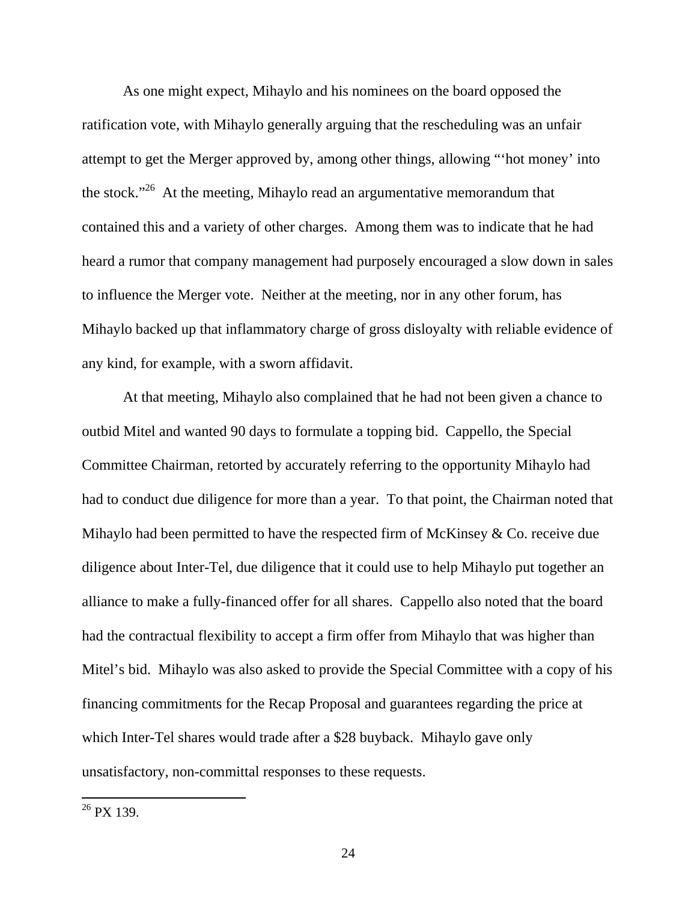As one might expect, Mihaylo and his nominees on the board opposed the ratification vote, with Mihaylo generally arguing that the rescheduling was an unfair attempt to get the Merger approved by, among other things, allowing "'hot money' into the stock."[26] At the meeting, Mihaylo read an argumentative memorandum that contained this and a variety of other charges. Among them was to indicate that he had heard a rumor that company management had purposely encouraged a slow down in sales to influence the Merger vote. Neither at the meeting, nor in any other forum, has Mihaylo backed up that inflammatory charge of gross disloyalty with reliable evidence of any kind, for example, with a sworn affidavit.

At that meeting, Mihaylo also complained that he had not been given a chance to outbid Mitel and wanted 90 days to formulate a topping bid. Cappello, the Special Committee Chairman, retorted by accurately referring to the opportunity Mihaylo had had to conduct due diligence for more than a year. To that point, the Chairman noted that Mihaylo had been permitted to have the respected firm of McKinsey & Co. receive due diligence about Inter-Tel, due diligence that it could use to help Mihaylo put together an alliance to make a fully-financed offer for all shares. Cappello also noted that the board had the contractual flexibility to accept a firm offer from Mihaylo that was higher than Mitel's bid. Mihaylo was also asked to provide the Special Committee with a copy of his financing commitments for the Recap Proposal and guarantees regarding the price at which Inter-Tel shares would trade after a $28 buyback. Mihaylo gave only unsatisfactory, non-committal responses to these requests.

---

[26] PX 139.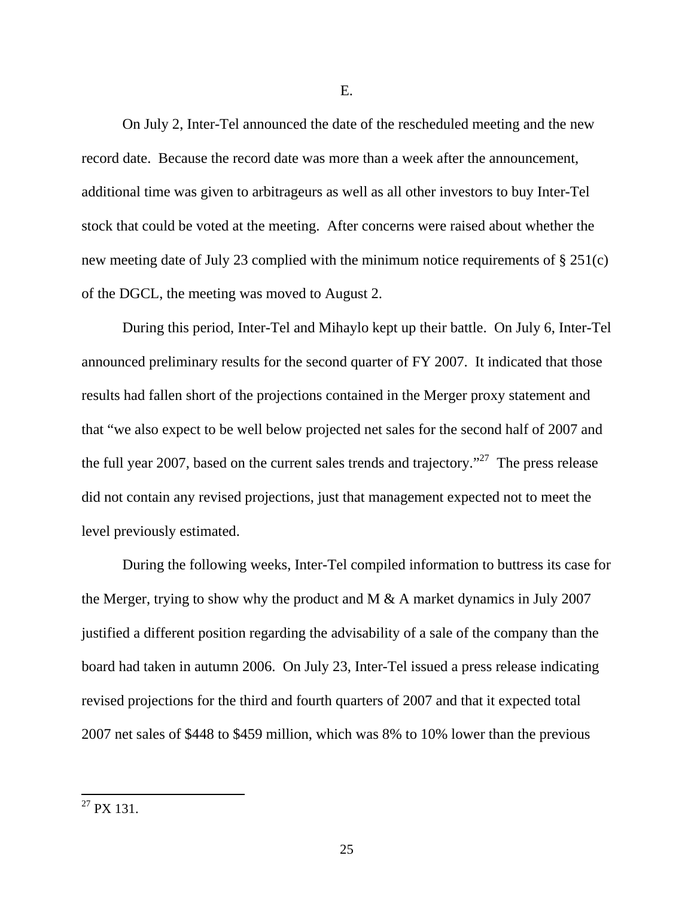E.

On July 2, Inter-Tel announced the date of the rescheduled meeting and the new record date. Because the record date was more than a week after the announcement, additional time was given to arbitrageurs as well as all other investors to buy Inter-Tel stock that could be voted at the meeting. After concerns were raised about whether the new meeting date of July 23 complied with the minimum notice requirements of § 251(c) of the DGCL, the meeting was moved to August 2.

During this period, Inter-Tel and Mihaylo kept up their battle. On July 6, Inter-Tel announced preliminary results for the second quarter of FY 2007. It indicated that those results had fallen short of the projections contained in the Merger proxy statement and that "we also expect to be well below projected net sales for the second half of 2007 and the full year 2007, based on the current sales trends and trajectory."[27] The press release did not contain any revised projections, just that management expected not to meet the level previously estimated.

During the following weeks, Inter-Tel compiled information to buttress its case for the Merger, trying to show why the product and M & A market dynamics in July 2007 justified a different position regarding the advisability of a sale of the company than the board had taken in autumn 2006. On July 23, Inter-Tel issued a press release indicating revised projections for the third and fourth quarters of 2007 and that it expected total 2007 net sales of $448 to $459 million, which was 8% to 10% lower than the previous

[27] PX 131.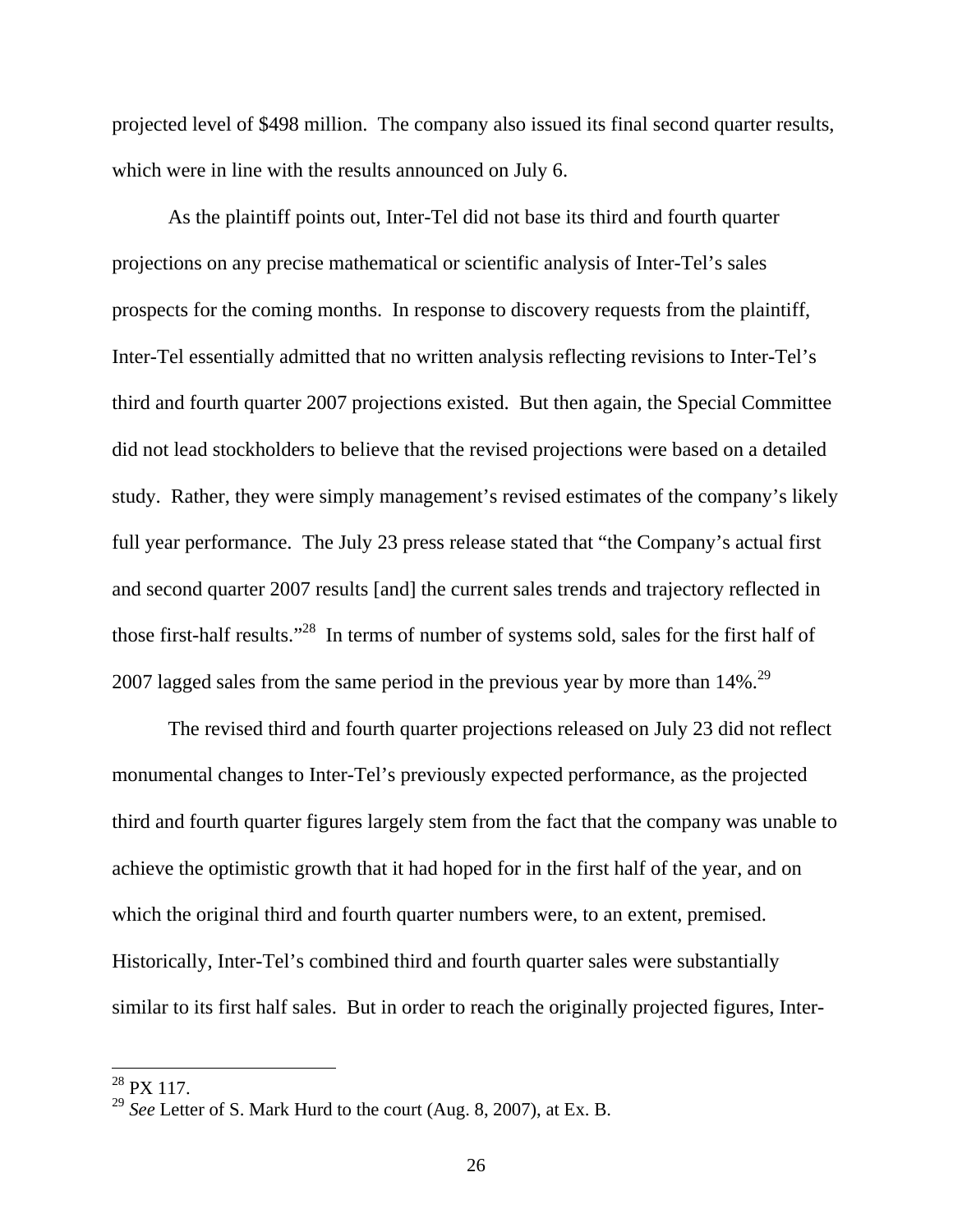projected level of $498 million. The company also issued its final second quarter results, which were in line with the results announced on July 6.

As the plaintiff points out, Inter-Tel did not base its third and fourth quarter projections on any precise mathematical or scientific analysis of Inter-Tel's sales prospects for the coming months. In response to discovery requests from the plaintiff, Inter-Tel essentially admitted that no written analysis reflecting revisions to Inter-Tel's third and fourth quarter 2007 projections existed. But then again, the Special Committee did not lead stockholders to believe that the revised projections were based on a detailed study. Rather, they were simply management's revised estimates of the company's likely full year performance. The July 23 press release stated that "the Company's actual first and second quarter 2007 results [and] the current sales trends and trajectory reflected in those first-half results."[28] In terms of number of systems sold, sales for the first half of 2007 lagged sales from the same period in the previous year by more than 14%.[29]

The revised third and fourth quarter projections released on July 23 did not reflect monumental changes to Inter-Tel's previously expected performance, as the projected third and fourth quarter figures largely stem from the fact that the company was unable to achieve the optimistic growth that it had hoped for in the first half of the year, and on which the original third and fourth quarter numbers were, to an extent, premised. Historically, Inter-Tel's combined third and fourth quarter sales were substantially similar to its first half sales. But in order to reach the originally projected figures, Inter-

[28] PX 117.

[29] *See* Letter of S. Mark Hurd to the court (Aug. 8, 2007), at Ex. B.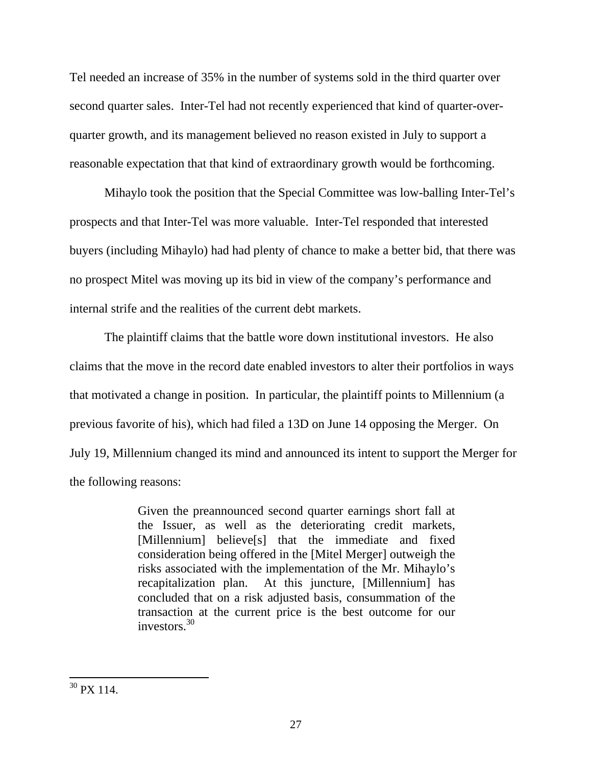Tel needed an increase of 35% in the number of systems sold in the third quarter over second quarter sales. Inter-Tel had not recently experienced that kind of quarter-over-quarter growth, and its management believed no reason existed in July to support a reasonable expectation that that kind of extraordinary growth would be forthcoming.

Mihaylo took the position that the Special Committee was low-balling Inter-Tel's prospects and that Inter-Tel was more valuable. Inter-Tel responded that interested buyers (including Mihaylo) had had plenty of chance to make a better bid, that there was no prospect Mitel was moving up its bid in view of the company's performance and internal strife and the realities of the current debt markets.

The plaintiff claims that the battle wore down institutional investors. He also claims that the move in the record date enabled investors to alter their portfolios in ways that motivated a change in position. In particular, the plaintiff points to Millennium (a previous favorite of his), which had filed a 13D on June 14 opposing the Merger. On July 19, Millennium changed its mind and announced its intent to support the Merger for the following reasons:

> Given the preannounced second quarter earnings short fall at the Issuer, as well as the deteriorating credit markets, [Millennium] believe[s] that the immediate and fixed consideration being offered in the [Mitel Merger] outweigh the risks associated with the implementation of the Mr. Mihaylo's recapitalization plan. At this juncture, [Millennium] has concluded that on a risk adjusted basis, consummation of the transaction at the current price is the best outcome for our investors.[30]

---

[30] PX 114.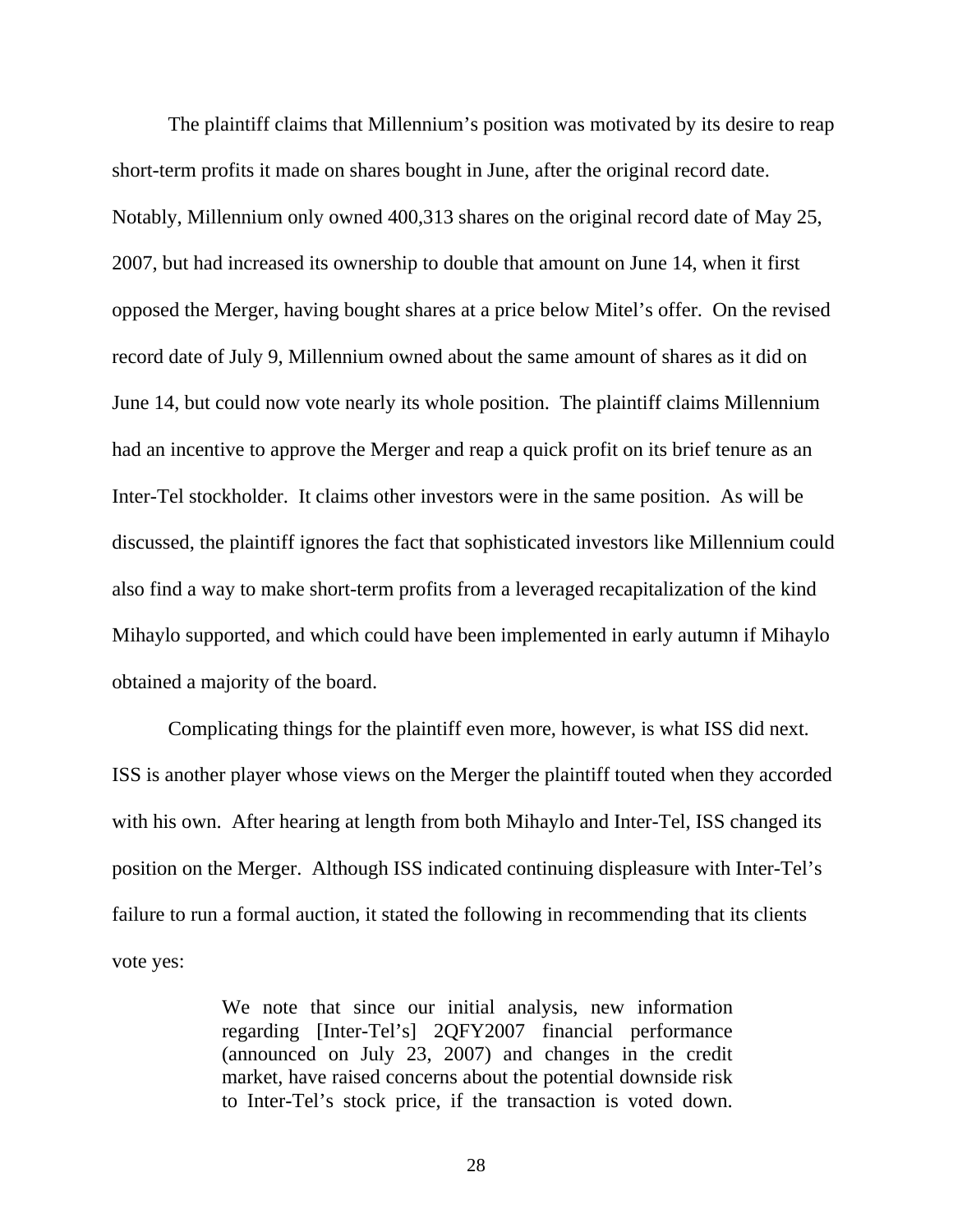The plaintiff claims that Millennium's position was motivated by its desire to reap short-term profits it made on shares bought in June, after the original record date. Notably, Millennium only owned 400,313 shares on the original record date of May 25, 2007, but had increased its ownership to double that amount on June 14, when it first opposed the Merger, having bought shares at a price below Mitel's offer. On the revised record date of July 9, Millennium owned about the same amount of shares as it did on June 14, but could now vote nearly its whole position. The plaintiff claims Millennium had an incentive to approve the Merger and reap a quick profit on its brief tenure as an Inter-Tel stockholder. It claims other investors were in the same position. As will be discussed, the plaintiff ignores the fact that sophisticated investors like Millennium could also find a way to make short-term profits from a leveraged recapitalization of the kind Mihaylo supported, and which could have been implemented in early autumn if Mihaylo obtained a majority of the board.

Complicating things for the plaintiff even more, however, is what ISS did next. ISS is another player whose views on the Merger the plaintiff touted when they accorded with his own. After hearing at length from both Mihaylo and Inter-Tel, ISS changed its position on the Merger. Although ISS indicated continuing displeasure with Inter-Tel's failure to run a formal auction, it stated the following in recommending that its clients vote yes:

> We note that since our initial analysis, new information regarding [Inter-Tel's] 2QFY2007 financial performance (announced on July 23, 2007) and changes in the credit market, have raised concerns about the potential downside risk to Inter-Tel's stock price, if the transaction is voted down.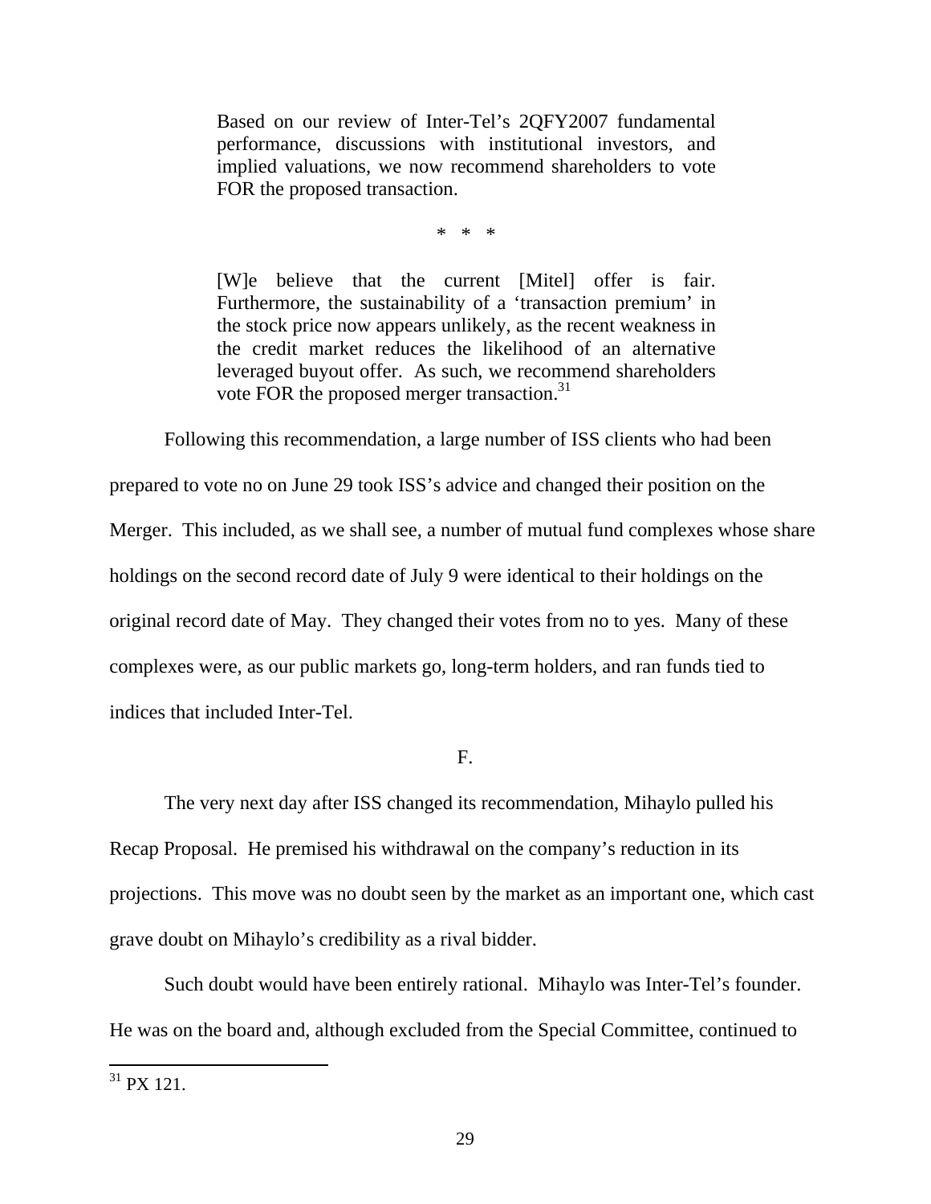> Based on our review of Inter-Tel's 2QFY2007 fundamental performance, discussions with institutional investors, and implied valuations, we now recommend shareholders to vote FOR the proposed transaction.
>
> \* \* \*
>
> [W]e believe that the current [Mitel] offer is fair. Furthermore, the sustainability of a 'transaction premium' in the stock price now appears unlikely, as the recent weakness in the credit market reduces the likelihood of an alternative leveraged buyout offer. As such, we recommend shareholders vote FOR the proposed merger transaction.[31]

Following this recommendation, a large number of ISS clients who had been prepared to vote no on June 29 took ISS's advice and changed their position on the Merger. This included, as we shall see, a number of mutual fund complexes whose share holdings on the second record date of July 9 were identical to their holdings on the original record date of May. They changed their votes from no to yes. Many of these complexes were, as our public markets go, long-term holders, and ran funds tied to indices that included Inter-Tel.

F.

The very next day after ISS changed its recommendation, Mihaylo pulled his Recap Proposal. He premised his withdrawal on the company's reduction in its projections. This move was no doubt seen by the market as an important one, which cast grave doubt on Mihaylo's credibility as a rival bidder.

Such doubt would have been entirely rational. Mihaylo was Inter-Tel's founder. He was on the board and, although excluded from the Special Committee, continued to

---

[31] PX 121.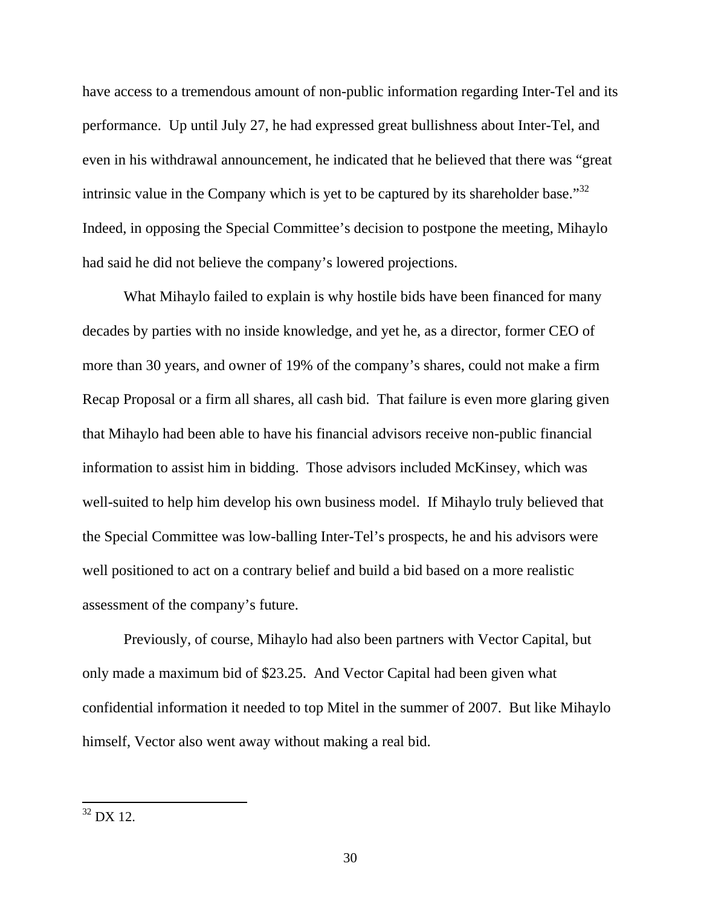have access to a tremendous amount of non-public information regarding Inter-Tel and its performance. Up until July 27, he had expressed great bullishness about Inter-Tel, and even in his withdrawal announcement, he indicated that he believed that there was "great intrinsic value in the Company which is yet to be captured by its shareholder base."[32] Indeed, in opposing the Special Committee's decision to postpone the meeting, Mihaylo had said he did not believe the company's lowered projections.

What Mihaylo failed to explain is why hostile bids have been financed for many decades by parties with no inside knowledge, and yet he, as a director, former CEO of more than 30 years, and owner of 19% of the company's shares, could not make a firm Recap Proposal or a firm all shares, all cash bid. That failure is even more glaring given that Mihaylo had been able to have his financial advisors receive non-public financial information to assist him in bidding. Those advisors included McKinsey, which was well-suited to help him develop his own business model. If Mihaylo truly believed that the Special Committee was low-balling Inter-Tel's prospects, he and his advisors were well positioned to act on a contrary belief and build a bid based on a more realistic assessment of the company's future.

Previously, of course, Mihaylo had also been partners with Vector Capital, but only made a maximum bid of $23.25. And Vector Capital had been given what confidential information it needed to top Mitel in the summer of 2007. But like Mihaylo himself, Vector also went away without making a real bid.

---

[32] DX 12.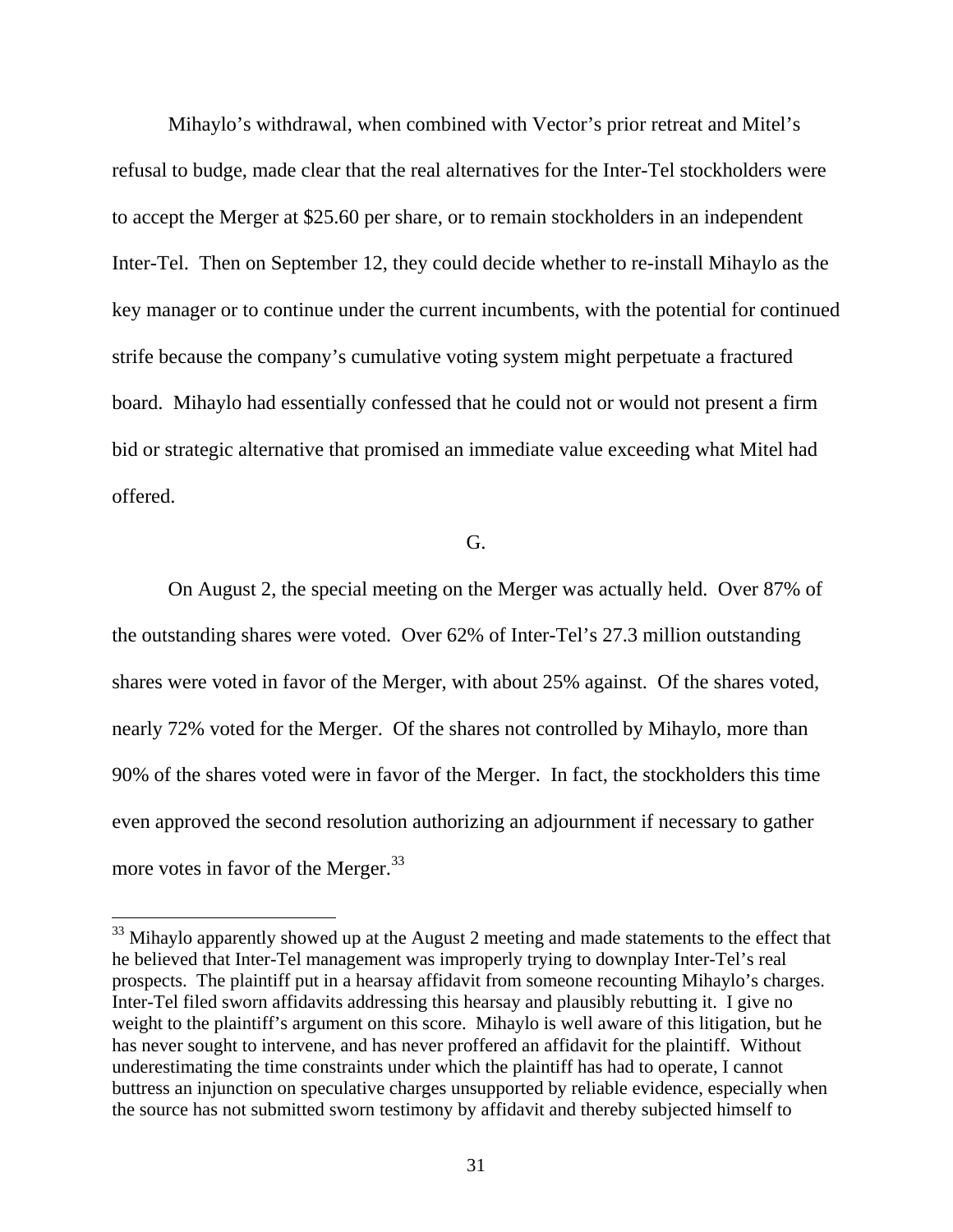Mihaylo's withdrawal, when combined with Vector's prior retreat and Mitel's refusal to budge, made clear that the real alternatives for the Inter-Tel stockholders were to accept the Merger at $25.60 per share, or to remain stockholders in an independent Inter-Tel. Then on September 12, they could decide whether to re-install Mihaylo as the key manager or to continue under the current incumbents, with the potential for continued strife because the company's cumulative voting system might perpetuate a fractured board. Mihaylo had essentially confessed that he could not or would not present a firm bid or strategic alternative that promised an immediate value exceeding what Mitel had offered.

G.

On August 2, the special meeting on the Merger was actually held. Over 87% of the outstanding shares were voted. Over 62% of Inter-Tel's 27.3 million outstanding shares were voted in favor of the Merger, with about 25% against. Of the shares voted, nearly 72% voted for the Merger. Of the shares not controlled by Mihaylo, more than 90% of the shares voted were in favor of the Merger. In fact, the stockholders this time even approved the second resolution authorizing an adjournment if necessary to gather more votes in favor of the Merger.[33]

[33] Mihaylo apparently showed up at the August 2 meeting and made statements to the effect that he believed that Inter-Tel management was improperly trying to downplay Inter-Tel's real prospects. The plaintiff put in a hearsay affidavit from someone recounting Mihaylo's charges. Inter-Tel filed sworn affidavits addressing this hearsay and plausibly rebutting it. I give no weight to the plaintiff's argument on this score. Mihaylo is well aware of this litigation, but he has never sought to intervene, and has never proffered an affidavit for the plaintiff. Without underestimating the time constraints under which the plaintiff has had to operate, I cannot buttress an injunction on speculative charges unsupported by reliable evidence, especially when the source has not submitted sworn testimony by affidavit and thereby subjected himself to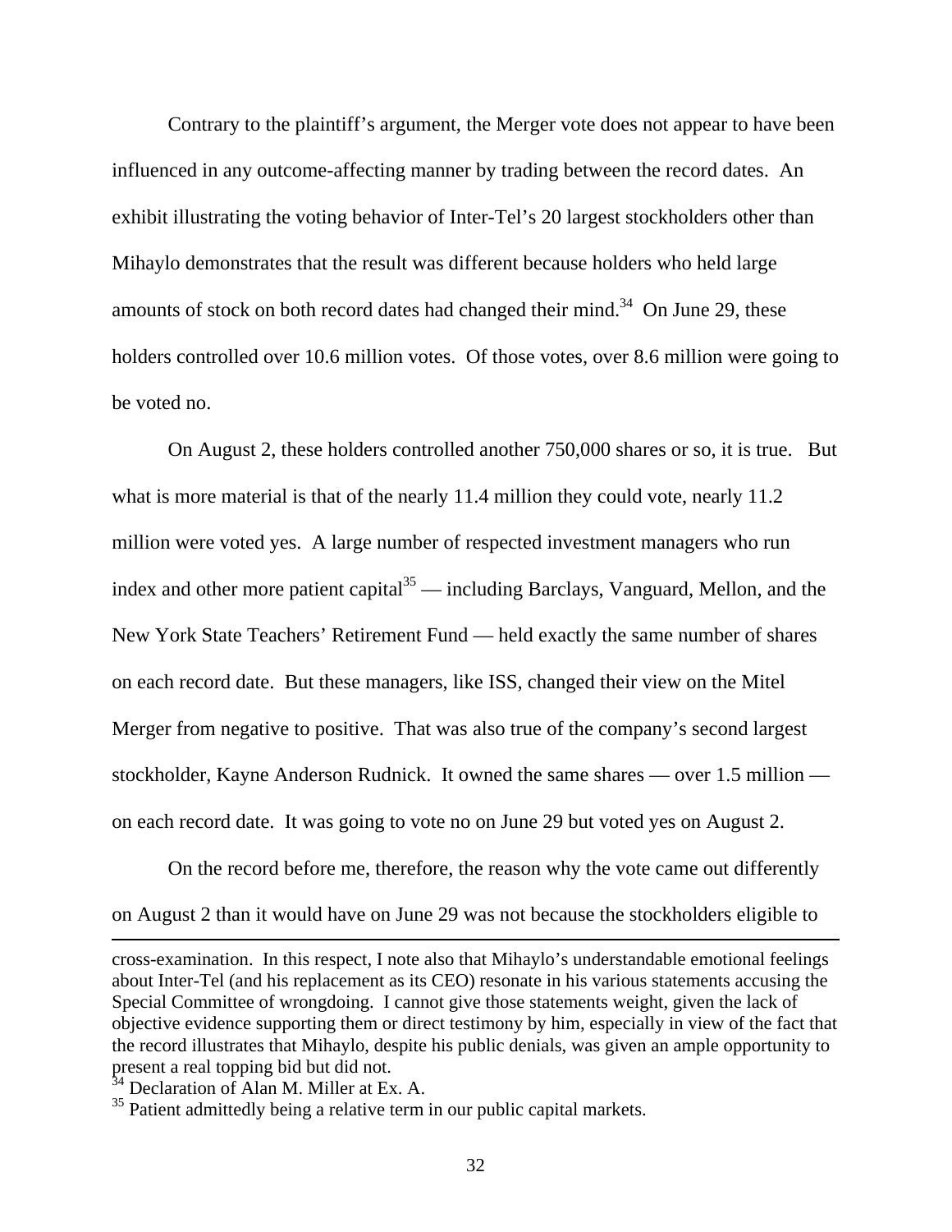Contrary to the plaintiff's argument, the Merger vote does not appear to have been influenced in any outcome-affecting manner by trading between the record dates. An exhibit illustrating the voting behavior of Inter-Tel's 20 largest stockholders other than Mihaylo demonstrates that the result was different because holders who held large amounts of stock on both record dates had changed their mind.[34] On June 29, these holders controlled over 10.6 million votes. Of those votes, over 8.6 million were going to be voted no.

On August 2, these holders controlled another 750,000 shares or so, it is true. But what is more material is that of the nearly 11.4 million they could vote, nearly 11.2 million were voted yes. A large number of respected investment managers who run index and other more patient capital[35] — including Barclays, Vanguard, Mellon, and the New York State Teachers' Retirement Fund — held exactly the same number of shares on each record date. But these managers, like ISS, changed their view on the Mitel Merger from negative to positive. That was also true of the company's second largest stockholder, Kayne Anderson Rudnick. It owned the same shares — over 1.5 million — on each record date. It was going to vote no on June 29 but voted yes on August 2.

On the record before me, therefore, the reason why the vote came out differently on August 2 than it would have on June 29 was not because the stockholders eligible to

---

cross-examination. In this respect, I note also that Mihaylo's understandable emotional feelings about Inter-Tel (and his replacement as its CEO) resonate in his various statements accusing the Special Committee of wrongdoing. I cannot give those statements weight, given the lack of objective evidence supporting them or direct testimony by him, especially in view of the fact that the record illustrates that Mihaylo, despite his public denials, was given an ample opportunity to present a real topping bid but did not.

[34] Declaration of Alan M. Miller at Ex. A.

[35] Patient admittedly being a relative term in our public capital markets.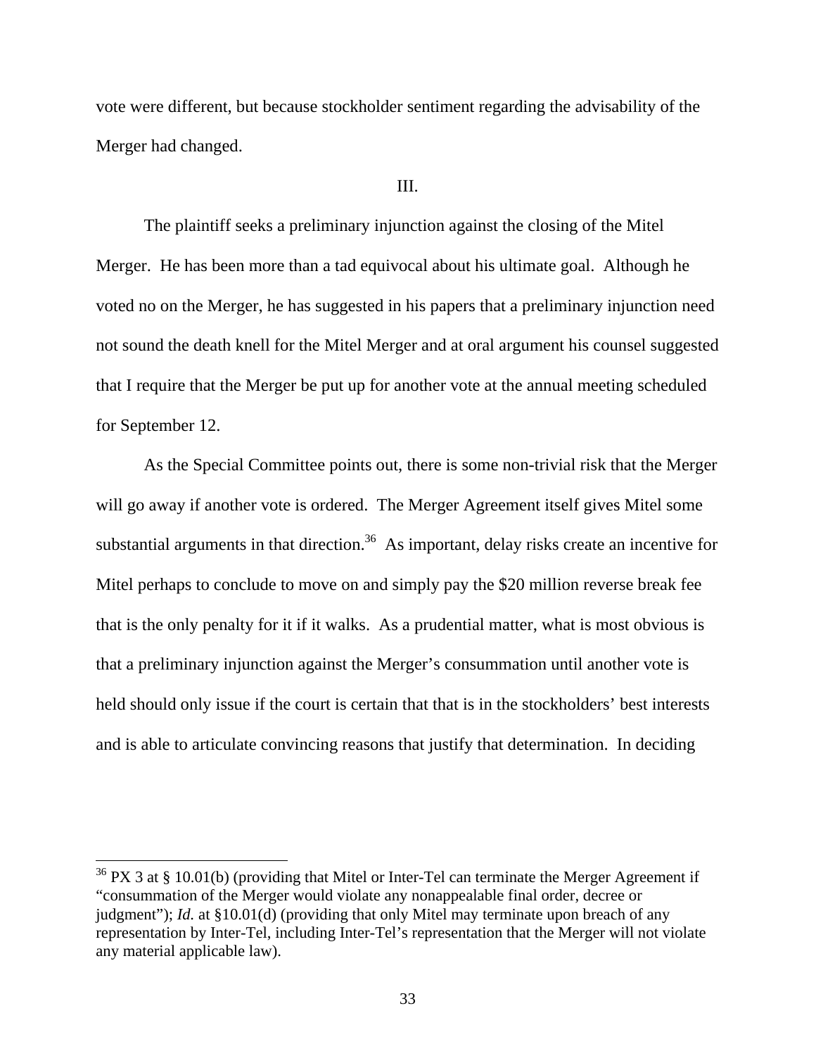vote were different, but because stockholder sentiment regarding the advisability of the Merger had changed.

III.

The plaintiff seeks a preliminary injunction against the closing of the Mitel Merger. He has been more than a tad equivocal about his ultimate goal. Although he voted no on the Merger, he has suggested in his papers that a preliminary injunction need not sound the death knell for the Mitel Merger and at oral argument his counsel suggested that I require that the Merger be put up for another vote at the annual meeting scheduled for September 12.

As the Special Committee points out, there is some non-trivial risk that the Merger will go away if another vote is ordered. The Merger Agreement itself gives Mitel some substantial arguments in that direction.[36] As important, delay risks create an incentive for Mitel perhaps to conclude to move on and simply pay the $20 million reverse break fee that is the only penalty for it if it walks. As a prudential matter, what is most obvious is that a preliminary injunction against the Merger's consummation until another vote is held should only issue if the court is certain that that is in the stockholders' best interests and is able to articulate convincing reasons that justify that determination. In deciding

---

[36] PX 3 at § 10.01(b) (providing that Mitel or Inter-Tel can terminate the Merger Agreement if "consummation of the Merger would violate any nonappealable final order, decree or judgment"); *Id.* at §10.01(d) (providing that only Mitel may terminate upon breach of any representation by Inter-Tel, including Inter-Tel's representation that the Merger will not violate any material applicable law).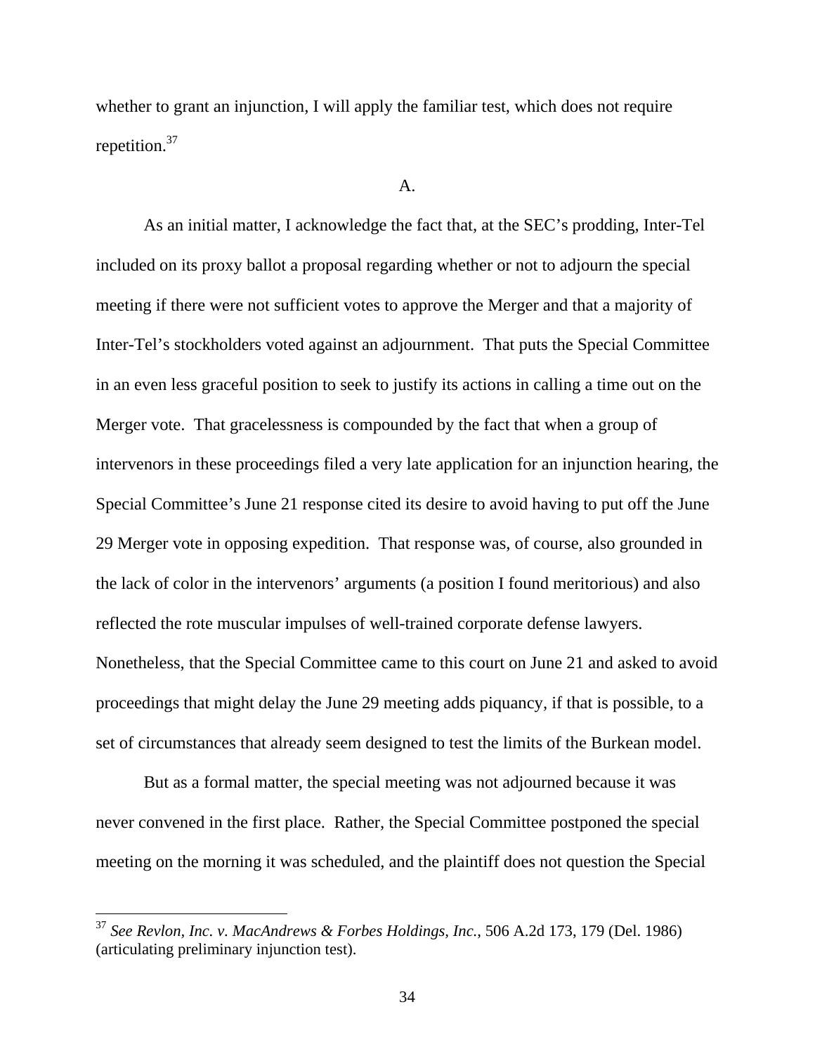whether to grant an injunction, I will apply the familiar test, which does not require repetition.[37]

A.

As an initial matter, I acknowledge the fact that, at the SEC's prodding, Inter-Tel included on its proxy ballot a proposal regarding whether or not to adjourn the special meeting if there were not sufficient votes to approve the Merger and that a majority of Inter-Tel's stockholders voted against an adjournment. That puts the Special Committee in an even less graceful position to seek to justify its actions in calling a time out on the Merger vote. That gracelessness is compounded by the fact that when a group of intervenors in these proceedings filed a very late application for an injunction hearing, the Special Committee's June 21 response cited its desire to avoid having to put off the June 29 Merger vote in opposing expedition. That response was, of course, also grounded in the lack of color in the intervenors' arguments (a position I found meritorious) and also reflected the rote muscular impulses of well-trained corporate defense lawyers. Nonetheless, that the Special Committee came to this court on June 21 and asked to avoid proceedings that might delay the June 29 meeting adds piquancy, if that is possible, to a set of circumstances that already seem designed to test the limits of the Burkean model.

But as a formal matter, the special meeting was not adjourned because it was never convened in the first place. Rather, the Special Committee postponed the special meeting on the morning it was scheduled, and the plaintiff does not question the Special

[37] *See Revlon, Inc. v. MacAndrews & Forbes Holdings, Inc.*, 506 A.2d 173, 179 (Del. 1986) (articulating preliminary injunction test).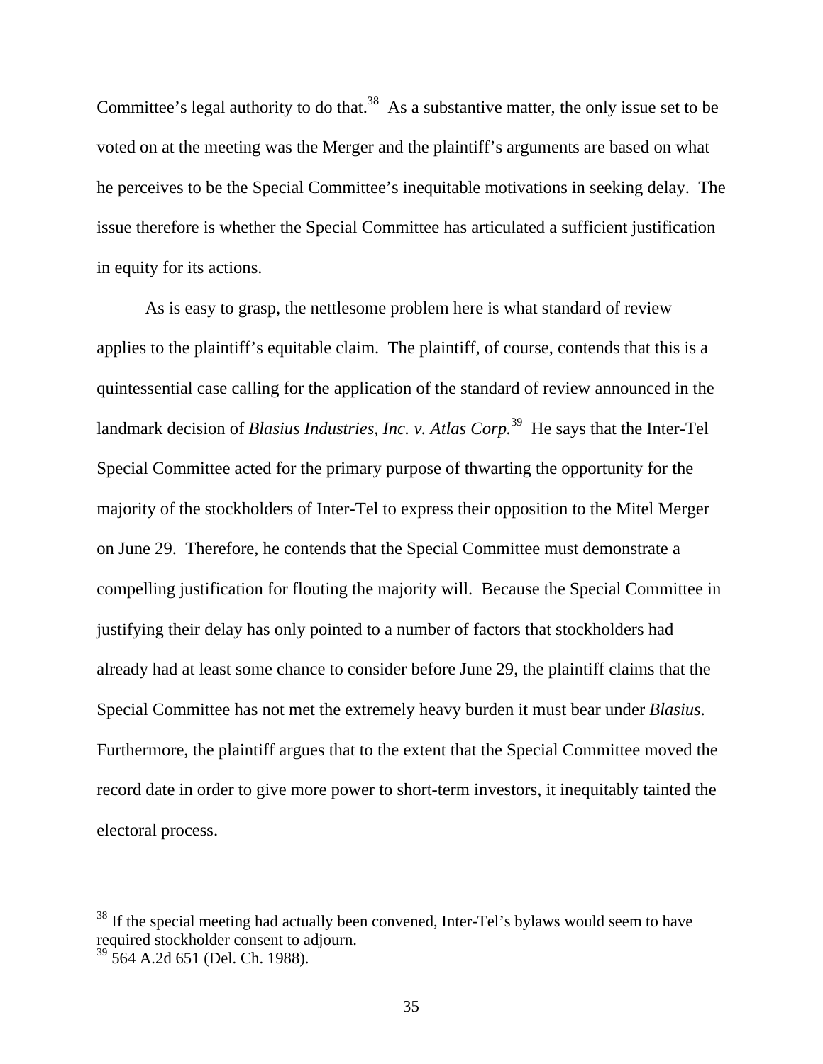Committee's legal authority to do that.[38] As a substantive matter, the only issue set to be voted on at the meeting was the Merger and the plaintiff's arguments are based on what he perceives to be the Special Committee's inequitable motivations in seeking delay. The issue therefore is whether the Special Committee has articulated a sufficient justification in equity for its actions.

As is easy to grasp, the nettlesome problem here is what standard of review applies to the plaintiff's equitable claim. The plaintiff, of course, contends that this is a quintessential case calling for the application of the standard of review announced in the landmark decision of *Blasius Industries, Inc. v. Atlas Corp.*[39] He says that the Inter-Tel Special Committee acted for the primary purpose of thwarting the opportunity for the majority of the stockholders of Inter-Tel to express their opposition to the Mitel Merger on June 29. Therefore, he contends that the Special Committee must demonstrate a compelling justification for flouting the majority will. Because the Special Committee in justifying their delay has only pointed to a number of factors that stockholders had already had at least some chance to consider before June 29, the plaintiff claims that the Special Committee has not met the extremely heavy burden it must bear under *Blasius*. Furthermore, the plaintiff argues that to the extent that the Special Committee moved the record date in order to give more power to short-term investors, it inequitably tainted the electoral process.

---

[38] If the special meeting had actually been convened, Inter-Tel's bylaws would seem to have required stockholder consent to adjourn.

[39] 564 A.2d 651 (Del. Ch. 1988).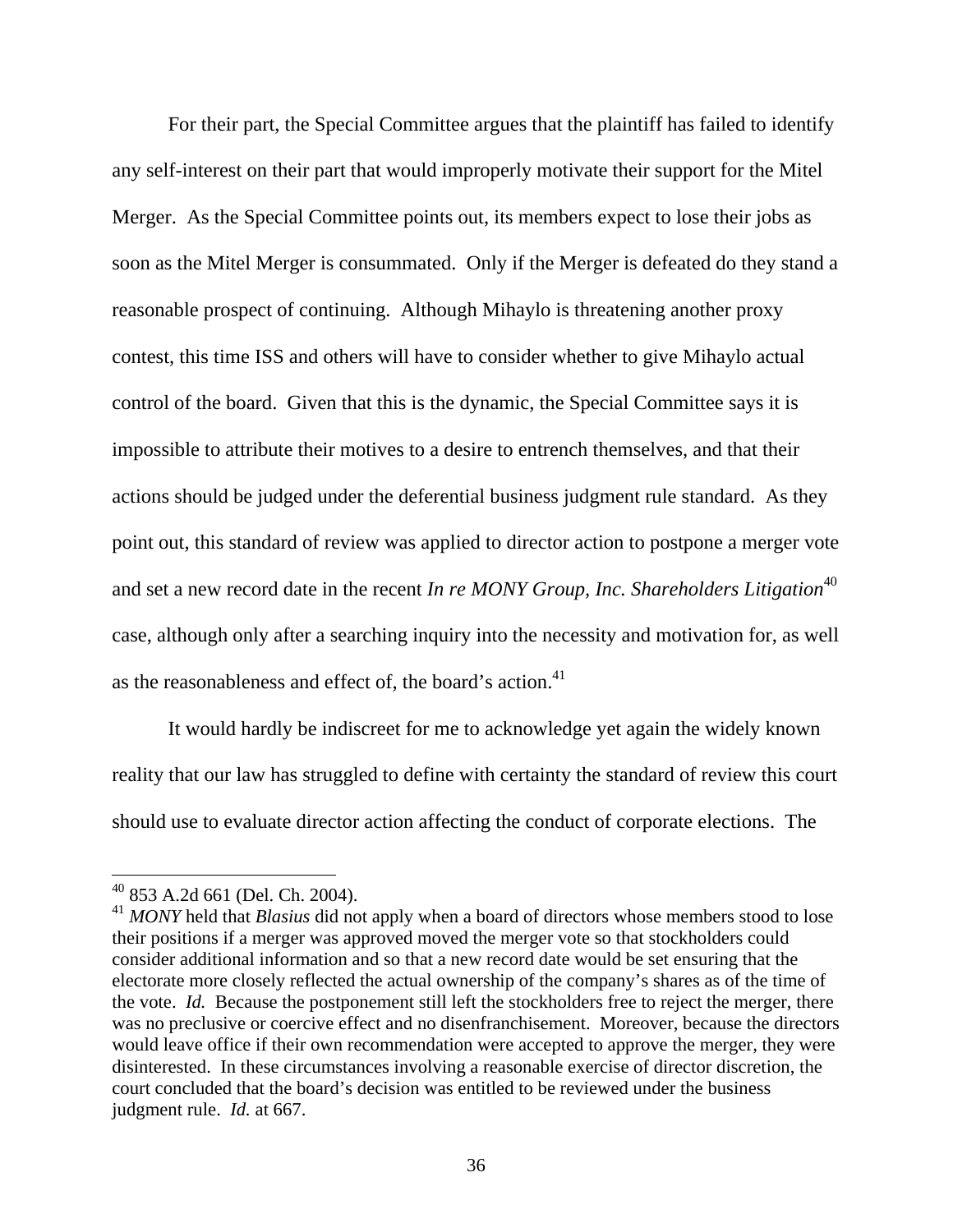For their part, the Special Committee argues that the plaintiff has failed to identify any self-interest on their part that would improperly motivate their support for the Mitel Merger. As the Special Committee points out, its members expect to lose their jobs as soon as the Mitel Merger is consummated. Only if the Merger is defeated do they stand a reasonable prospect of continuing. Although Mihaylo is threatening another proxy contest, this time ISS and others will have to consider whether to give Mihaylo actual control of the board. Given that this is the dynamic, the Special Committee says it is impossible to attribute their motives to a desire to entrench themselves, and that their actions should be judged under the deferential business judgment rule standard. As they point out, this standard of review was applied to director action to postpone a merger vote and set a new record date in the recent *In re MONY Group, Inc. Shareholders Litigation*[40] case, although only after a searching inquiry into the necessity and motivation for, as well as the reasonableness and effect of, the board's action.[41]

It would hardly be indiscreet for me to acknowledge yet again the widely known reality that our law has struggled to define with certainty the standard of review this court should use to evaluate director action affecting the conduct of corporate elections. The

---

[40] 853 A.2d 661 (Del. Ch. 2004).

[41] *MONY* held that *Blasius* did not apply when a board of directors whose members stood to lose their positions if a merger was approved moved the merger vote so that stockholders could consider additional information and so that a new record date would be set ensuring that the electorate more closely reflected the actual ownership of the company's shares as of the time of the vote. *Id.* Because the postponement still left the stockholders free to reject the merger, there was no preclusive or coercive effect and no disenfranchisement. Moreover, because the directors would leave office if their own recommendation were accepted to approve the merger, they were disinterested. In these circumstances involving a reasonable exercise of director discretion, the court concluded that the board's decision was entitled to be reviewed under the business judgment rule. *Id.* at 667.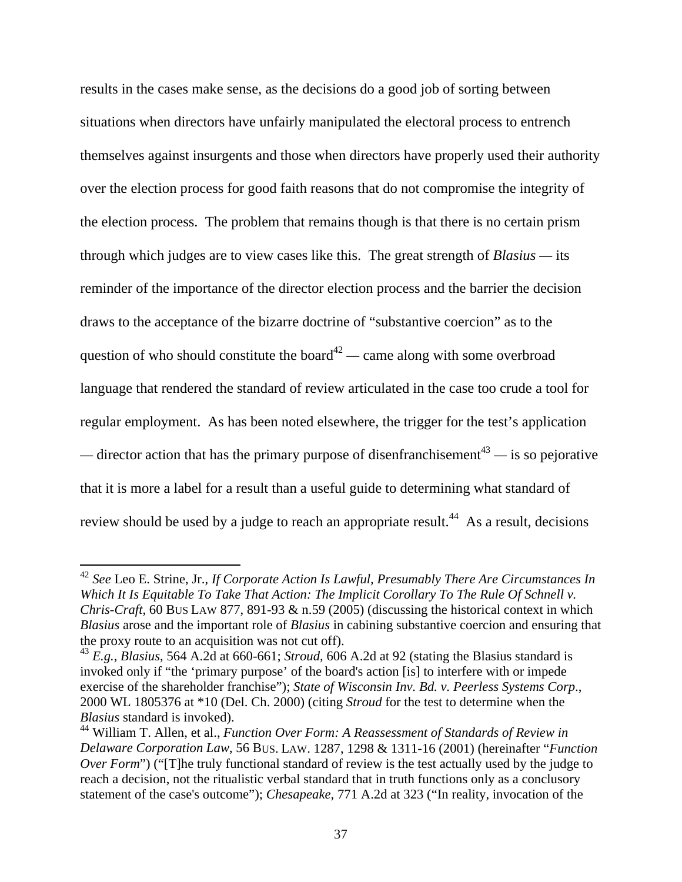results in the cases make sense, as the decisions do a good job of sorting between situations when directors have unfairly manipulated the electoral process to entrench themselves against insurgents and those when directors have properly used their authority over the election process for good faith reasons that do not compromise the integrity of the election process. The problem that remains though is that there is no certain prism through which judges are to view cases like this. The great strength of *Blasius* — its reminder of the importance of the director election process and the barrier the decision draws to the acceptance of the bizarre doctrine of "substantive coercion" as to the question of who should constitute the board[42] — came along with some overbroad language that rendered the standard of review articulated in the case too crude a tool for regular employment. As has been noted elsewhere, the trigger for the test's application — director action that has the primary purpose of disenfranchisement[43] — is so pejorative that it is more a label for a result than a useful guide to determining what standard of review should be used by a judge to reach an appropriate result.[44] As a result, decisions

---

[42] *See* Leo E. Strine, Jr., *If Corporate Action Is Lawful, Presumably There Are Circumstances In Which It Is Equitable To Take That Action: The Implicit Corollary To The Rule Of Schnell v. Chris-Craft*, 60 BUS LAW 877, 891-93 & n.59 (2005) (discussing the historical context in which *Blasius* arose and the important role of *Blasius* in cabining substantive coercion and ensuring that the proxy route to an acquisition was not cut off).

[43] *E.g.*, *Blasius*, 564 A.2d at 660-661; *Stroud*, 606 A.2d at 92 (stating the Blasius standard is invoked only if "the 'primary purpose' of the board's action [is] to interfere with or impede exercise of the shareholder franchise"); *State of Wisconsin Inv. Bd. v. Peerless Systems Corp.*, 2000 WL 1805376 at *10 (Del. Ch. 2000) (citing *Stroud* for the test to determine when the *Blasius* standard is invoked).

[44] William T. Allen, et al., *Function Over Form: A Reassessment of Standards of Review in Delaware Corporation Law*, 56 BUS. LAW. 1287, 1298 & 1311-16 (2001) (hereinafter "*Function Over Form*") ("[T]he truly functional standard of review is the test actually used by the judge to reach a decision, not the ritualistic verbal standard that in truth functions only as a conclusory statement of the case's outcome"); *Chesapeake*, 771 A.2d at 323 ("In reality, invocation of the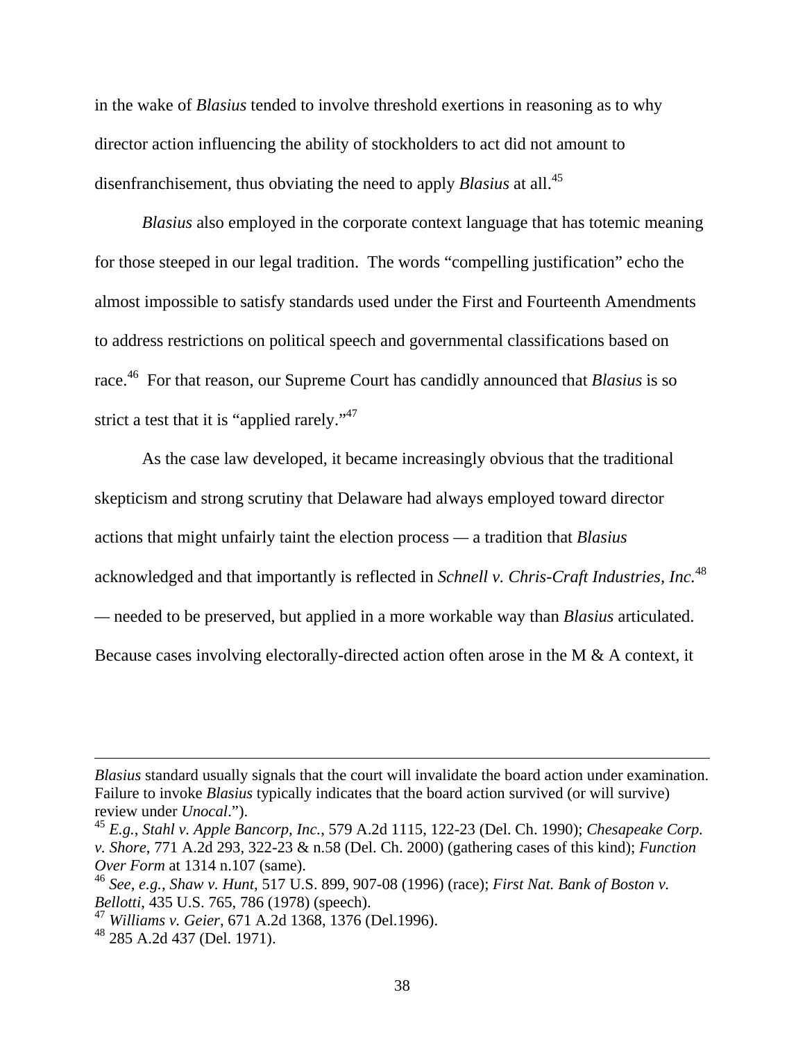in the wake of *Blasius* tended to involve threshold exertions in reasoning as to why director action influencing the ability of stockholders to act did not amount to disenfranchisement, thus obviating the need to apply *Blasius* at all.[45]

*Blasius* also employed in the corporate context language that has totemic meaning for those steeped in our legal tradition. The words "compelling justification" echo the almost impossible to satisfy standards used under the First and Fourteenth Amendments to address restrictions on political speech and governmental classifications based on race.[46] For that reason, our Supreme Court has candidly announced that *Blasius* is so strict a test that it is "applied rarely."[47]

As the case law developed, it became increasingly obvious that the traditional skepticism and strong scrutiny that Delaware had always employed toward director actions that might unfairly taint the election process — a tradition that *Blasius* acknowledged and that importantly is reflected in *Schnell v. Chris-Craft Industries, Inc.*[48] — needed to be preserved, but applied in a more workable way than *Blasius* articulated. Because cases involving electorally-directed action often arose in the M & A context, it

---

*Blasius* standard usually signals that the court will invalidate the board action under examination. Failure to invoke *Blasius* typically indicates that the board action survived (or will survive) review under *Unocal*.").

[45] *E.g.*, *Stahl v. Apple Bancorp, Inc.*, 579 A.2d 1115, 122-23 (Del. Ch. 1990); *Chesapeake Corp. v. Shore*, 771 A.2d 293, 322-23 & n.58 (Del. Ch. 2000) (gathering cases of this kind); *Function Over Form* at 1314 n.107 (same).

[46] *See, e.g.*, *Shaw v. Hunt*, 517 U.S. 899, 907-08 (1996) (race); *First Nat. Bank of Boston v. Bellotti*, 435 U.S. 765, 786 (1978) (speech).

[47] *Williams v. Geier*, 671 A.2d 1368, 1376 (Del.1996).

[48] 285 A.2d 437 (Del. 1971).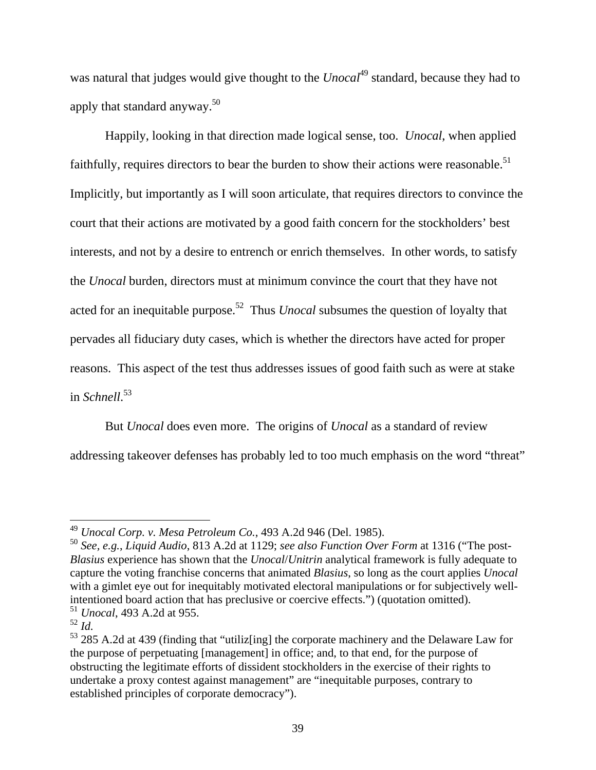was natural that judges would give thought to the *Unocal*[49] standard, because they had to apply that standard anyway.[50]

Happily, looking in that direction made logical sense, too. *Unocal*, when applied faithfully, requires directors to bear the burden to show their actions were reasonable.[51] Implicitly, but importantly as I will soon articulate, that requires directors to convince the court that their actions are motivated by a good faith concern for the stockholders' best interests, and not by a desire to entrench or enrich themselves. In other words, to satisfy the *Unocal* burden, directors must at minimum convince the court that they have not acted for an inequitable purpose.[52] Thus *Unocal* subsumes the question of loyalty that pervades all fiduciary duty cases, which is whether the directors have acted for proper reasons. This aspect of the test thus addresses issues of good faith such as were at stake in *Schnell*.[53]

But *Unocal* does even more. The origins of *Unocal* as a standard of review addressing takeover defenses has probably led to too much emphasis on the word "threat"

---

[49] *Unocal Corp. v. Mesa Petroleum Co.*, 493 A.2d 946 (Del. 1985).

[50] *See, e.g.*, *Liquid Audio*, 813 A.2d at 1129; *see also Function Over Form* at 1316 ("The post-*Blasius* experience has shown that the *Unocal*/*Unitrin* analytical framework is fully adequate to capture the voting franchise concerns that animated *Blasius*, so long as the court applies *Unocal* with a gimlet eye out for inequitably motivated electoral manipulations or for subjectively well-intentioned board action that has preclusive or coercive effects.") (quotation omitted).

[51] *Unocal*, 493 A.2d at 955.

[52] *Id.*

[53] 285 A.2d at 439 (finding that "utiliz[ing] the corporate machinery and the Delaware Law for the purpose of perpetuating [management] in office; and, to that end, for the purpose of obstructing the legitimate efforts of dissident stockholders in the exercise of their rights to undertake a proxy contest against management" are "inequitable purposes, contrary to established principles of corporate democracy").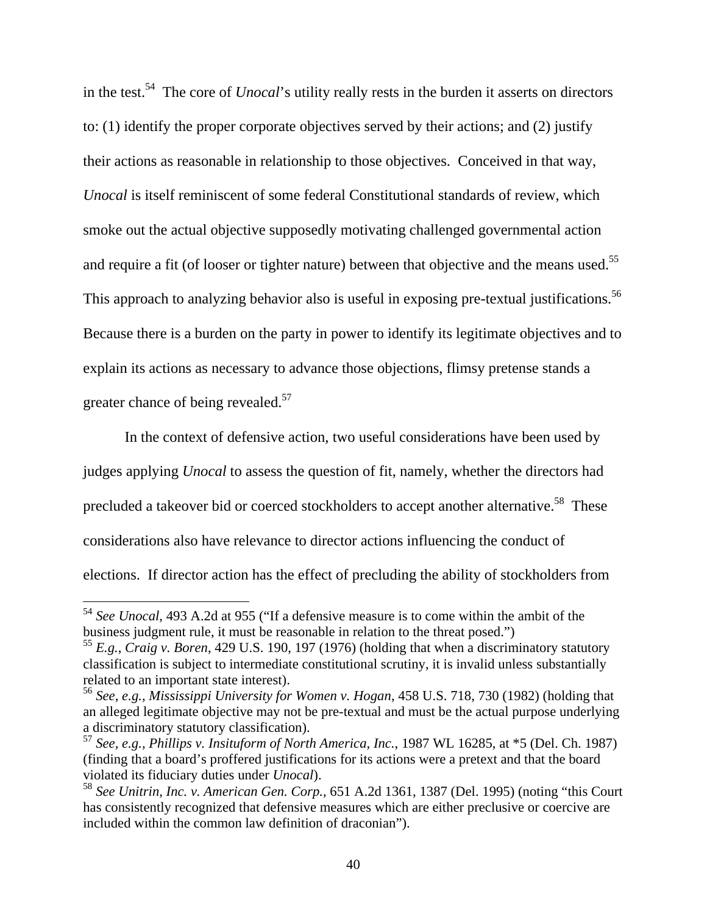in the test.[54] The core of *Unocal*'s utility really rests in the burden it asserts on directors to: (1) identify the proper corporate objectives served by their actions; and (2) justify their actions as reasonable in relationship to those objectives. Conceived in that way, *Unocal* is itself reminiscent of some federal Constitutional standards of review, which smoke out the actual objective supposedly motivating challenged governmental action and require a fit (of looser or tighter nature) between that objective and the means used.[55] This approach to analyzing behavior also is useful in exposing pre-textual justifications.[56] Because there is a burden on the party in power to identify its legitimate objectives and to explain its actions as necessary to advance those objections, flimsy pretense stands a greater chance of being revealed.[57]

In the context of defensive action, two useful considerations have been used by judges applying *Unocal* to assess the question of fit, namely, whether the directors had precluded a takeover bid or coerced stockholders to accept another alternative.[58] These considerations also have relevance to director actions influencing the conduct of elections. If director action has the effect of precluding the ability of stockholders from

---

[54] *See Unocal*, 493 A.2d at 955 ("If a defensive measure is to come within the ambit of the business judgment rule, it must be reasonable in relation to the threat posed.")

[55] *E.g.*, *Craig v. Boren*, 429 U.S. 190, 197 (1976) (holding that when a discriminatory statutory classification is subject to intermediate constitutional scrutiny, it is invalid unless substantially related to an important state interest).

[56] *See, e.g.*, *Mississippi University for Women v. Hogan*, 458 U.S. 718, 730 (1982) (holding that an alleged legitimate objective may not be pre-textual and must be the actual purpose underlying a discriminatory statutory classification).

[57] *See, e.g.*, *Phillips v. Insituform of North America, Inc.*, 1987 WL 16285, at *5 (Del. Ch. 1987) (finding that a board's proffered justifications for its actions were a pretext and that the board violated its fiduciary duties under *Unocal*).

[58] *See Unitrin, Inc. v. American Gen. Corp.*, 651 A.2d 1361, 1387 (Del. 1995) (noting "this Court has consistently recognized that defensive measures which are either preclusive or coercive are included within the common law definition of draconian").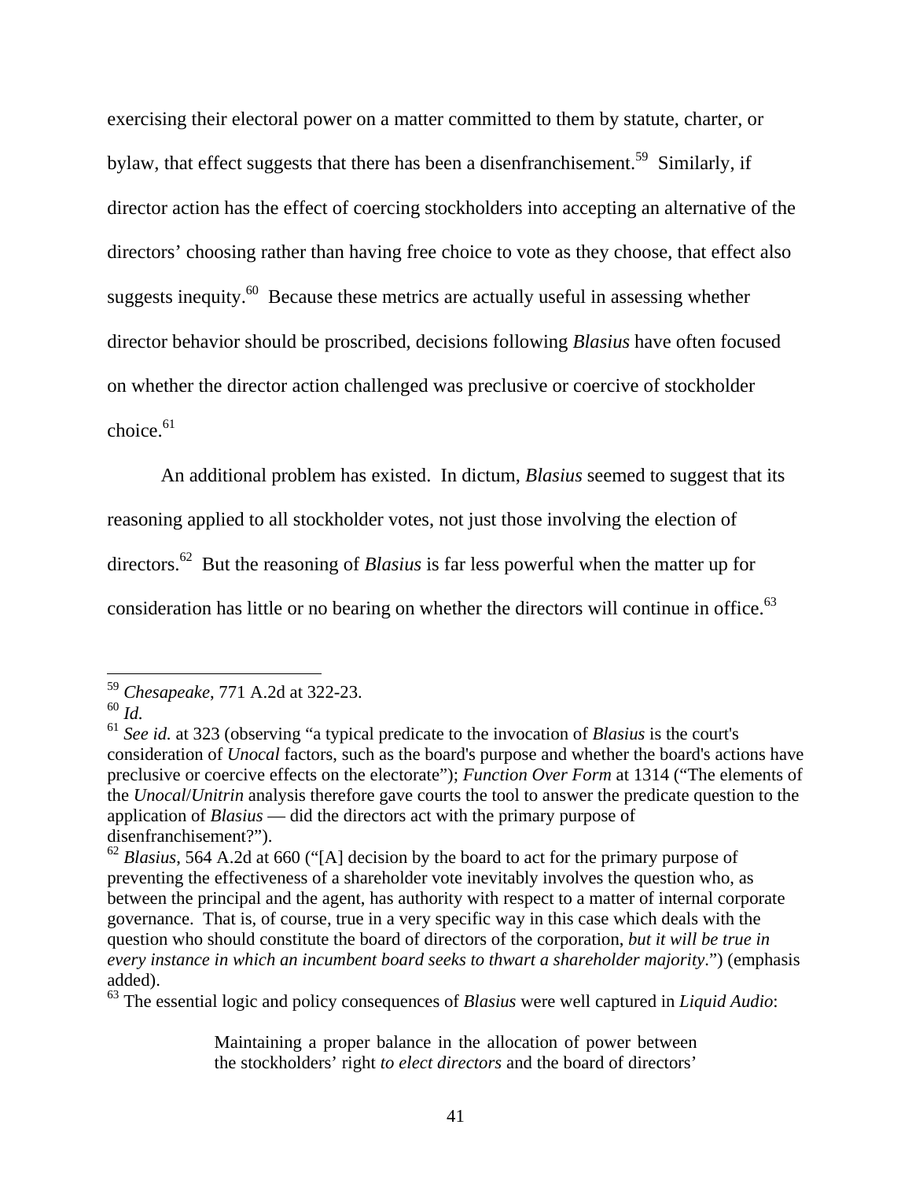exercising their electoral power on a matter committed to them by statute, charter, or bylaw, that effect suggests that there has been a disenfranchisement.[59] Similarly, if director action has the effect of coercing stockholders into accepting an alternative of the directors' choosing rather than having free choice to vote as they choose, that effect also suggests inequity.[60] Because these metrics are actually useful in assessing whether director behavior should be proscribed, decisions following *Blasius* have often focused on whether the director action challenged was preclusive or coercive of stockholder choice.[61]

An additional problem has existed. In dictum, *Blasius* seemed to suggest that its reasoning applied to all stockholder votes, not just those involving the election of directors.[62] But the reasoning of *Blasius* is far less powerful when the matter up for consideration has little or no bearing on whether the directors will continue in office.[63]

---

[59] *Chesapeake*, 771 A.2d at 322-23.

[60] *Id.*

[61] *See id.* at 323 (observing "a typical predicate to the invocation of *Blasius* is the court's consideration of *Unocal* factors, such as the board's purpose and whether the board's actions have preclusive or coercive effects on the electorate"); *Function Over Form* at 1314 ("The elements of the *Unocal*/*Unitrin* analysis therefore gave courts the tool to answer the predicate question to the application of *Blasius* — did the directors act with the primary purpose of disenfranchisement?").

[62] *Blasius*, 564 A.2d at 660 ("[A] decision by the board to act for the primary purpose of preventing the effectiveness of a shareholder vote inevitably involves the question who, as between the principal and the agent, has authority with respect to a matter of internal corporate governance. That is, of course, true in a very specific way in this case which deals with the question who should constitute the board of directors of the corporation, *but it will be true in every instance in which an incumbent board seeks to thwart a shareholder majority*.") (emphasis added).

[63] The essential logic and policy consequences of *Blasius* were well captured in *Liquid Audio*:

> Maintaining a proper balance in the allocation of power between the stockholders' right *to elect directors* and the board of directors'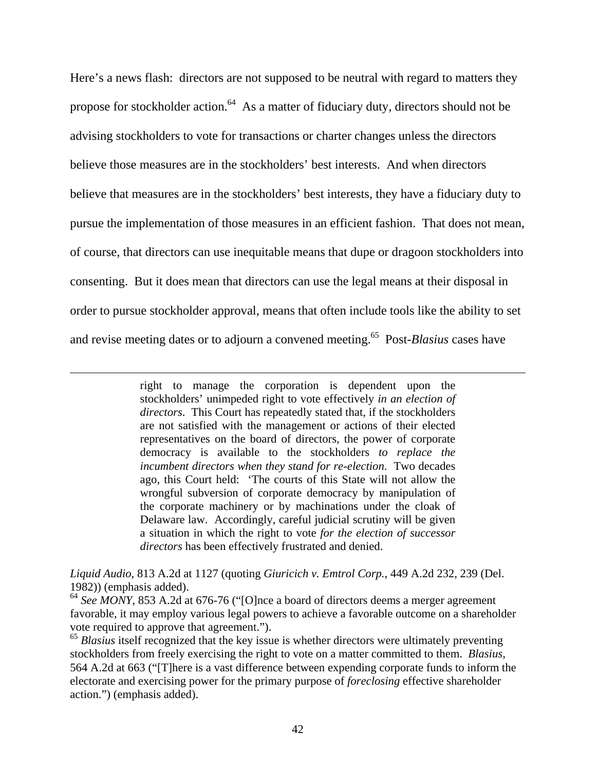Here's a news flash: directors are not supposed to be neutral with regard to matters they propose for stockholder action.[64] As a matter of fiduciary duty, directors should not be advising stockholders to vote for transactions or charter changes unless the directors believe those measures are in the stockholders' best interests. And when directors believe that measures are in the stockholders' best interests, they have a fiduciary duty to pursue the implementation of those measures in an efficient fashion. That does not mean, of course, that directors can use inequitable means that dupe or dragoon stockholders into consenting. But it does mean that directors can use the legal means at their disposal in order to pursue stockholder approval, means that often include tools like the ability to set and revise meeting dates or to adjourn a convened meeting.[65] Post-*Blasius* cases have

---

> right to manage the corporation is dependent upon the stockholders' unimpeded right to vote effectively *in an election of directors*. This Court has repeatedly stated that, if the stockholders are not satisfied with the management or actions of their elected representatives on the board of directors, the power of corporate democracy is available to the stockholders *to replace the incumbent directors when they stand for re-election*. Two decades ago, this Court held: 'The courts of this State will not allow the wrongful subversion of corporate democracy by manipulation of the corporate machinery or by machinations under the cloak of Delaware law. Accordingly, careful judicial scrutiny will be given a situation in which the right to vote *for the election of successor directors* has been effectively frustrated and denied.

*Liquid Audio*, 813 A.2d at 1127 (quoting *Giuricich v. Emtrol Corp.*, 449 A.2d 232, 239 (Del. 1982)) (emphasis added).

[64] *See MONY*, 853 A.2d at 676-76 ("[O]nce a board of directors deems a merger agreement favorable, it may employ various legal powers to achieve a favorable outcome on a shareholder vote required to approve that agreement.").

[65] *Blasius* itself recognized that the key issue is whether directors were ultimately preventing stockholders from freely exercising the right to vote on a matter committed to them. *Blasius*, 564 A.2d at 663 ("[T]here is a vast difference between expending corporate funds to inform the electorate and exercising power for the primary purpose of *foreclosing* effective shareholder action.") (emphasis added).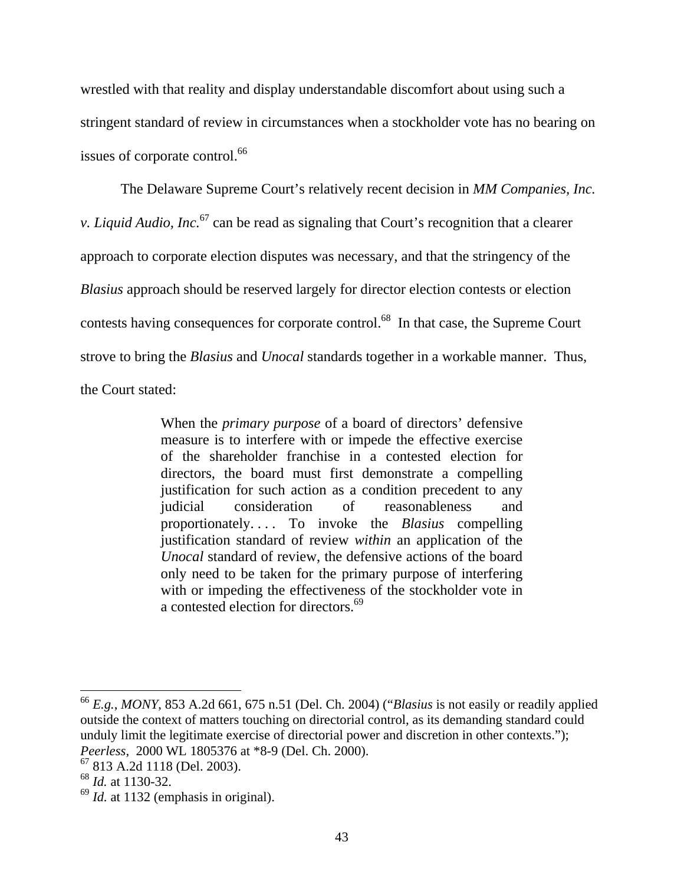wrestled with that reality and display understandable discomfort about using such a stringent standard of review in circumstances when a stockholder vote has no bearing on issues of corporate control.[66]

The Delaware Supreme Court's relatively recent decision in *MM Companies, Inc. v. Liquid Audio, Inc.*[67] can be read as signaling that Court's recognition that a clearer approach to corporate election disputes was necessary, and that the stringency of the *Blasius* approach should be reserved largely for director election contests or election contests having consequences for corporate control.[68] In that case, the Supreme Court strove to bring the *Blasius* and *Unocal* standards together in a workable manner. Thus, the Court stated:

> When the *primary purpose* of a board of directors' defensive measure is to interfere with or impede the effective exercise of the shareholder franchise in a contested election for directors, the board must first demonstrate a compelling justification for such action as a condition precedent to any judicial consideration of reasonableness and proportionately. . . . To invoke the *Blasius* compelling justification standard of review *within* an application of the *Unocal* standard of review, the defensive actions of the board only need to be taken for the primary purpose of interfering with or impeding the effectiveness of the stockholder vote in a contested election for directors.[69]

---

[66] *E.g.*, *MONY*, 853 A.2d 661, 675 n.51 (Del. Ch. 2004) ("*Blasius* is not easily or readily applied outside the context of matters touching on directorial control, as its demanding standard could unduly limit the legitimate exercise of directorial power and discretion in other contexts."); *Peerless*, 2000 WL 1805376 at *8-9 (Del. Ch. 2000).

[67] 813 A.2d 1118 (Del. 2003).

[68] *Id.* at 1130-32.

[69] *Id.* at 1132 (emphasis in original).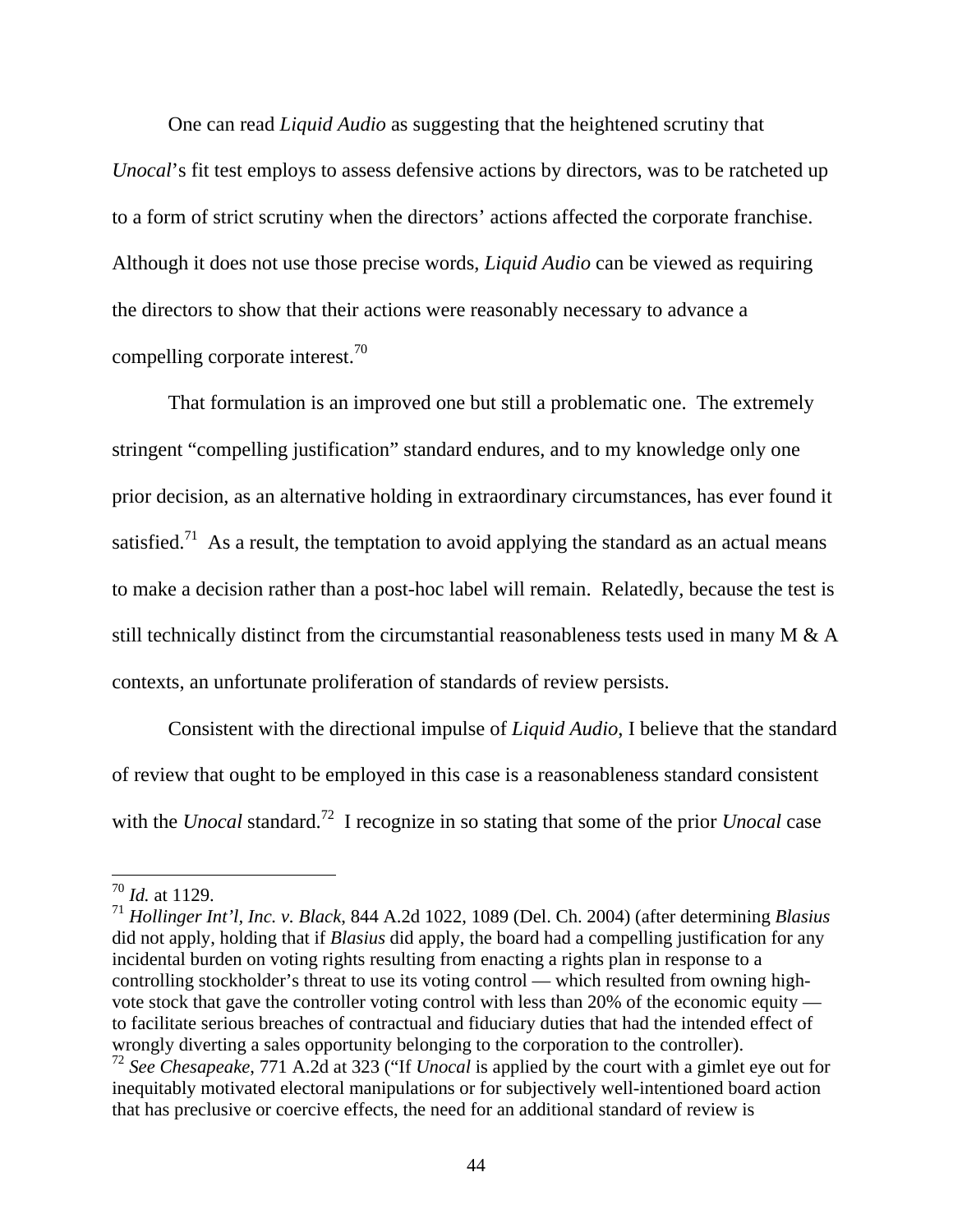One can read *Liquid Audio* as suggesting that the heightened scrutiny that *Unocal*'s fit test employs to assess defensive actions by directors, was to be ratcheted up to a form of strict scrutiny when the directors' actions affected the corporate franchise. Although it does not use those precise words, *Liquid Audio* can be viewed as requiring the directors to show that their actions were reasonably necessary to advance a compelling corporate interest.[70]

That formulation is an improved one but still a problematic one. The extremely stringent "compelling justification" standard endures, and to my knowledge only one prior decision, as an alternative holding in extraordinary circumstances, has ever found it satisfied.[71] As a result, the temptation to avoid applying the standard as an actual means to make a decision rather than a post-hoc label will remain. Relatedly, because the test is still technically distinct from the circumstantial reasonableness tests used in many M & A contexts, an unfortunate proliferation of standards of review persists.

Consistent with the directional impulse of *Liquid Audio*, I believe that the standard of review that ought to be employed in this case is a reasonableness standard consistent with the *Unocal* standard.[72] I recognize in so stating that some of the prior *Unocal* case

---

[70] *Id.* at 1129.

[71] *Hollinger Int'l, Inc. v. Black*, 844 A.2d 1022, 1089 (Del. Ch. 2004) (after determining *Blasius* did not apply, holding that if *Blasius* did apply, the board had a compelling justification for any incidental burden on voting rights resulting from enacting a rights plan in response to a controlling stockholder's threat to use its voting control — which resulted from owning high-vote stock that gave the controller voting control with less than 20% of the economic equity — to facilitate serious breaches of contractual and fiduciary duties that had the intended effect of wrongly diverting a sales opportunity belonging to the corporation to the controller).

[72] *See Chesapeake*, 771 A.2d at 323 ("If *Unocal* is applied by the court with a gimlet eye out for inequitably motivated electoral manipulations or for subjectively well-intentioned board action that has preclusive or coercive effects, the need for an additional standard of review is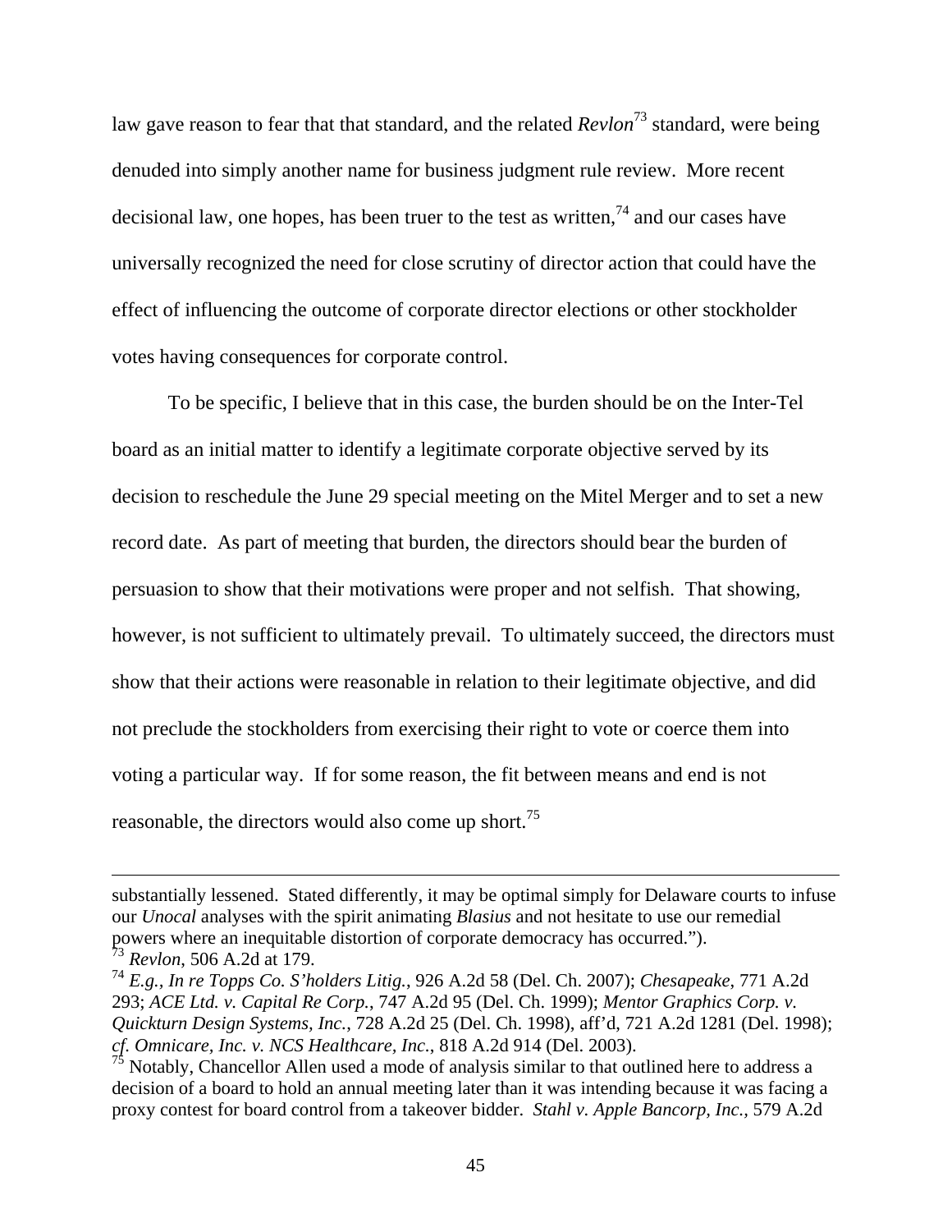law gave reason to fear that that standard, and the related *Revlon*[73] standard, were being denuded into simply another name for business judgment rule review. More recent decisional law, one hopes, has been truer to the test as written,[74] and our cases have universally recognized the need for close scrutiny of director action that could have the effect of influencing the outcome of corporate director elections or other stockholder votes having consequences for corporate control.

To be specific, I believe that in this case, the burden should be on the Inter-Tel board as an initial matter to identify a legitimate corporate objective served by its decision to reschedule the June 29 special meeting on the Mitel Merger and to set a new record date. As part of meeting that burden, the directors should bear the burden of persuasion to show that their motivations were proper and not selfish. That showing, however, is not sufficient to ultimately prevail. To ultimately succeed, the directors must show that their actions were reasonable in relation to their legitimate objective, and did not preclude the stockholders from exercising their right to vote or coerce them into voting a particular way. If for some reason, the fit between means and end is not reasonable, the directors would also come up short.[75]

---

substantially lessened. Stated differently, it may be optimal simply for Delaware courts to infuse our *Unocal* analyses with the spirit animating *Blasius* and not hesitate to use our remedial powers where an inequitable distortion of corporate democracy has occurred.").

[73] *Revlon*, 506 A.2d at 179.

[74] *E.g., In re Topps Co. S'holders Litig.*, 926 A.2d 58 (Del. Ch. 2007); *Chesapeake*, 771 A.2d 293; *ACE Ltd. v. Capital Re Corp.*, 747 A.2d 95 (Del. Ch. 1999); *Mentor Graphics Corp. v. Quickturn Design Systems, Inc.*, 728 A.2d 25 (Del. Ch. 1998), aff'd, 721 A.2d 1281 (Del. 1998); *cf. Omnicare, Inc. v. NCS Healthcare, Inc.*, 818 A.2d 914 (Del. 2003).

[75] Notably, Chancellor Allen used a mode of analysis similar to that outlined here to address a decision of a board to hold an annual meeting later than it was intending because it was facing a proxy contest for board control from a takeover bidder. *Stahl v. Apple Bancorp, Inc.*, 579 A.2d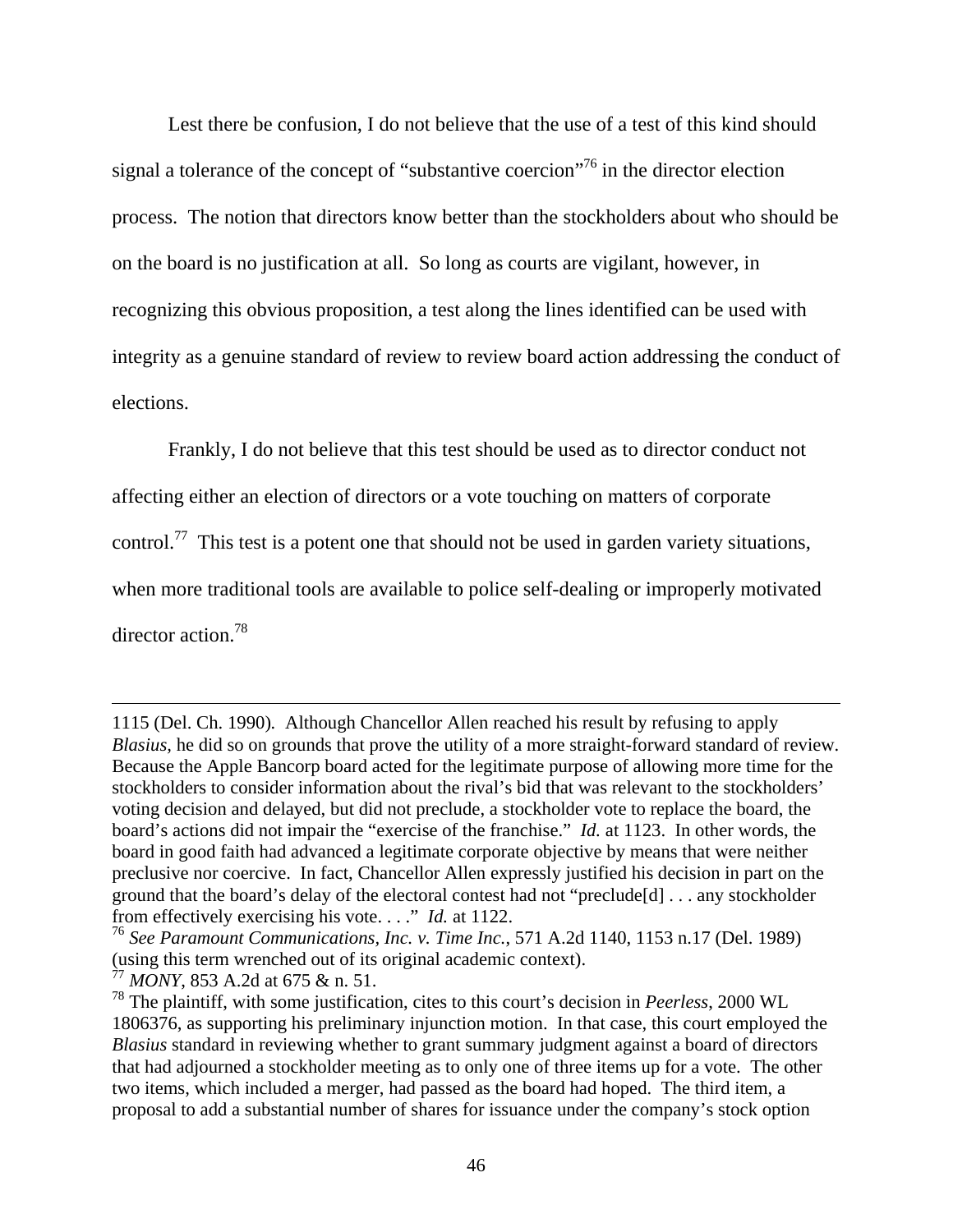Lest there be confusion, I do not believe that the use of a test of this kind should signal a tolerance of the concept of "substantive coercion"[76] in the director election process. The notion that directors know better than the stockholders about who should be on the board is no justification at all. So long as courts are vigilant, however, in recognizing this obvious proposition, a test along the lines identified can be used with integrity as a genuine standard of review to review board action addressing the conduct of elections.

Frankly, I do not believe that this test should be used as to director conduct not affecting either an election of directors or a vote touching on matters of corporate control.[77] This test is a potent one that should not be used in garden variety situations, when more traditional tools are available to police self-dealing or improperly motivated director action.[78]

---

1115 (Del. Ch. 1990). Although Chancellor Allen reached his result by refusing to apply *Blasius*, he did so on grounds that prove the utility of a more straight-forward standard of review. Because the Apple Bancorp board acted for the legitimate purpose of allowing more time for the stockholders to consider information about the rival's bid that was relevant to the stockholders' voting decision and delayed, but did not preclude, a stockholder vote to replace the board, the board's actions did not impair the "exercise of the franchise." *Id.* at 1123. In other words, the board in good faith had advanced a legitimate corporate objective by means that were neither preclusive nor coercive. In fact, Chancellor Allen expressly justified his decision in part on the ground that the board's delay of the electoral contest had not "preclude[d] . . . any stockholder from effectively exercising his vote. . . ." *Id.* at 1122.

[76] *See Paramount Communications, Inc. v. Time Inc.*, 571 A.2d 1140, 1153 n.17 (Del. 1989) (using this term wrenched out of its original academic context).

[77] *MONY*, 853 A.2d at 675 & n. 51.

[78] The plaintiff, with some justification, cites to this court's decision in *Peerless*, 2000 WL 1806376, as supporting his preliminary injunction motion. In that case, this court employed the *Blasius* standard in reviewing whether to grant summary judgment against a board of directors that had adjourned a stockholder meeting as to only one of three items up for a vote. The other two items, which included a merger, had passed as the board had hoped. The third item, a proposal to add a substantial number of shares for issuance under the company's stock option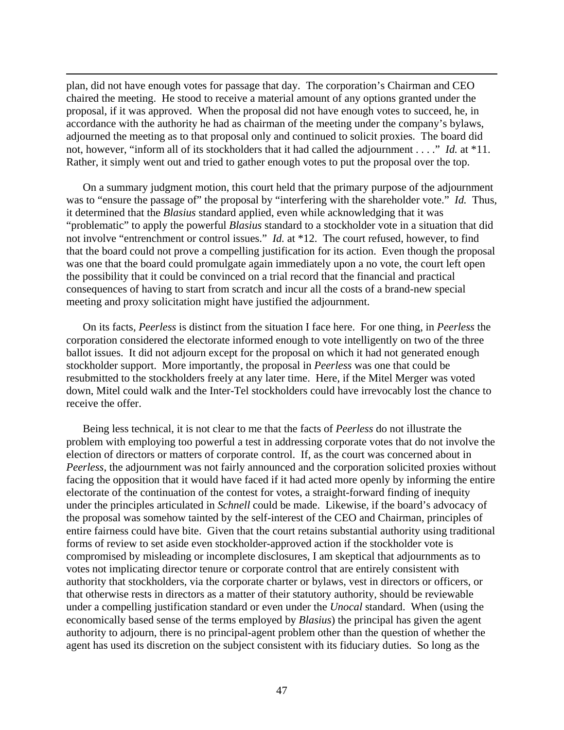plan, did not have enough votes for passage that day. The corporation's Chairman and CEO chaired the meeting. He stood to receive a material amount of any options granted under the proposal, if it was approved. When the proposal did not have enough votes to succeed, he, in accordance with the authority he had as chairman of the meeting under the company's bylaws, adjourned the meeting as to that proposal only and continued to solicit proxies. The board did not, however, "inform all of its stockholders that it had called the adjournment . . . ." *Id.* at *11. Rather, it simply went out and tried to gather enough votes to put the proposal over the top.

On a summary judgment motion, this court held that the primary purpose of the adjournment was to "ensure the passage of" the proposal by "interfering with the shareholder vote." *Id.* Thus, it determined that the *Blasius* standard applied, even while acknowledging that it was "problematic" to apply the powerful *Blasius* standard to a stockholder vote in a situation that did not involve "entrenchment or control issues." *Id.* at *12. The court refused, however, to find that the board could not prove a compelling justification for its action. Even though the proposal was one that the board could promulgate again immediately upon a no vote, the court left open the possibility that it could be convinced on a trial record that the financial and practical consequences of having to start from scratch and incur all the costs of a brand-new special meeting and proxy solicitation might have justified the adjournment.

On its facts, *Peerless* is distinct from the situation I face here. For one thing, in *Peerless* the corporation considered the electorate informed enough to vote intelligently on two of the three ballot issues. It did not adjourn except for the proposal on which it had not generated enough stockholder support. More importantly, the proposal in *Peerless* was one that could be resubmitted to the stockholders freely at any later time. Here, if the Mitel Merger was voted down, Mitel could walk and the Inter-Tel stockholders could have irrevocably lost the chance to receive the offer.

Being less technical, it is not clear to me that the facts of *Peerless* do not illustrate the problem with employing too powerful a test in addressing corporate votes that do not involve the election of directors or matters of corporate control. If, as the court was concerned about in *Peerless*, the adjournment was not fairly announced and the corporation solicited proxies without facing the opposition that it would have faced if it had acted more openly by informing the entire electorate of the continuation of the contest for votes, a straight-forward finding of inequity under the principles articulated in *Schnell* could be made. Likewise, if the board's advocacy of the proposal was somehow tainted by the self-interest of the CEO and Chairman, principles of entire fairness could have bite. Given that the court retains substantial authority using traditional forms of review to set aside even stockholder-approved action if the stockholder vote is compromised by misleading or incomplete disclosures, I am skeptical that adjournments as to votes not implicating director tenure or corporate control that are entirely consistent with authority that stockholders, via the corporate charter or bylaws, vest in directors or officers, or that otherwise rests in directors as a matter of their statutory authority, should be reviewable under a compelling justification standard or even under the *Unocal* standard. When (using the economically based sense of the terms employed by *Blasius*) the principal has given the agent authority to adjourn, there is no principal-agent problem other than the question of whether the agent has used its discretion on the subject consistent with its fiduciary duties. So long as the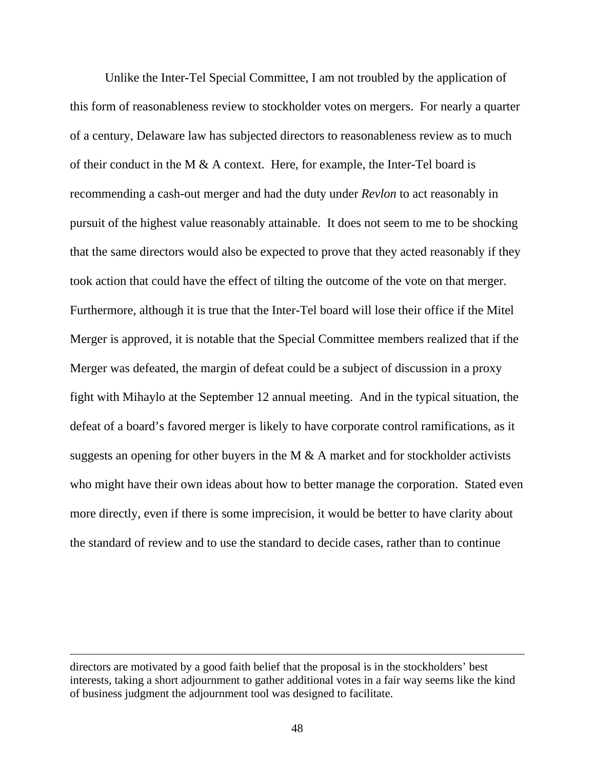Unlike the Inter-Tel Special Committee, I am not troubled by the application of this form of reasonableness review to stockholder votes on mergers. For nearly a quarter of a century, Delaware law has subjected directors to reasonableness review as to much of their conduct in the M & A context. Here, for example, the Inter-Tel board is recommending a cash-out merger and had the duty under *Revlon* to act reasonably in pursuit of the highest value reasonably attainable. It does not seem to me to be shocking that the same directors would also be expected to prove that they acted reasonably if they took action that could have the effect of tilting the outcome of the vote on that merger. Furthermore, although it is true that the Inter-Tel board will lose their office if the Mitel Merger is approved, it is notable that the Special Committee members realized that if the Merger was defeated, the margin of defeat could be a subject of discussion in a proxy fight with Mihaylo at the September 12 annual meeting. And in the typical situation, the defeat of a board's favored merger is likely to have corporate control ramifications, as it suggests an opening for other buyers in the M & A market and for stockholder activists who might have their own ideas about how to better manage the corporation. Stated even more directly, even if there is some imprecision, it would be better to have clarity about the standard of review and to use the standard to decide cases, rather than to continue

---

directors are motivated by a good faith belief that the proposal is in the stockholders' best interests, taking a short adjournment to gather additional votes in a fair way seems like the kind of business judgment the adjournment tool was designed to facilitate.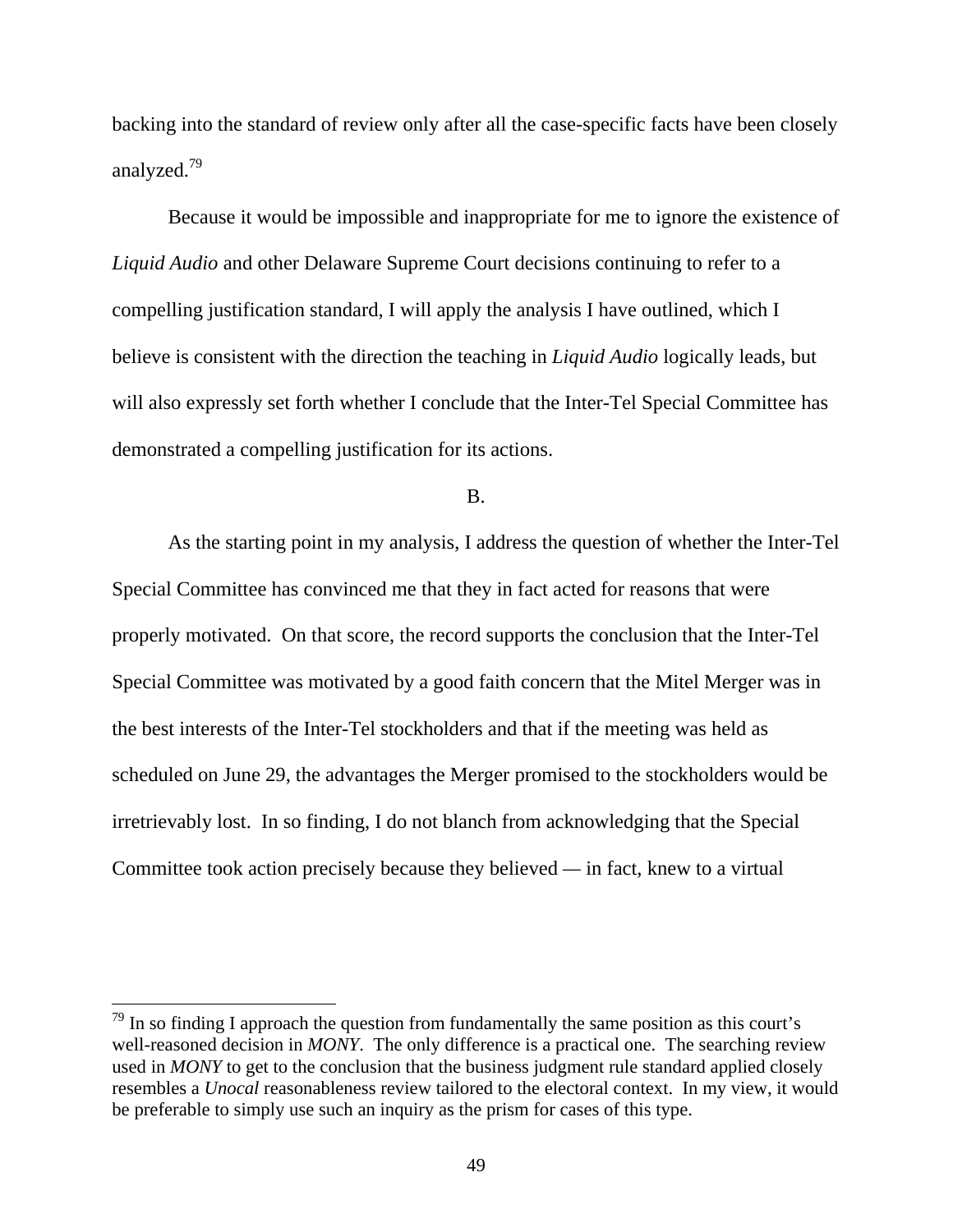backing into the standard of review only after all the case-specific facts have been closely analyzed.[79]

Because it would be impossible and inappropriate for me to ignore the existence of *Liquid Audio* and other Delaware Supreme Court decisions continuing to refer to a compelling justification standard, I will apply the analysis I have outlined, which I believe is consistent with the direction the teaching in *Liquid Audio* logically leads, but will also expressly set forth whether I conclude that the Inter-Tel Special Committee has demonstrated a compelling justification for its actions.

B.

As the starting point in my analysis, I address the question of whether the Inter-Tel Special Committee has convinced me that they in fact acted for reasons that were properly motivated. On that score, the record supports the conclusion that the Inter-Tel Special Committee was motivated by a good faith concern that the Mitel Merger was in the best interests of the Inter-Tel stockholders and that if the meeting was held as scheduled on June 29, the advantages the Merger promised to the stockholders would be irretrievably lost. In so finding, I do not blanch from acknowledging that the Special Committee took action precisely because they believed — in fact, knew to a virtual

---

[79] In so finding I approach the question from fundamentally the same position as this court's well-reasoned decision in *MONY*. The only difference is a practical one. The searching review used in *MONY* to get to the conclusion that the business judgment rule standard applied closely resembles a *Unocal* reasonableness review tailored to the electoral context. In my view, it would be preferable to simply use such an inquiry as the prism for cases of this type.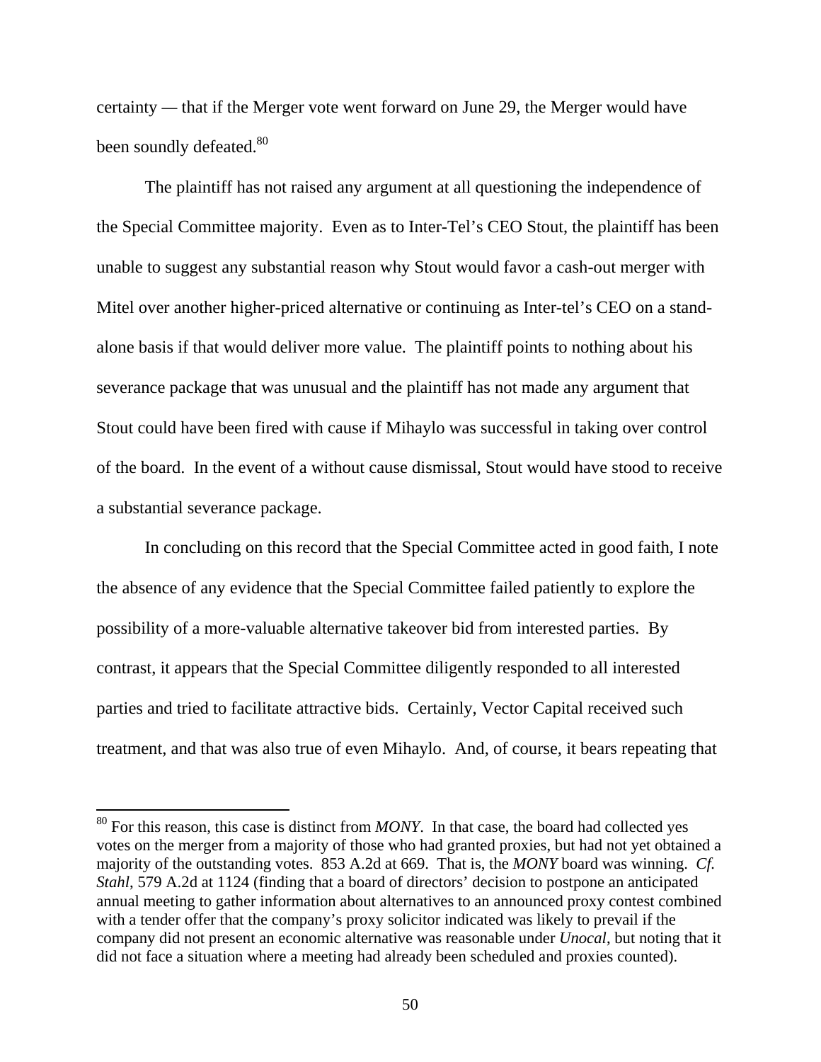certainty — that if the Merger vote went forward on June 29, the Merger would have been soundly defeated.[80]

The plaintiff has not raised any argument at all questioning the independence of the Special Committee majority. Even as to Inter-Tel's CEO Stout, the plaintiff has been unable to suggest any substantial reason why Stout would favor a cash-out merger with Mitel over another higher-priced alternative or continuing as Inter-tel's CEO on a stand-alone basis if that would deliver more value. The plaintiff points to nothing about his severance package that was unusual and the plaintiff has not made any argument that Stout could have been fired with cause if Mihaylo was successful in taking over control of the board. In the event of a without cause dismissal, Stout would have stood to receive a substantial severance package.

In concluding on this record that the Special Committee acted in good faith, I note the absence of any evidence that the Special Committee failed patiently to explore the possibility of a more-valuable alternative takeover bid from interested parties. By contrast, it appears that the Special Committee diligently responded to all interested parties and tried to facilitate attractive bids. Certainly, Vector Capital received such treatment, and that was also true of even Mihaylo. And, of course, it bears repeating that

---

[80] For this reason, this case is distinct from *MONY*. In that case, the board had collected yes votes on the merger from a majority of those who had granted proxies, but had not yet obtained a majority of the outstanding votes. 853 A.2d at 669. That is, the *MONY* board was winning. *Cf. Stahl*, 579 A.2d at 1124 (finding that a board of directors' decision to postpone an anticipated annual meeting to gather information about alternatives to an announced proxy contest combined with a tender offer that the company's proxy solicitor indicated was likely to prevail if the company did not present an economic alternative was reasonable under *Unocal*, but noting that it did not face a situation where a meeting had already been scheduled and proxies counted).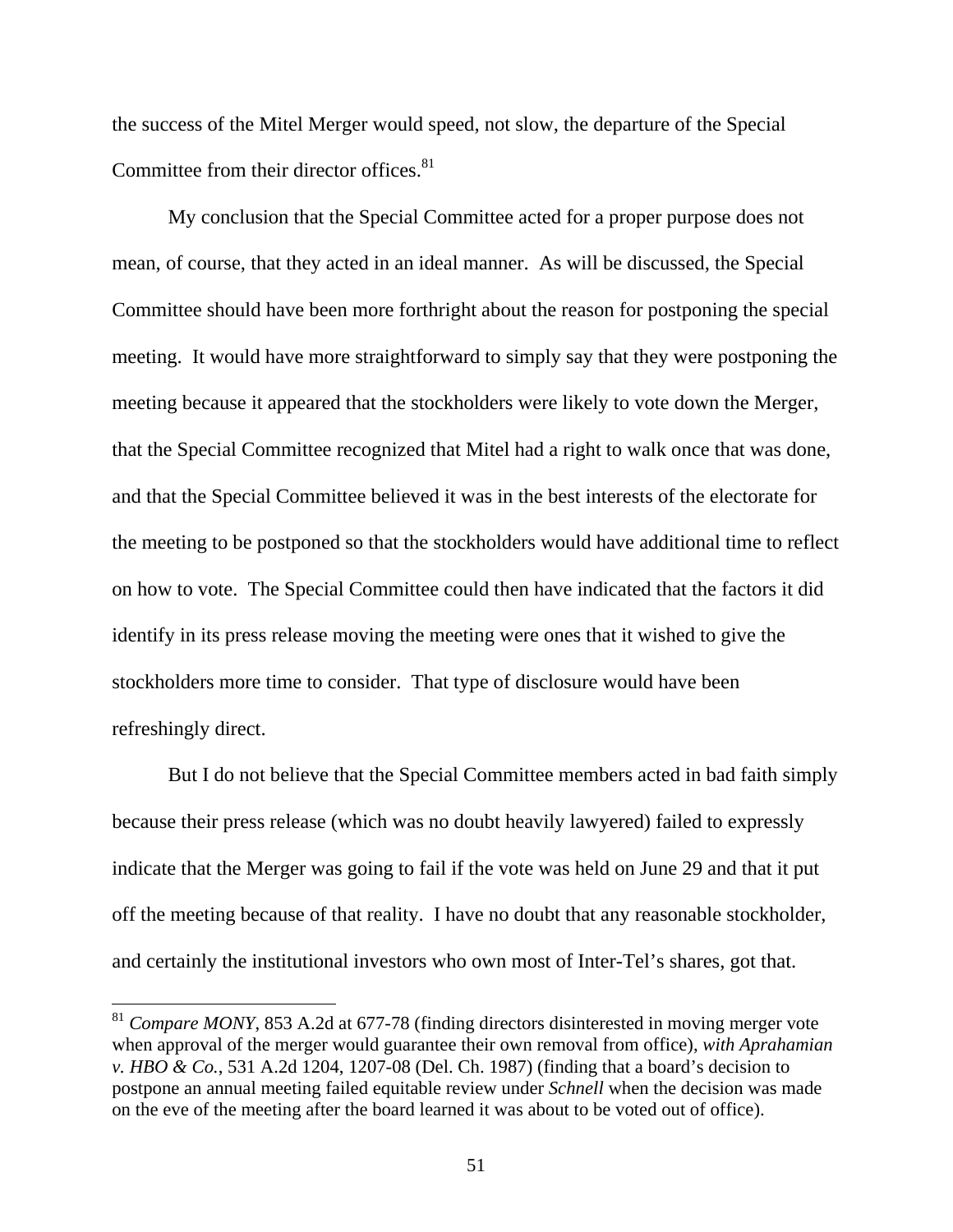the success of the Mitel Merger would speed, not slow, the departure of the Special Committee from their director offices.[81]

My conclusion that the Special Committee acted for a proper purpose does not mean, of course, that they acted in an ideal manner. As will be discussed, the Special Committee should have been more forthright about the reason for postponing the special meeting. It would have more straightforward to simply say that they were postponing the meeting because it appeared that the stockholders were likely to vote down the Merger, that the Special Committee recognized that Mitel had a right to walk once that was done, and that the Special Committee believed it was in the best interests of the electorate for the meeting to be postponed so that the stockholders would have additional time to reflect on how to vote. The Special Committee could then have indicated that the factors it did identify in its press release moving the meeting were ones that it wished to give the stockholders more time to consider. That type of disclosure would have been refreshingly direct.

But I do not believe that the Special Committee members acted in bad faith simply because their press release (which was no doubt heavily lawyered) failed to expressly indicate that the Merger was going to fail if the vote was held on June 29 and that it put off the meeting because of that reality. I have no doubt that any reasonable stockholder, and certainly the institutional investors who own most of Inter-Tel's shares, got that.

---

[81] *Compare MONY*, 853 A.2d at 677-78 (finding directors disinterested in moving merger vote when approval of the merger would guarantee their own removal from office), *with Aprahamian v. HBO & Co.*, 531 A.2d 1204, 1207-08 (Del. Ch. 1987) (finding that a board's decision to postpone an annual meeting failed equitable review under *Schnell* when the decision was made on the eve of the meeting after the board learned it was about to be voted out of office).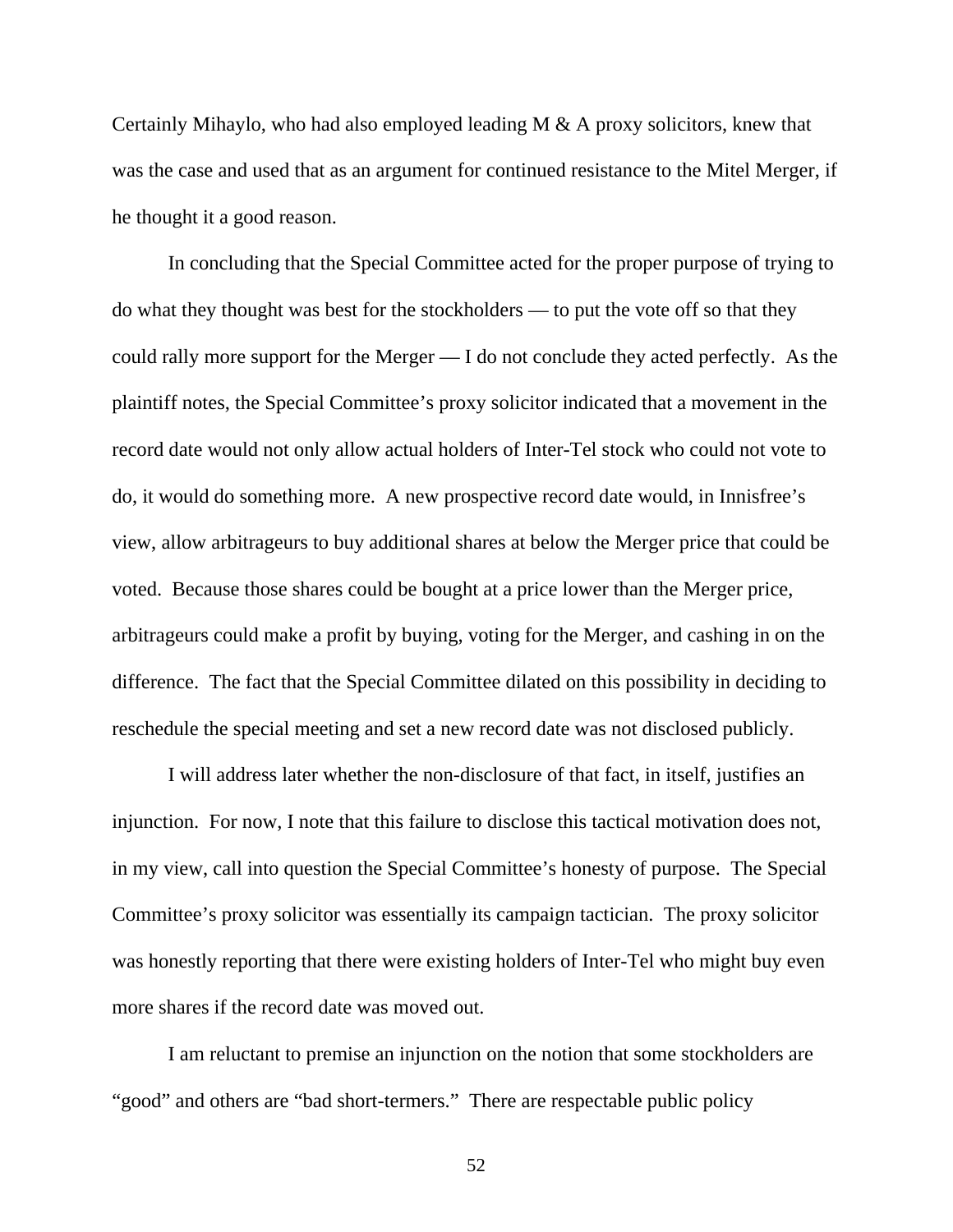Certainly Mihaylo, who had also employed leading M & A proxy solicitors, knew that was the case and used that as an argument for continued resistance to the Mitel Merger, if he thought it a good reason.

In concluding that the Special Committee acted for the proper purpose of trying to do what they thought was best for the stockholders — to put the vote off so that they could rally more support for the Merger — I do not conclude they acted perfectly. As the plaintiff notes, the Special Committee's proxy solicitor indicated that a movement in the record date would not only allow actual holders of Inter-Tel stock who could not vote to do, it would do something more. A new prospective record date would, in Innisfree's view, allow arbitrageurs to buy additional shares at below the Merger price that could be voted. Because those shares could be bought at a price lower than the Merger price, arbitrageurs could make a profit by buying, voting for the Merger, and cashing in on the difference. The fact that the Special Committee dilated on this possibility in deciding to reschedule the special meeting and set a new record date was not disclosed publicly.

I will address later whether the non-disclosure of that fact, in itself, justifies an injunction. For now, I note that this failure to disclose this tactical motivation does not, in my view, call into question the Special Committee's honesty of purpose. The Special Committee's proxy solicitor was essentially its campaign tactician. The proxy solicitor was honestly reporting that there were existing holders of Inter-Tel who might buy even more shares if the record date was moved out.

I am reluctant to premise an injunction on the notion that some stockholders are "good" and others are "bad short-termers." There are respectable public policy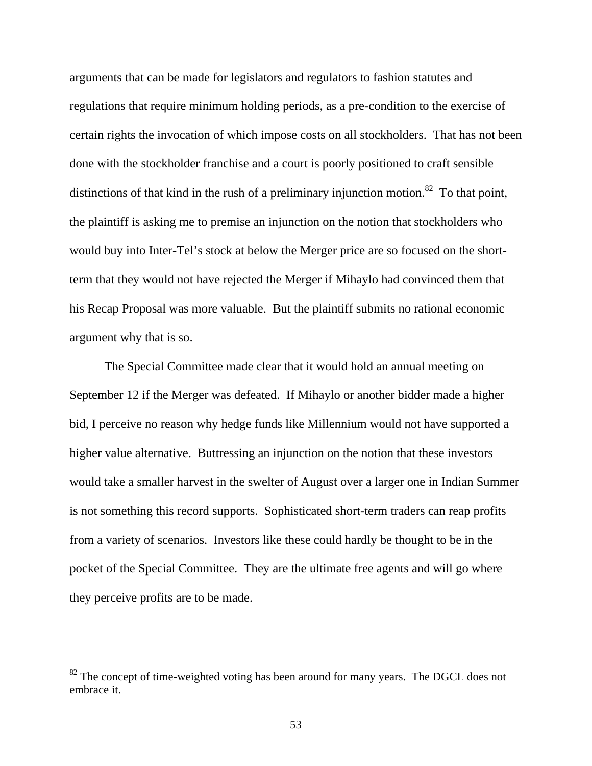arguments that can be made for legislators and regulators to fashion statutes and regulations that require minimum holding periods, as a pre-condition to the exercise of certain rights the invocation of which impose costs on all stockholders. That has not been done with the stockholder franchise and a court is poorly positioned to craft sensible distinctions of that kind in the rush of a preliminary injunction motion.[82] To that point, the plaintiff is asking me to premise an injunction on the notion that stockholders who would buy into Inter-Tel's stock at below the Merger price are so focused on the short-term that they would not have rejected the Merger if Mihaylo had convinced them that his Recap Proposal was more valuable. But the plaintiff submits no rational economic argument why that is so.

The Special Committee made clear that it would hold an annual meeting on September 12 if the Merger was defeated. If Mihaylo or another bidder made a higher bid, I perceive no reason why hedge funds like Millennium would not have supported a higher value alternative. Buttressing an injunction on the notion that these investors would take a smaller harvest in the swelter of August over a larger one in Indian Summer is not something this record supports. Sophisticated short-term traders can reap profits from a variety of scenarios. Investors like these could hardly be thought to be in the pocket of the Special Committee. They are the ultimate free agents and will go where they perceive profits are to be made.

---

[82] The concept of time-weighted voting has been around for many years. The DGCL does not embrace it.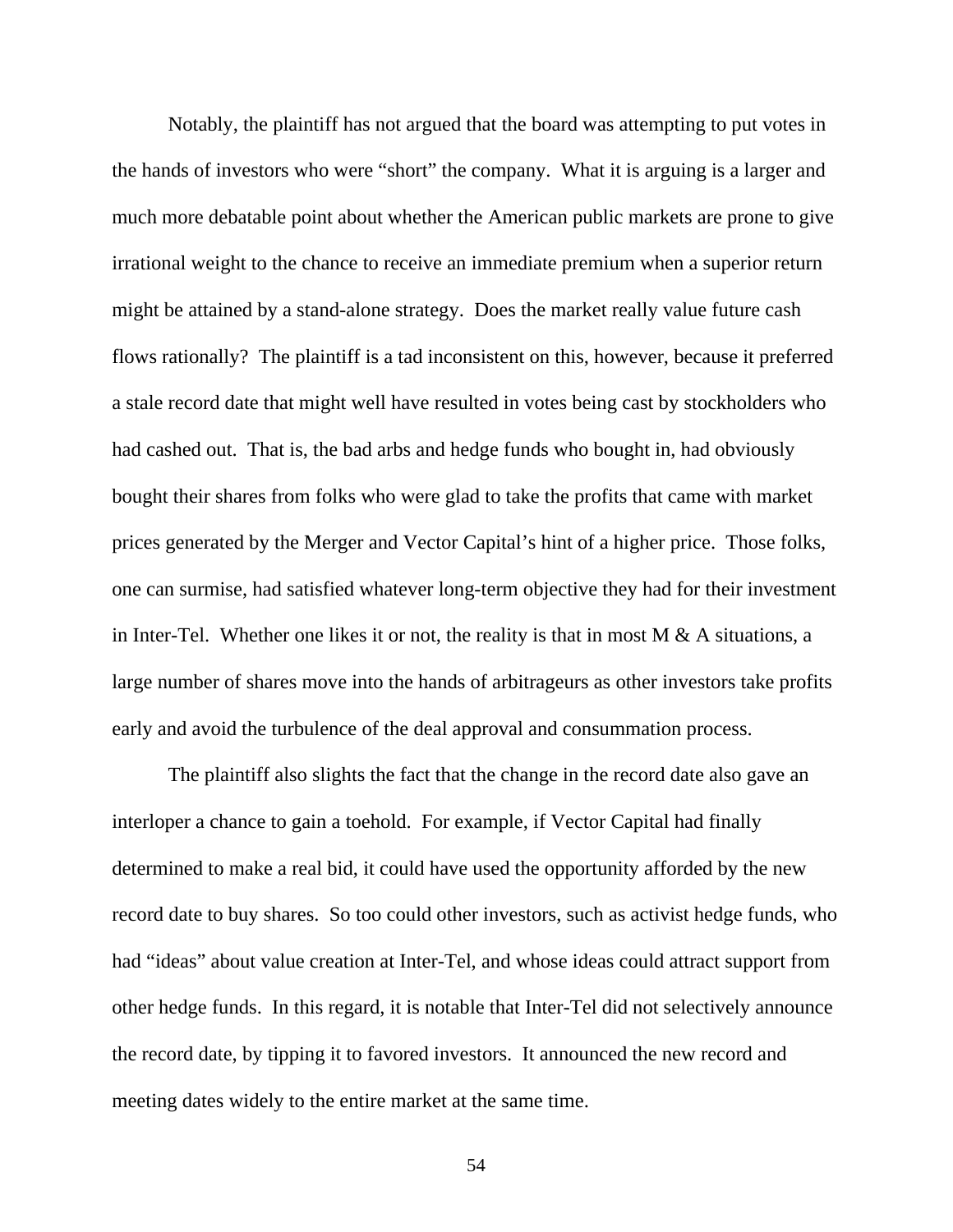Notably, the plaintiff has not argued that the board was attempting to put votes in the hands of investors who were "short" the company. What it is arguing is a larger and much more debatable point about whether the American public markets are prone to give irrational weight to the chance to receive an immediate premium when a superior return might be attained by a stand-alone strategy. Does the market really value future cash flows rationally? The plaintiff is a tad inconsistent on this, however, because it preferred a stale record date that might well have resulted in votes being cast by stockholders who had cashed out. That is, the bad arbs and hedge funds who bought in, had obviously bought their shares from folks who were glad to take the profits that came with market prices generated by the Merger and Vector Capital's hint of a higher price. Those folks, one can surmise, had satisfied whatever long-term objective they had for their investment in Inter-Tel. Whether one likes it or not, the reality is that in most M & A situations, a large number of shares move into the hands of arbitrageurs as other investors take profits early and avoid the turbulence of the deal approval and consummation process.

The plaintiff also slights the fact that the change in the record date also gave an interloper a chance to gain a toehold. For example, if Vector Capital had finally determined to make a real bid, it could have used the opportunity afforded by the new record date to buy shares. So too could other investors, such as activist hedge funds, who had "ideas" about value creation at Inter-Tel, and whose ideas could attract support from other hedge funds. In this regard, it is notable that Inter-Tel did not selectively announce the record date, by tipping it to favored investors. It announced the new record and meeting dates widely to the entire market at the same time.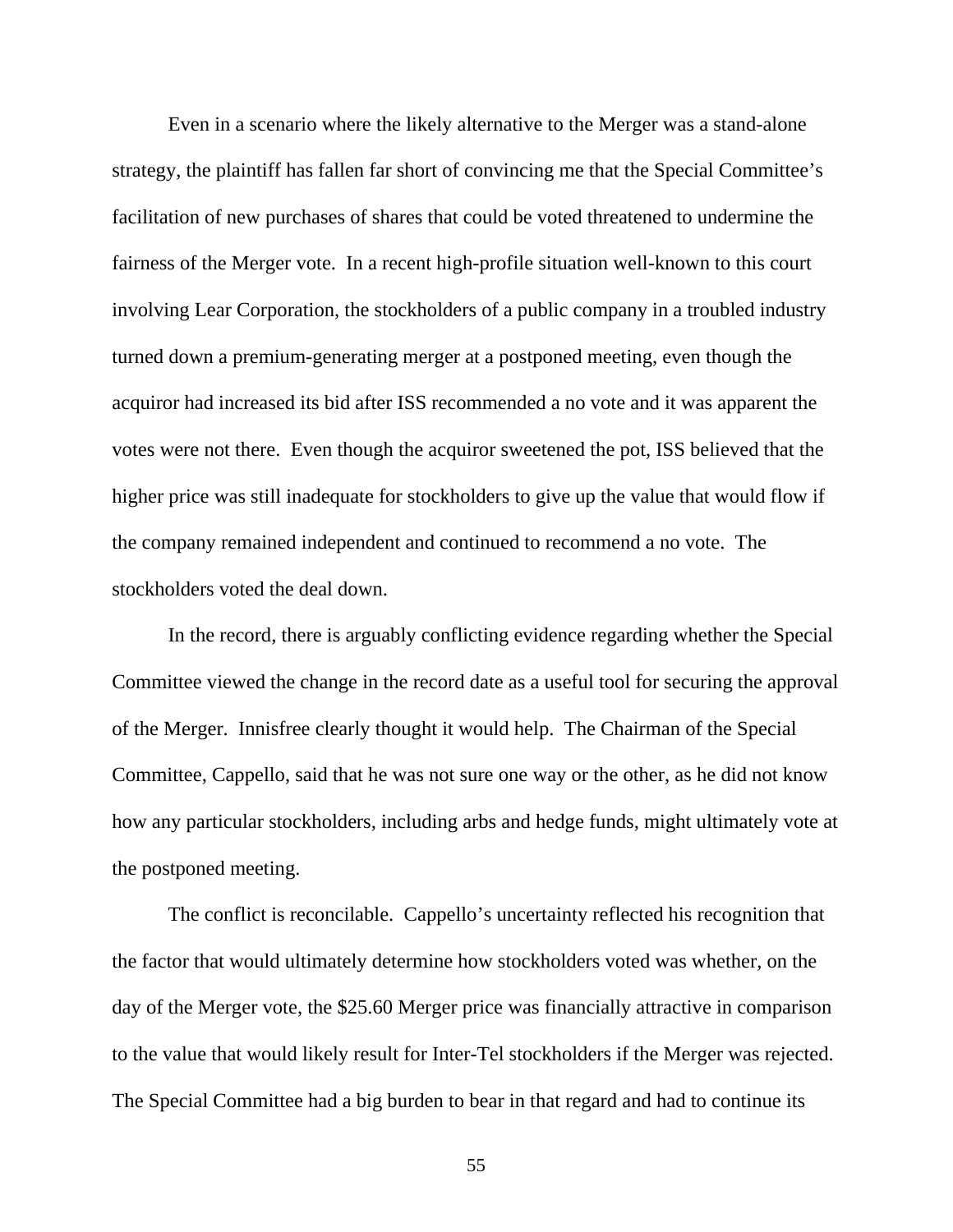Even in a scenario where the likely alternative to the Merger was a stand-alone strategy, the plaintiff has fallen far short of convincing me that the Special Committee's facilitation of new purchases of shares that could be voted threatened to undermine the fairness of the Merger vote. In a recent high-profile situation well-known to this court involving Lear Corporation, the stockholders of a public company in a troubled industry turned down a premium-generating merger at a postponed meeting, even though the acquiror had increased its bid after ISS recommended a no vote and it was apparent the votes were not there. Even though the acquiror sweetened the pot, ISS believed that the higher price was still inadequate for stockholders to give up the value that would flow if the company remained independent and continued to recommend a no vote. The stockholders voted the deal down.

In the record, there is arguably conflicting evidence regarding whether the Special Committee viewed the change in the record date as a useful tool for securing the approval of the Merger. Innisfree clearly thought it would help. The Chairman of the Special Committee, Cappello, said that he was not sure one way or the other, as he did not know how any particular stockholders, including arbs and hedge funds, might ultimately vote at the postponed meeting.

The conflict is reconcilable. Cappello's uncertainty reflected his recognition that the factor that would ultimately determine how stockholders voted was whether, on the day of the Merger vote, the $25.60 Merger price was financially attractive in comparison to the value that would likely result for Inter-Tel stockholders if the Merger was rejected. The Special Committee had a big burden to bear in that regard and had to continue its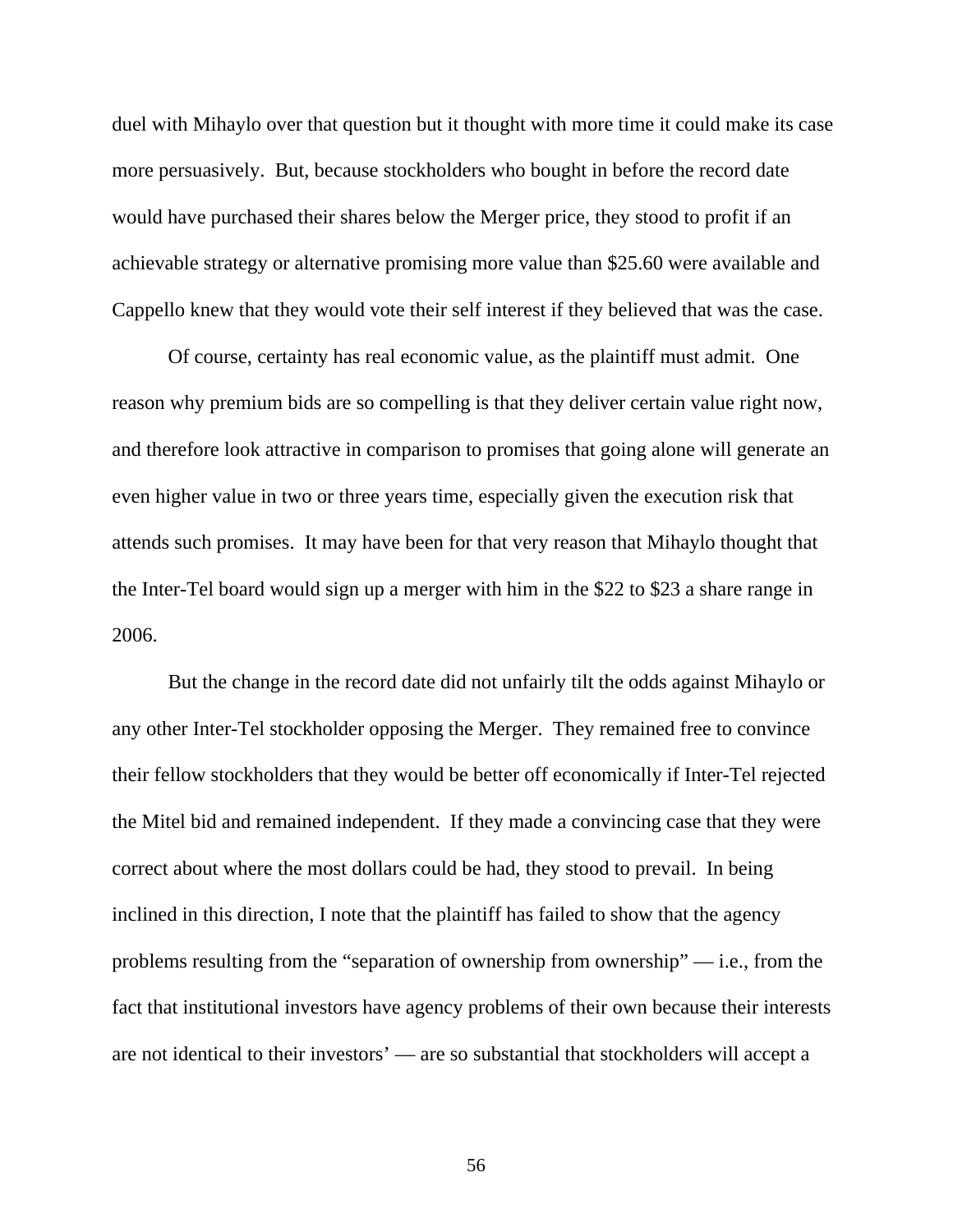duel with Mihaylo over that question but it thought with more time it could make its case more persuasively. But, because stockholders who bought in before the record date would have purchased their shares below the Merger price, they stood to profit if an achievable strategy or alternative promising more value than $25.60 were available and Cappello knew that they would vote their self interest if they believed that was the case.

Of course, certainty has real economic value, as the plaintiff must admit. One reason why premium bids are so compelling is that they deliver certain value right now, and therefore look attractive in comparison to promises that going alone will generate an even higher value in two or three years time, especially given the execution risk that attends such promises. It may have been for that very reason that Mihaylo thought that the Inter-Tel board would sign up a merger with him in the $22 to $23 a share range in 2006.

But the change in the record date did not unfairly tilt the odds against Mihaylo or any other Inter-Tel stockholder opposing the Merger. They remained free to convince their fellow stockholders that they would be better off economically if Inter-Tel rejected the Mitel bid and remained independent. If they made a convincing case that they were correct about where the most dollars could be had, they stood to prevail. In being inclined in this direction, I note that the plaintiff has failed to show that the agency problems resulting from the "separation of ownership from ownership" — i.e., from the fact that institutional investors have agency problems of their own because their interests are not identical to their investors' — are so substantial that stockholders will accept a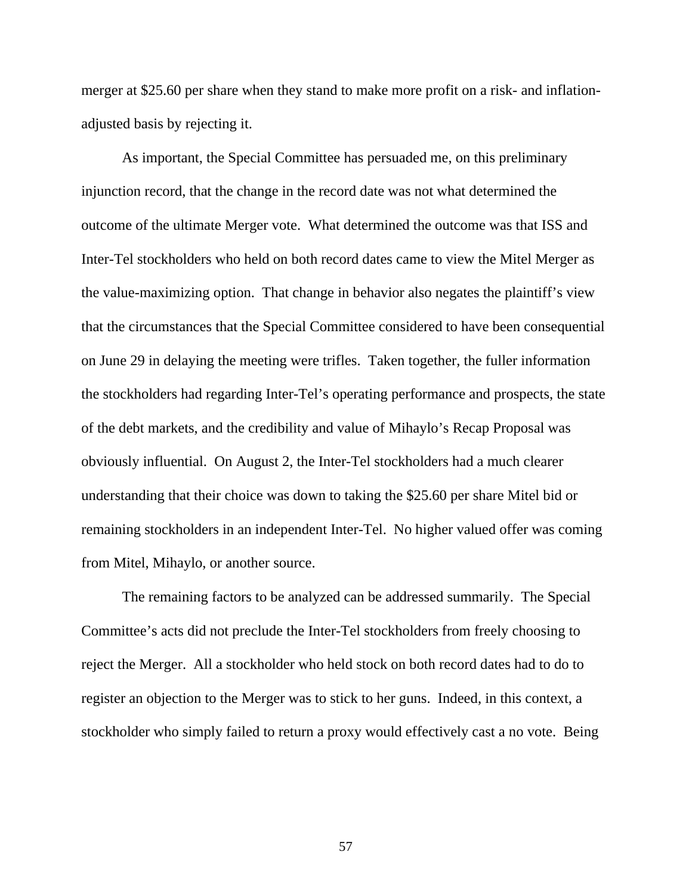merger at $25.60 per share when they stand to make more profit on a risk- and inflation-adjusted basis by rejecting it.

As important, the Special Committee has persuaded me, on this preliminary injunction record, that the change in the record date was not what determined the outcome of the ultimate Merger vote. What determined the outcome was that ISS and Inter-Tel stockholders who held on both record dates came to view the Mitel Merger as the value-maximizing option. That change in behavior also negates the plaintiff's view that the circumstances that the Special Committee considered to have been consequential on June 29 in delaying the meeting were trifles. Taken together, the fuller information the stockholders had regarding Inter-Tel's operating performance and prospects, the state of the debt markets, and the credibility and value of Mihaylo's Recap Proposal was obviously influential. On August 2, the Inter-Tel stockholders had a much clearer understanding that their choice was down to taking the $25.60 per share Mitel bid or remaining stockholders in an independent Inter-Tel. No higher valued offer was coming from Mitel, Mihaylo, or another source.

The remaining factors to be analyzed can be addressed summarily. The Special Committee's acts did not preclude the Inter-Tel stockholders from freely choosing to reject the Merger. All a stockholder who held stock on both record dates had to do to register an objection to the Merger was to stick to her guns. Indeed, in this context, a stockholder who simply failed to return a proxy would effectively cast a no vote. Being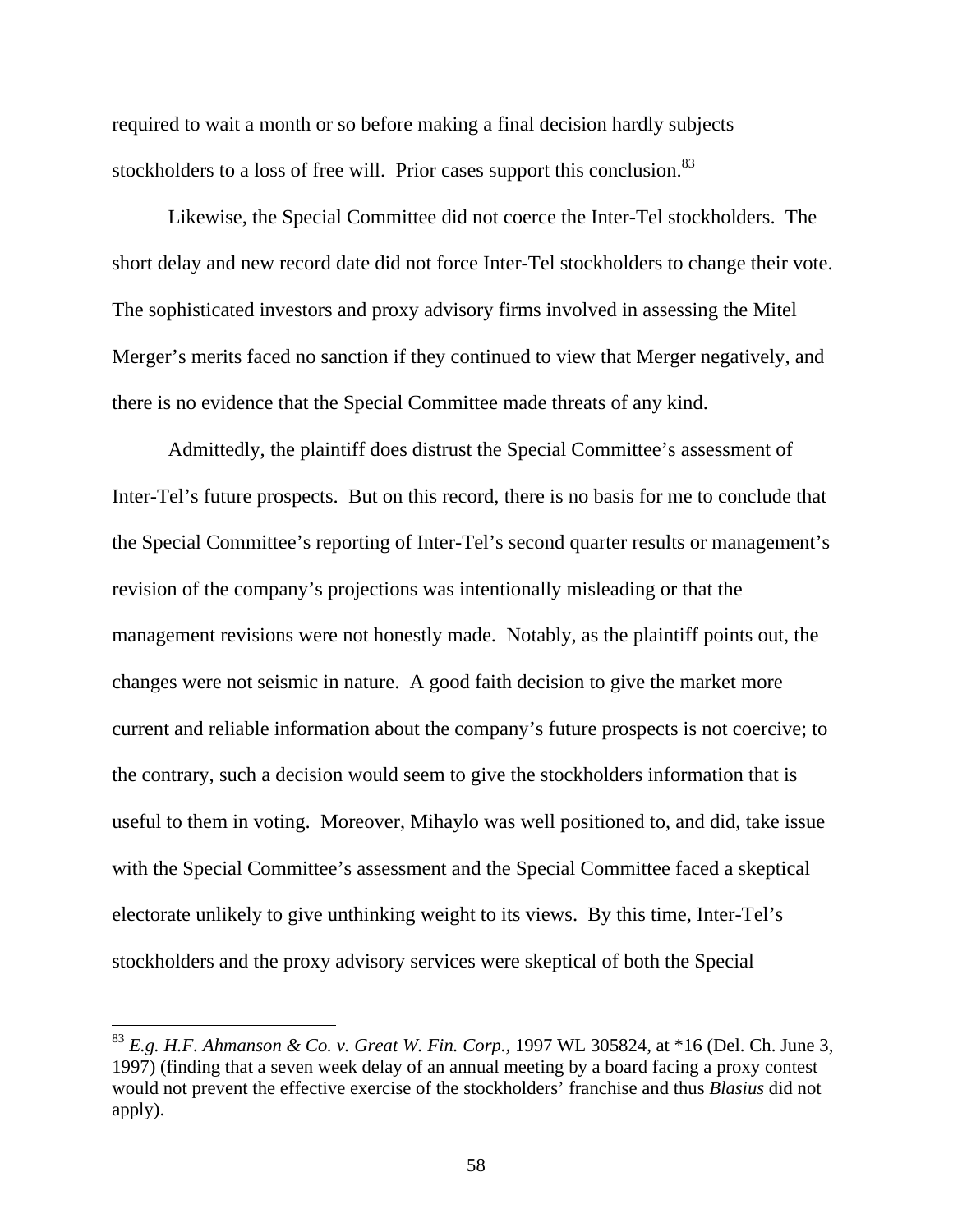required to wait a month or so before making a final decision hardly subjects stockholders to a loss of free will. Prior cases support this conclusion.[83]

Likewise, the Special Committee did not coerce the Inter-Tel stockholders. The short delay and new record date did not force Inter-Tel stockholders to change their vote. The sophisticated investors and proxy advisory firms involved in assessing the Mitel Merger's merits faced no sanction if they continued to view that Merger negatively, and there is no evidence that the Special Committee made threats of any kind.

Admittedly, the plaintiff does distrust the Special Committee's assessment of Inter-Tel's future prospects. But on this record, there is no basis for me to conclude that the Special Committee's reporting of Inter-Tel's second quarter results or management's revision of the company's projections was intentionally misleading or that the management revisions were not honestly made. Notably, as the plaintiff points out, the changes were not seismic in nature. A good faith decision to give the market more current and reliable information about the company's future prospects is not coercive; to the contrary, such a decision would seem to give the stockholders information that is useful to them in voting. Moreover, Mihaylo was well positioned to, and did, take issue with the Special Committee's assessment and the Special Committee faced a skeptical electorate unlikely to give unthinking weight to its views. By this time, Inter-Tel's stockholders and the proxy advisory services were skeptical of both the Special

---

[83] *E.g. H.F. Ahmanson & Co. v. Great W. Fin. Corp.*, 1997 WL 305824, at *16 (Del. Ch. June 3, 1997) (finding that a seven week delay of an annual meeting by a board facing a proxy contest would not prevent the effective exercise of the stockholders' franchise and thus *Blasius* did not apply).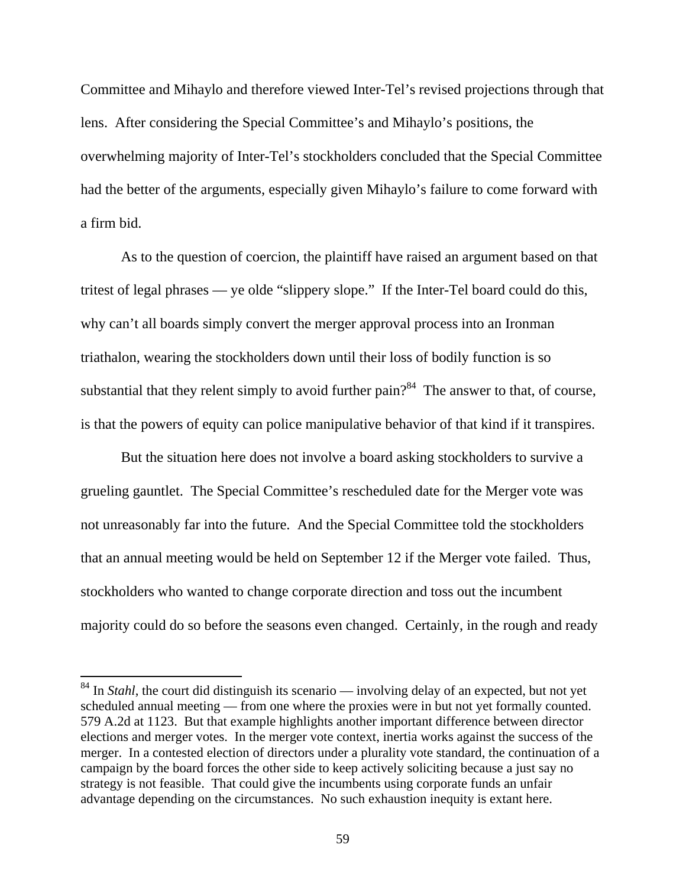Committee and Mihaylo and therefore viewed Inter-Tel's revised projections through that lens. After considering the Special Committee's and Mihaylo's positions, the overwhelming majority of Inter-Tel's stockholders concluded that the Special Committee had the better of the arguments, especially given Mihaylo's failure to come forward with a firm bid.

As to the question of coercion, the plaintiff have raised an argument based on that tritest of legal phrases — ye olde "slippery slope." If the Inter-Tel board could do this, why can't all boards simply convert the merger approval process into an Ironman triathalon, wearing the stockholders down until their loss of bodily function is so substantial that they relent simply to avoid further pain?[84] The answer to that, of course, is that the powers of equity can police manipulative behavior of that kind if it transpires.

But the situation here does not involve a board asking stockholders to survive a grueling gauntlet. The Special Committee's rescheduled date for the Merger vote was not unreasonably far into the future. And the Special Committee told the stockholders that an annual meeting would be held on September 12 if the Merger vote failed. Thus, stockholders who wanted to change corporate direction and toss out the incumbent majority could do so before the seasons even changed. Certainly, in the rough and ready

---

[84] In *Stahl*, the court did distinguish its scenario — involving delay of an expected, but not yet scheduled annual meeting — from one where the proxies were in but not yet formally counted. 579 A.2d at 1123. But that example highlights another important difference between director elections and merger votes. In the merger vote context, inertia works against the success of the merger. In a contested election of directors under a plurality vote standard, the continuation of a campaign by the board forces the other side to keep actively soliciting because a just say no strategy is not feasible. That could give the incumbents using corporate funds an unfair advantage depending on the circumstances. No such exhaustion inequity is extant here.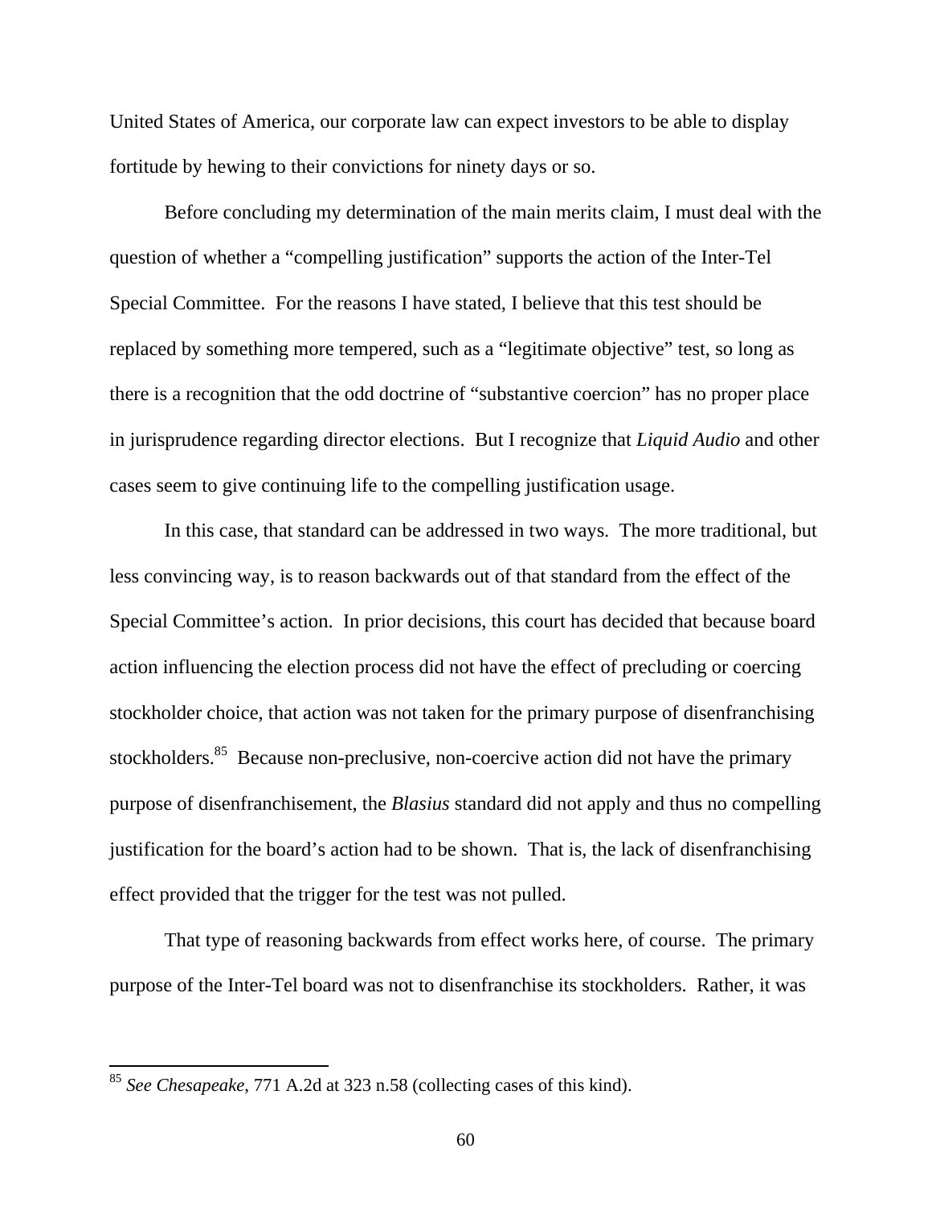United States of America, our corporate law can expect investors to be able to display fortitude by hewing to their convictions for ninety days or so.

Before concluding my determination of the main merits claim, I must deal with the question of whether a "compelling justification" supports the action of the Inter-Tel Special Committee. For the reasons I have stated, I believe that this test should be replaced by something more tempered, such as a "legitimate objective" test, so long as there is a recognition that the odd doctrine of "substantive coercion" has no proper place in jurisprudence regarding director elections. But I recognize that *Liquid Audio* and other cases seem to give continuing life to the compelling justification usage.

In this case, that standard can be addressed in two ways. The more traditional, but less convincing way, is to reason backwards out of that standard from the effect of the Special Committee's action. In prior decisions, this court has decided that because board action influencing the election process did not have the effect of precluding or coercing stockholder choice, that action was not taken for the primary purpose of disenfranchising stockholders.[85] Because non-preclusive, non-coercive action did not have the primary purpose of disenfranchisement, the *Blasius* standard did not apply and thus no compelling justification for the board's action had to be shown. That is, the lack of disenfranchising effect provided that the trigger for the test was not pulled.

That type of reasoning backwards from effect works here, of course. The primary purpose of the Inter-Tel board was not to disenfranchise its stockholders. Rather, it was

---

[85] *See Chesapeake*, 771 A.2d at 323 n.58 (collecting cases of this kind).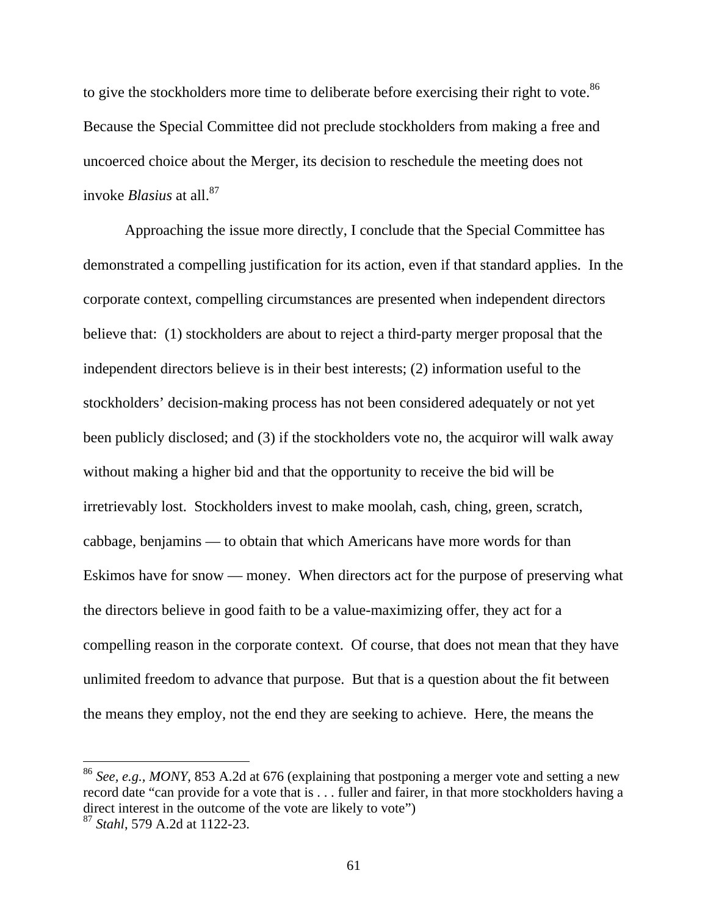to give the stockholders more time to deliberate before exercising their right to vote.[86] Because the Special Committee did not preclude stockholders from making a free and uncoerced choice about the Merger, its decision to reschedule the meeting does not invoke *Blasius* at all.[87]

Approaching the issue more directly, I conclude that the Special Committee has demonstrated a compelling justification for its action, even if that standard applies. In the corporate context, compelling circumstances are presented when independent directors believe that: (1) stockholders are about to reject a third-party merger proposal that the independent directors believe is in their best interests; (2) information useful to the stockholders' decision-making process has not been considered adequately or not yet been publicly disclosed; and (3) if the stockholders vote no, the acquiror will walk away without making a higher bid and that the opportunity to receive the bid will be irretrievably lost. Stockholders invest to make moolah, cash, ching, green, scratch, cabbage, benjamins — to obtain that which Americans have more words for than Eskimos have for snow — money. When directors act for the purpose of preserving what the directors believe in good faith to be a value-maximizing offer, they act for a compelling reason in the corporate context. Of course, that does not mean that they have unlimited freedom to advance that purpose. But that is a question about the fit between the means they employ, not the end they are seeking to achieve. Here, the means the

---

[86] *See, e.g.*, *MONY*, 853 A.2d at 676 (explaining that postponing a merger vote and setting a new record date "can provide for a vote that is . . . fuller and fairer, in that more stockholders having a direct interest in the outcome of the vote are likely to vote")

[87] *Stahl*, 579 A.2d at 1122-23.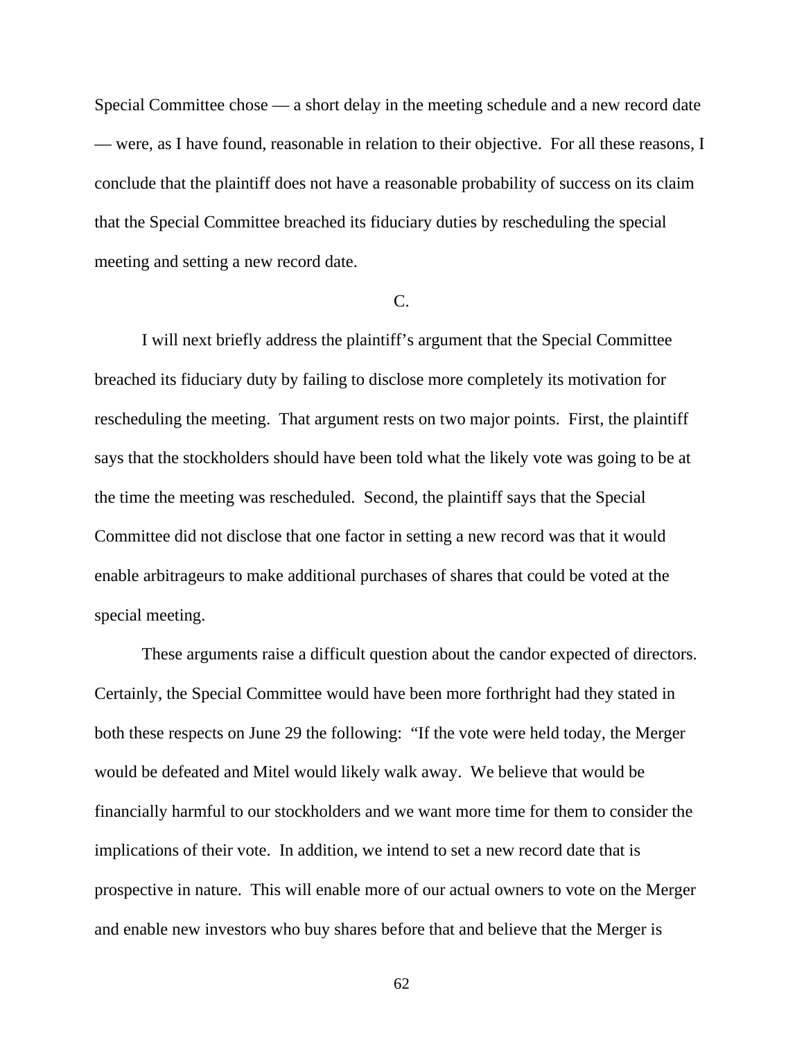Special Committee chose — a short delay in the meeting schedule and a new record date — were, as I have found, reasonable in relation to their objective. For all these reasons, I conclude that the plaintiff does not have a reasonable probability of success on its claim that the Special Committee breached its fiduciary duties by rescheduling the special meeting and setting a new record date.

C.

I will next briefly address the plaintiff's argument that the Special Committee breached its fiduciary duty by failing to disclose more completely its motivation for rescheduling the meeting. That argument rests on two major points. First, the plaintiff says that the stockholders should have been told what the likely vote was going to be at the time the meeting was rescheduled. Second, the plaintiff says that the Special Committee did not disclose that one factor in setting a new record was that it would enable arbitrageurs to make additional purchases of shares that could be voted at the special meeting.

These arguments raise a difficult question about the candor expected of directors. Certainly, the Special Committee would have been more forthright had they stated in both these respects on June 29 the following: "If the vote were held today, the Merger would be defeated and Mitel would likely walk away. We believe that would be financially harmful to our stockholders and we want more time for them to consider the implications of their vote. In addition, we intend to set a new record date that is prospective in nature. This will enable more of our actual owners to vote on the Merger and enable new investors who buy shares before that and believe that the Merger is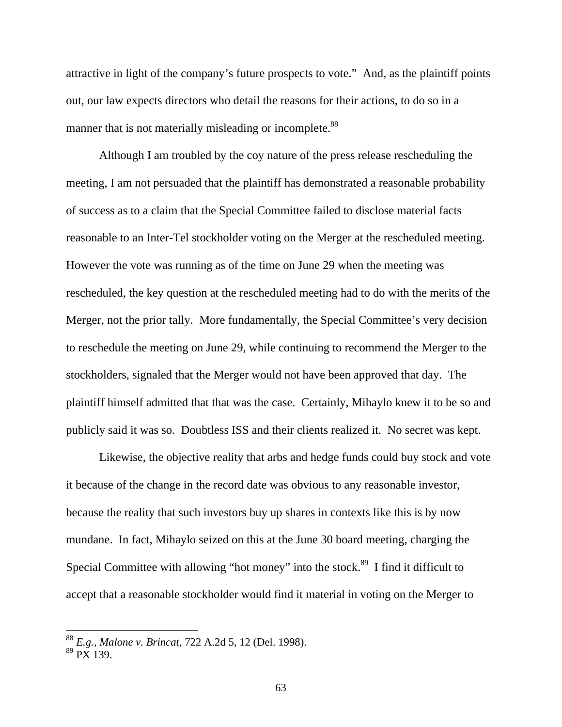attractive in light of the company's future prospects to vote." And, as the plaintiff points out, our law expects directors who detail the reasons for their actions, to do so in a manner that is not materially misleading or incomplete.[88]

Although I am troubled by the coy nature of the press release rescheduling the meeting, I am not persuaded that the plaintiff has demonstrated a reasonable probability of success as to a claim that the Special Committee failed to disclose material facts reasonable to an Inter-Tel stockholder voting on the Merger at the rescheduled meeting. However the vote was running as of the time on June 29 when the meeting was rescheduled, the key question at the rescheduled meeting had to do with the merits of the Merger, not the prior tally. More fundamentally, the Special Committee's very decision to reschedule the meeting on June 29, while continuing to recommend the Merger to the stockholders, signaled that the Merger would not have been approved that day. The plaintiff himself admitted that that was the case. Certainly, Mihaylo knew it to be so and publicly said it was so. Doubtless ISS and their clients realized it. No secret was kept.

Likewise, the objective reality that arbs and hedge funds could buy stock and vote it because of the change in the record date was obvious to any reasonable investor, because the reality that such investors buy up shares in contexts like this is by now mundane. In fact, Mihaylo seized on this at the June 30 board meeting, charging the Special Committee with allowing "hot money" into the stock.[89] I find it difficult to accept that a reasonable stockholder would find it material in voting on the Merger to

[88] *E.g.*, *Malone v. Brincat*, 722 A.2d 5, 12 (Del. 1998).

[89] PX 139.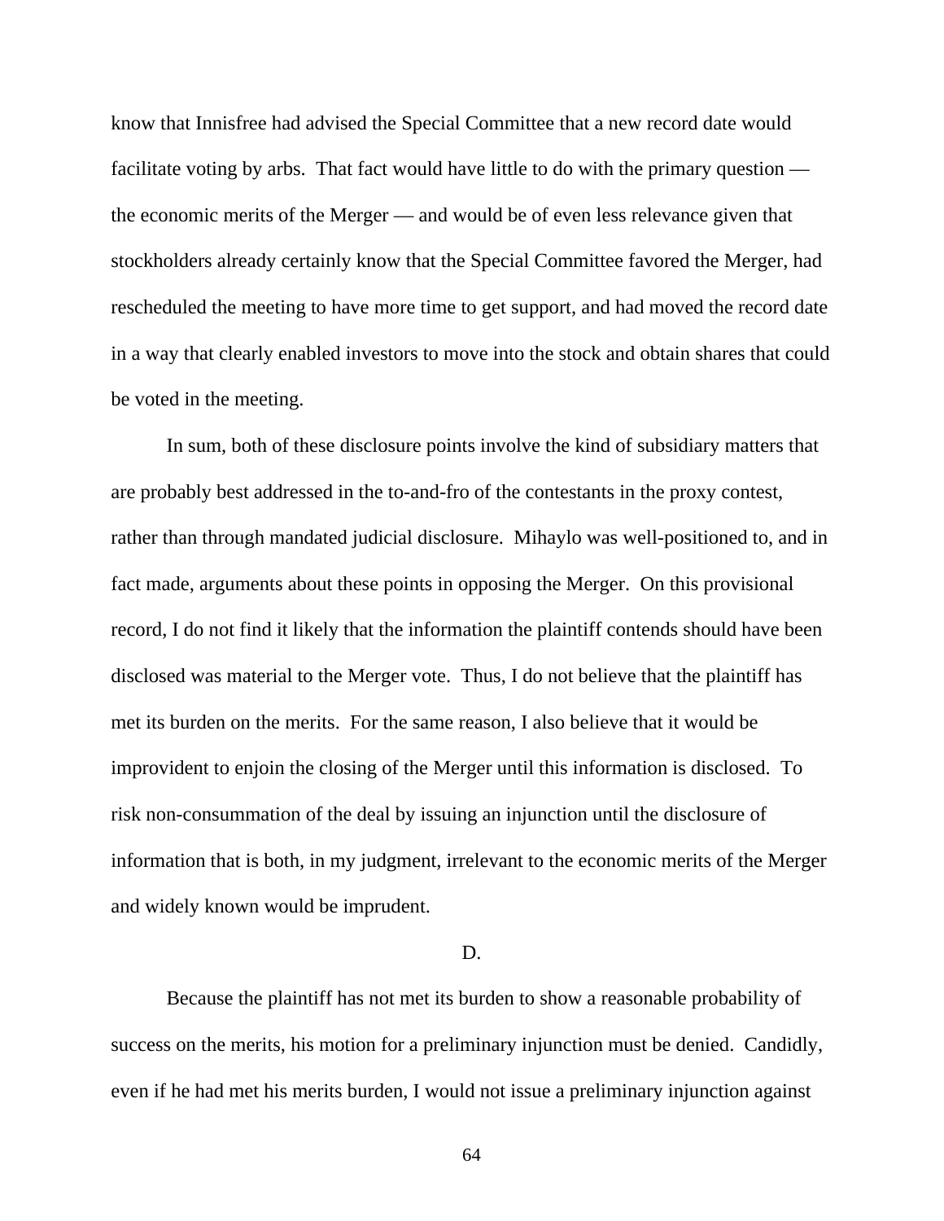know that Innisfree had advised the Special Committee that a new record date would facilitate voting by arbs. That fact would have little to do with the primary question — the economic merits of the Merger — and would be of even less relevance given that stockholders already certainly know that the Special Committee favored the Merger, had rescheduled the meeting to have more time to get support, and had moved the record date in a way that clearly enabled investors to move into the stock and obtain shares that could be voted in the meeting.

In sum, both of these disclosure points involve the kind of subsidiary matters that are probably best addressed in the to-and-fro of the contestants in the proxy contest, rather than through mandated judicial disclosure. Mihaylo was well-positioned to, and in fact made, arguments about these points in opposing the Merger. On this provisional record, I do not find it likely that the information the plaintiff contends should have been disclosed was material to the Merger vote. Thus, I do not believe that the plaintiff has met its burden on the merits. For the same reason, I also believe that it would be improvident to enjoin the closing of the Merger until this information is disclosed. To risk non-consummation of the deal by issuing an injunction until the disclosure of information that is both, in my judgment, irrelevant to the economic merits of the Merger and widely known would be imprudent.

D.

Because the plaintiff has not met its burden to show a reasonable probability of success on the merits, his motion for a preliminary injunction must be denied. Candidly, even if he had met his merits burden, I would not issue a preliminary injunction against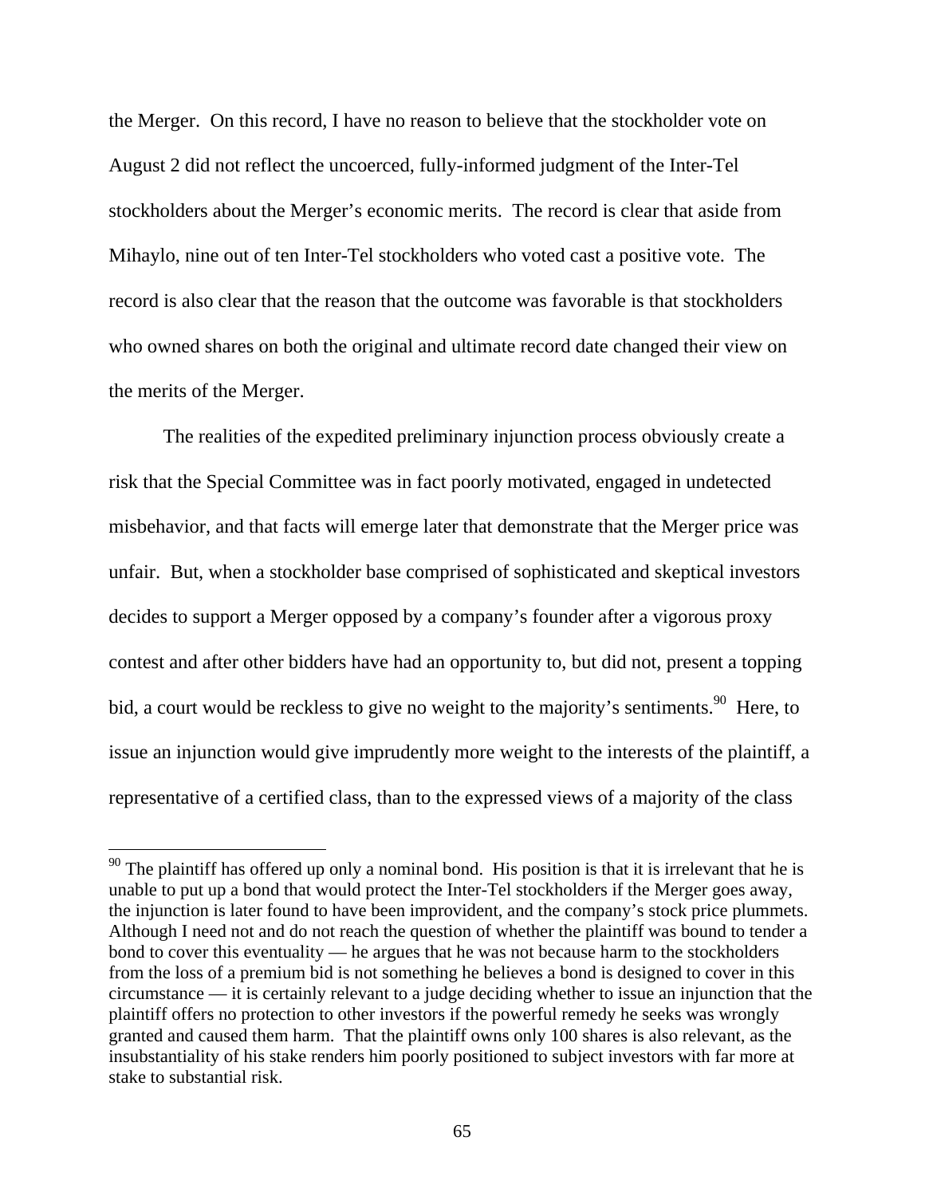the Merger. On this record, I have no reason to believe that the stockholder vote on August 2 did not reflect the uncoerced, fully-informed judgment of the Inter-Tel stockholders about the Merger's economic merits. The record is clear that aside from Mihaylo, nine out of ten Inter-Tel stockholders who voted cast a positive vote. The record is also clear that the reason that the outcome was favorable is that stockholders who owned shares on both the original and ultimate record date changed their view on the merits of the Merger.

The realities of the expedited preliminary injunction process obviously create a risk that the Special Committee was in fact poorly motivated, engaged in undetected misbehavior, and that facts will emerge later that demonstrate that the Merger price was unfair. But, when a stockholder base comprised of sophisticated and skeptical investors decides to support a Merger opposed by a company's founder after a vigorous proxy contest and after other bidders have had an opportunity to, but did not, present a topping bid, a court would be reckless to give no weight to the majority's sentiments.[90] Here, to issue an injunction would give imprudently more weight to the interests of the plaintiff, a representative of a certified class, than to the expressed views of a majority of the class

---

[90] The plaintiff has offered up only a nominal bond. His position is that it is irrelevant that he is unable to put up a bond that would protect the Inter-Tel stockholders if the Merger goes away, the injunction is later found to have been improvident, and the company's stock price plummets. Although I need not and do not reach the question of whether the plaintiff was bound to tender a bond to cover this eventuality — he argues that he was not because harm to the stockholders from the loss of a premium bid is not something he believes a bond is designed to cover in this circumstance — it is certainly relevant to a judge deciding whether to issue an injunction that the plaintiff offers no protection to other investors if the powerful remedy he seeks was wrongly granted and caused them harm. That the plaintiff owns only 100 shares is also relevant, as the insubstantiality of his stake renders him poorly positioned to subject investors with far more at stake to substantial risk.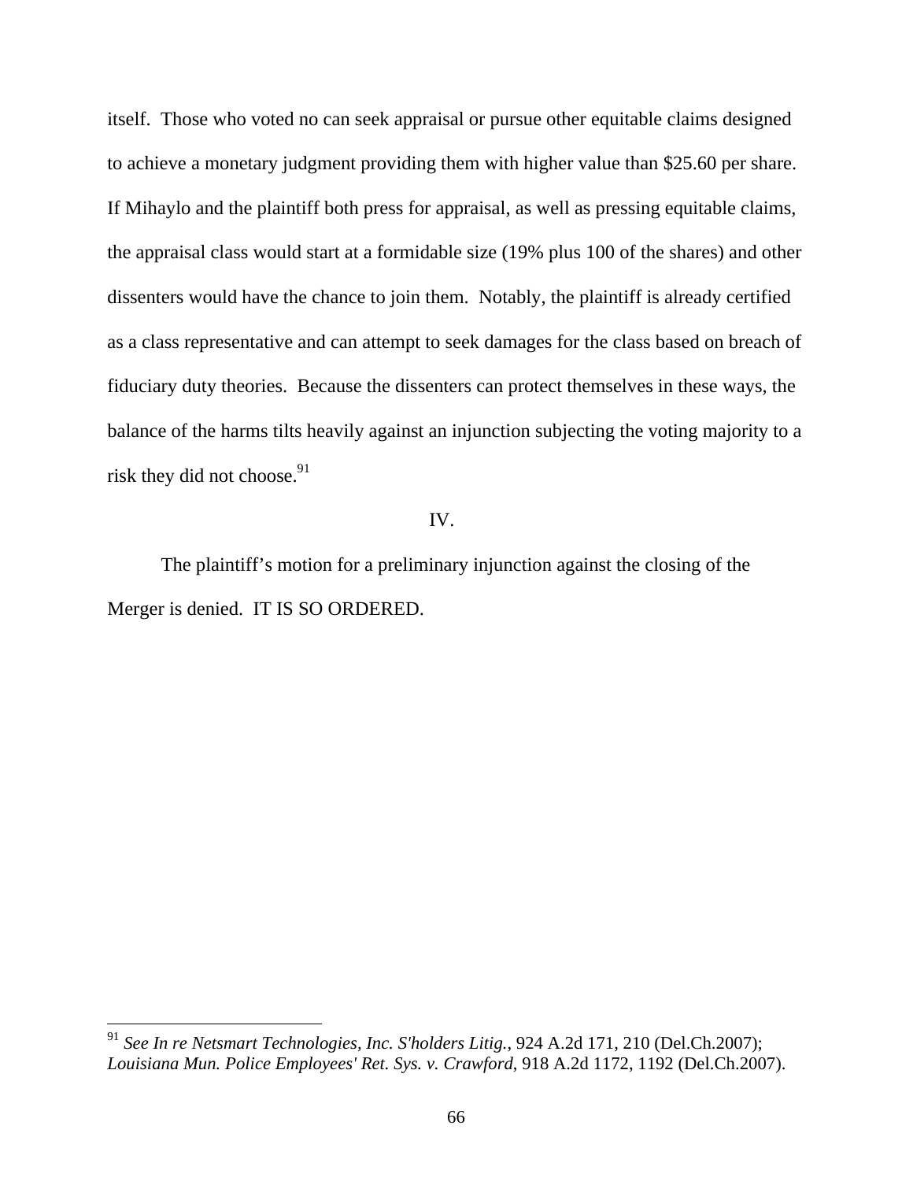itself. Those who voted no can seek appraisal or pursue other equitable claims designed to achieve a monetary judgment providing them with higher value than $25.60 per share. If Mihaylo and the plaintiff both press for appraisal, as well as pressing equitable claims, the appraisal class would start at a formidable size (19% plus 100 of the shares) and other dissenters would have the chance to join them. Notably, the plaintiff is already certified as a class representative and can attempt to seek damages for the class based on breach of fiduciary duty theories. Because the dissenters can protect themselves in these ways, the balance of the harms tilts heavily against an injunction subjecting the voting majority to a risk they did not choose.[91]

IV.

The plaintiff's motion for a preliminary injunction against the closing of the Merger is denied. IT IS SO ORDERED.

---

[91] *See In re Netsmart Technologies, Inc. S'holders Litig.*, 924 A.2d 171, 210 (Del.Ch.2007); *Louisiana Mun. Police Employees' Ret. Sys. v. Crawford*, 918 A.2d 1172, 1192 (Del.Ch.2007).